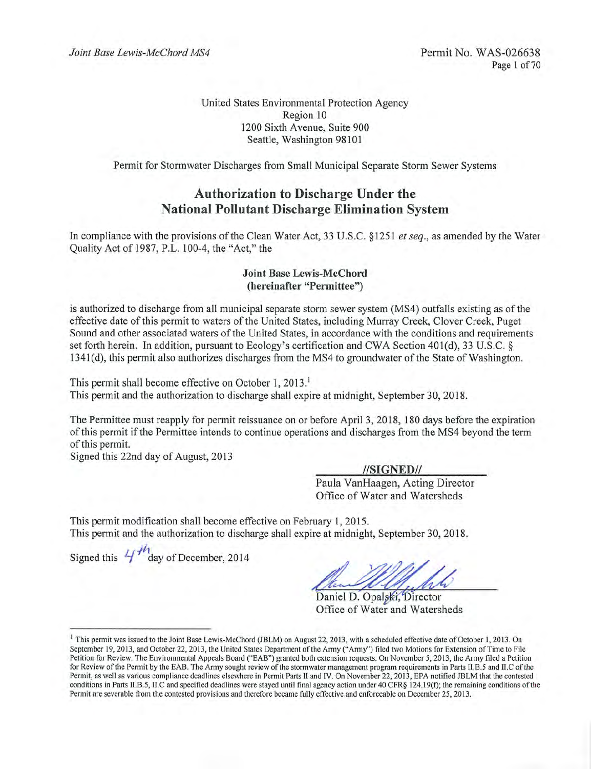United States Environmental Protection Agency
Region 10
1200 Sixth Avenue, Suite 900
Seattle, Washington 98101

Permit for Stormwater Discharges from Small Municipal Separate Storm Sewer Systems

# Authorization to Discharge Under the National Pollutant Discharge Elimination System

In compliance with the provisions of the Clean Water Act, 33 U.S.C. §1251 *et seq.*, as amended by the Water Quality Act of 1987, P.L. 100-4, the "Act," the

**Joint Base Lewis-McChord**
**(hereinafter "Permittee")**

is authorized to discharge from all municipal separate storm sewer system (MS4) outfalls existing as of the effective date of this permit to waters of the United States, including Murray Creek, Clover Creek, Puget Sound and other associated waters of the United States, in accordance with the conditions and requirements set forth herein. In addition, pursuant to Ecology's certification and CWA Section 401(d), 33 U.S.C. § 1341(d), this permit also authorizes discharges from the MS4 to groundwater of the State of Washington.

This permit shall become effective on October 1, 2013.[1]
This permit and the authorization to discharge shall expire at midnight, September 30, 2018.

The Permittee must reapply for permit reissuance on or before April 3, 2018, 180 days before the expiration of this permit if the Permittee intends to continue operations and discharges from the MS4 beyond the term of this permit.
Signed this 22nd day of August, 2013

//SIGNED//
Paula VanHaagen, Acting Director
Office of Water and Watersheds

This permit modification shall become effective on February 1, 2015.
This permit and the authorization to discharge shall expire at midnight, September 30, 2018.

Signed this 4th day of December, 2014

Daniel D. Opalski, Director
Office of Water and Watersheds

---

[1] This permit was issued to the Joint Base Lewis-McChord (JBLM) on August 22, 2013, with a scheduled effective date of October 1, 2013. On September 19, 2013, and October 22, 2013, the United States Department of the Army ("Army") filed two Motions for Extension of Time to File Petition for Review. The Environmental Appeals Board ("EAB") granted both extension requests. On November 5, 2013, the Army filed a Petition for Review of the Permit by the EAB. The Army sought review of the stormwater management program requirements in Parts II.B.5 and II.C of the Permit, as well as various compliance deadlines elsewhere in Permit Parts II and IV. On November 22, 2013, EPA notified JBLM that the contested conditions in Parts II.B.5, II.C and specified deadlines were stayed until final agency action under 40 CFR§ 124.19(f); the remaining conditions of the Permit are severable from the contested provisions and therefore became fully effective and enforceable on December 25, 2013.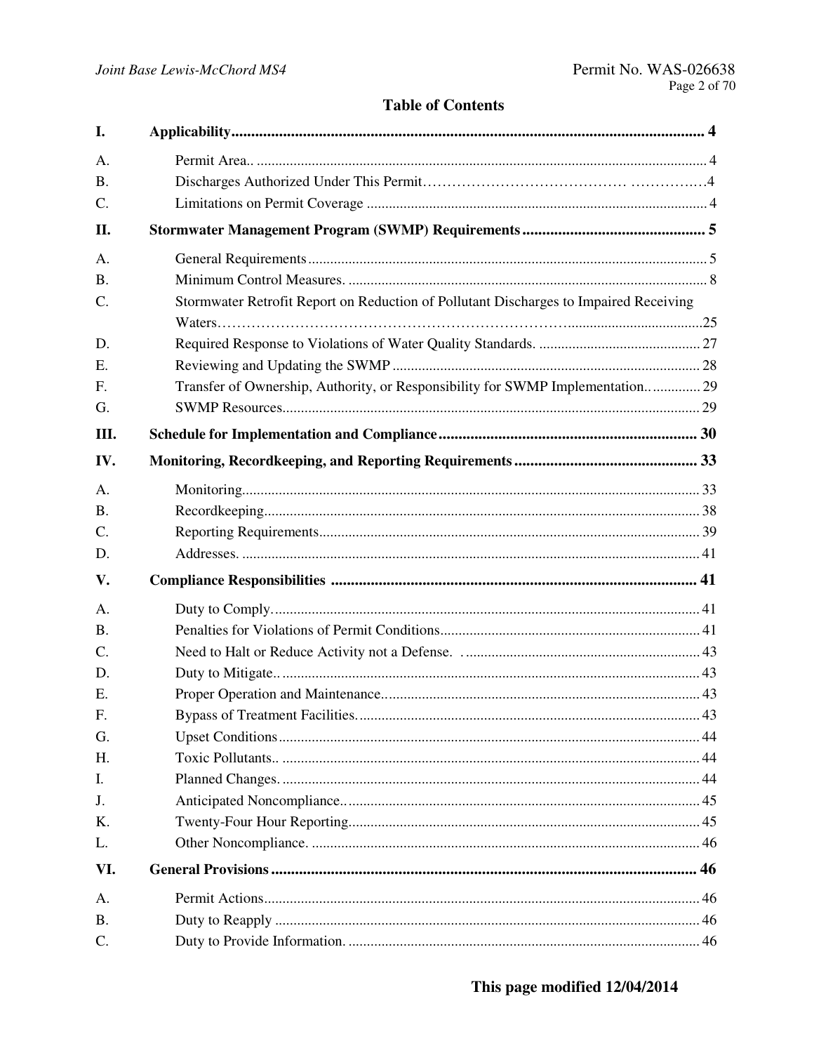## Table of Contents

| | | |
|---|---|---|
| **I.** | **Applicability** | **4** |
| A. | Permit Area. | 4 |
| B. | Discharges Authorized Under This Permit | 4 |
| C. | Limitations on Permit Coverage | 4 |
| **II.** | **Stormwater Management Program (SWMP) Requirements** | **5** |
| A. | General Requirements | 5 |
| B. | Minimum Control Measures. | 8 |
| C. | Stormwater Retrofit Report on Reduction of Pollutant Discharges to Impaired Receiving Waters | 25 |
| D. | Required Response to Violations of Water Quality Standards. | 27 |
| E. | Reviewing and Updating the SWMP | 28 |
| F. | Transfer of Ownership, Authority, or Responsibility for SWMP Implementation. | 29 |
| G. | SWMP Resources | 29 |
| **III.** | **Schedule for Implementation and Compliance** | **30** |
| **IV.** | **Monitoring, Recordkeeping, and Reporting Requirements** | **33** |
| A. | Monitoring | 33 |
| B. | Recordkeeping | 38 |
| C. | Reporting Requirements | 39 |
| D. | Addresses. | 41 |
| **V.** | **Compliance Responsibilities** | **41** |
| A. | Duty to Comply. | 41 |
| B. | Penalties for Violations of Permit Conditions | 41 |
| C. | Need to Halt or Reduce Activity not a Defense. | 43 |
| D. | Duty to Mitigate. | 43 |
| E. | Proper Operation and Maintenance. | 43 |
| F. | Bypass of Treatment Facilities. | 43 |
| G. | Upset Conditions | 44 |
| H. | Toxic Pollutants. | 44 |
| I. | Planned Changes. | 44 |
| J. | Anticipated Noncompliance. | 45 |
| K. | Twenty-Four Hour Reporting | 45 |
| L. | Other Noncompliance. | 46 |
| **VI.** | **General Provisions** | **46** |
| A. | Permit Actions | 46 |
| B. | Duty to Reapply | 46 |
| C. | Duty to Provide Information. | 46 |

**This page modified 12/04/2014**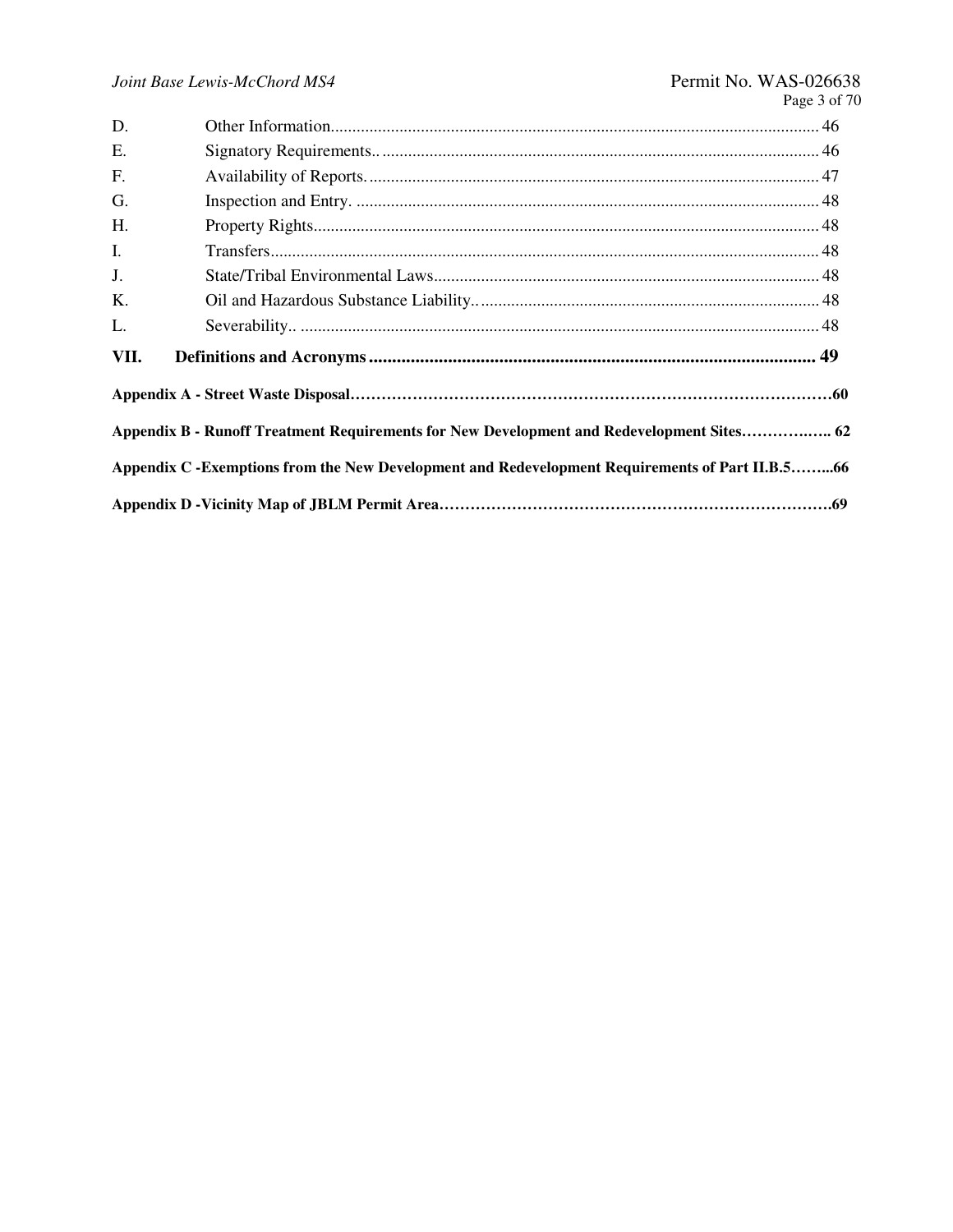| | | |
|---|---|---|
| D. | Other Information | 46 |
| E. | Signatory Requirements | 46 |
| F. | Availability of Reports | 47 |
| G. | Inspection and Entry. | 48 |
| H. | Property Rights | 48 |
| I. | Transfers | 48 |
| J. | State/Tribal Environmental Laws | 48 |
| K. | Oil and Hazardous Substance Liability | 48 |
| L. | Severability | 48 |
| **VII.** | **Definitions and Acronyms** | **49** |

**Appendix A - Street Waste Disposal……………………………………………………………………………60**

**Appendix B - Runoff Treatment Requirements for New Development and Redevelopment Sites…………….. 62**

**Appendix C -Exemptions from the New Development and Redevelopment Requirements of Part II.B.5……...66**

**Appendix D -Vicinity Map of JBLM Permit Area…………………………………………………………………….69**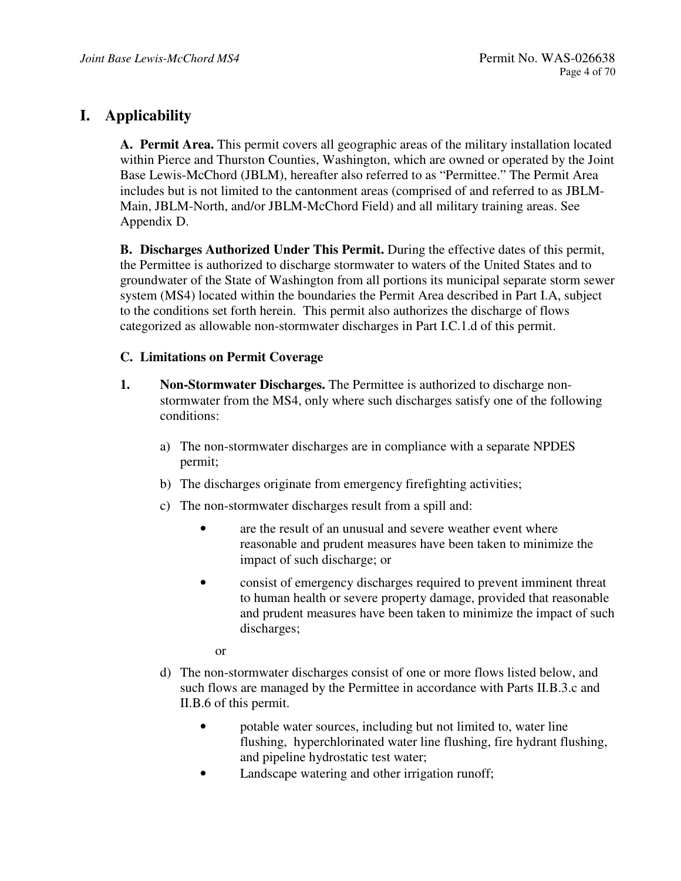# I. Applicability

**A. Permit Area.** This permit covers all geographic areas of the military installation located within Pierce and Thurston Counties, Washington, which are owned or operated by the Joint Base Lewis-McChord (JBLM), hereafter also referred to as "Permittee." The Permit Area includes but is not limited to the cantonment areas (comprised of and referred to as JBLM-Main, JBLM-North, and/or JBLM-McChord Field) and all military training areas. See Appendix D.

**B. Discharges Authorized Under This Permit.** During the effective dates of this permit, the Permittee is authorized to discharge stormwater to waters of the United States and to groundwater of the State of Washington from all portions its municipal separate storm sewer system (MS4) located within the boundaries the Permit Area described in Part I.A, subject to the conditions set forth herein. This permit also authorizes the discharge of flows categorized as allowable non-stormwater discharges in Part I.C.1.d of this permit.

**C. Limitations on Permit Coverage**

**1. Non-Stormwater Discharges.** The Permittee is authorized to discharge non-stormwater from the MS4, only where such discharges satisfy one of the following conditions:

a) The non-stormwater discharges are in compliance with a separate NPDES permit;

b) The discharges originate from emergency firefighting activities;

c) The non-stormwater discharges result from a spill and:

- are the result of an unusual and severe weather event where reasonable and prudent measures have been taken to minimize the impact of such discharge; or
- consist of emergency discharges required to prevent imminent threat to human health or severe property damage, provided that reasonable and prudent measures have been taken to minimize the impact of such discharges;

or

d) The non-stormwater discharges consist of one or more flows listed below, and such flows are managed by the Permittee in accordance with Parts II.B.3.c and II.B.6 of this permit.

- potable water sources, including but not limited to, water line flushing, hyperchlorinated water line flushing, fire hydrant flushing, and pipeline hydrostatic test water;
- Landscape watering and other irrigation runoff;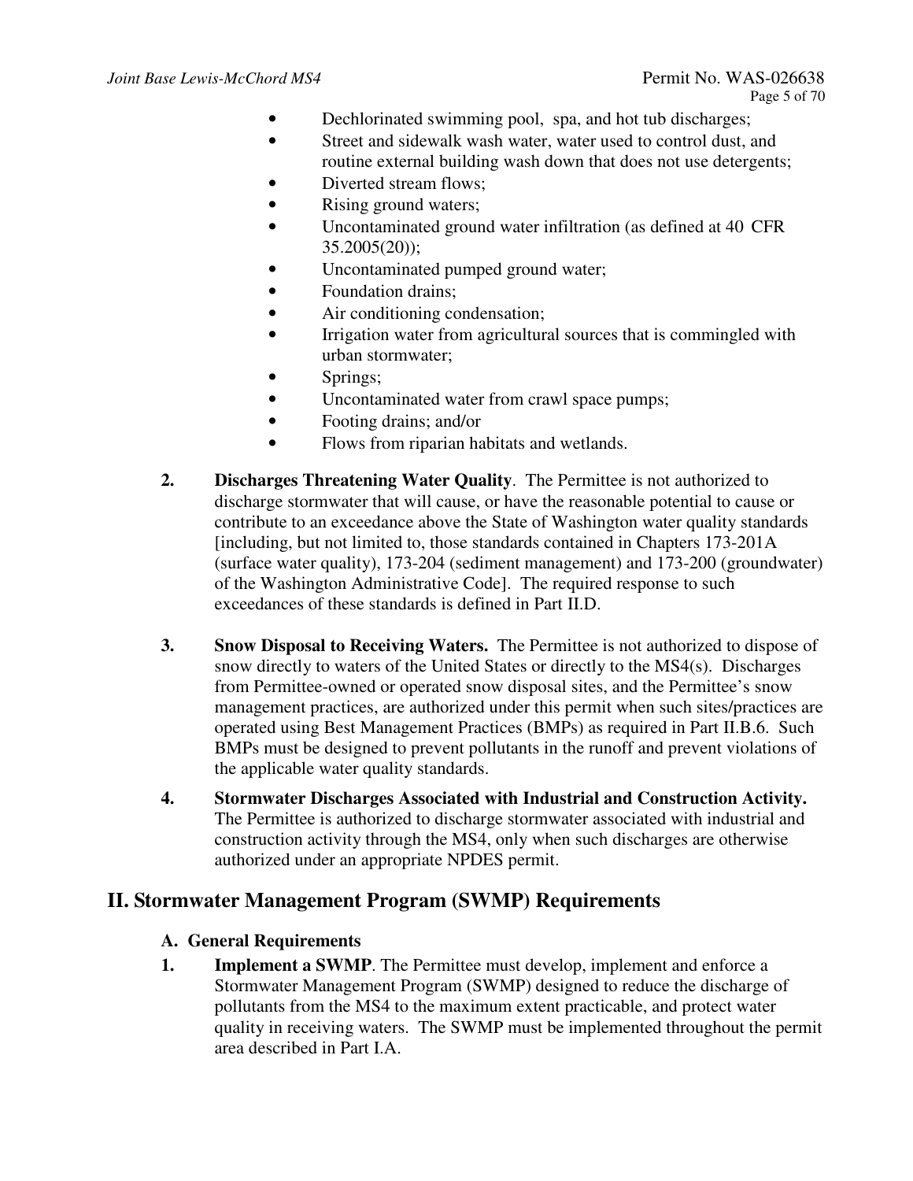- Dechlorinated swimming pool, spa, and hot tub discharges;
- Street and sidewalk wash water, water used to control dust, and routine external building wash down that does not use detergents;
- Diverted stream flows;
- Rising ground waters;
- Uncontaminated ground water infiltration (as defined at 40 CFR 35.2005(20));
- Uncontaminated pumped ground water;
- Foundation drains;
- Air conditioning condensation;
- Irrigation water from agricultural sources that is commingled with urban stormwater;
- Springs;
- Uncontaminated water from crawl space pumps;
- Footing drains; and/or
- Flows from riparian habitats and wetlands.

2. **Discharges Threatening Water Quality**. The Permittee is not authorized to discharge stormwater that will cause, or have the reasonable potential to cause or contribute to an exceedance above the State of Washington water quality standards [including, but not limited to, those standards contained in Chapters 173-201A (surface water quality), 173-204 (sediment management) and 173-200 (groundwater) of the Washington Administrative Code]. The required response to such exceedances of these standards is defined in Part II.D.

3. **Snow Disposal to Receiving Waters.** The Permittee is not authorized to dispose of snow directly to waters of the United States or directly to the MS4(s). Discharges from Permittee-owned or operated snow disposal sites, and the Permittee's snow management practices, are authorized under this permit when such sites/practices are operated using Best Management Practices (BMPs) as required in Part II.B.6. Such BMPs must be designed to prevent pollutants in the runoff and prevent violations of the applicable water quality standards.

4. **Stormwater Discharges Associated with Industrial and Construction Activity.** The Permittee is authorized to discharge stormwater associated with industrial and construction activity through the MS4, only when such discharges are otherwise authorized under an appropriate NPDES permit.

# II. Stormwater Management Program (SWMP) Requirements

## A. General Requirements

1. **Implement a SWMP**. The Permittee must develop, implement and enforce a Stormwater Management Program (SWMP) designed to reduce the discharge of pollutants from the MS4 to the maximum extent practicable, and protect water quality in receiving waters. The SWMP must be implemented throughout the permit area described in Part I.A.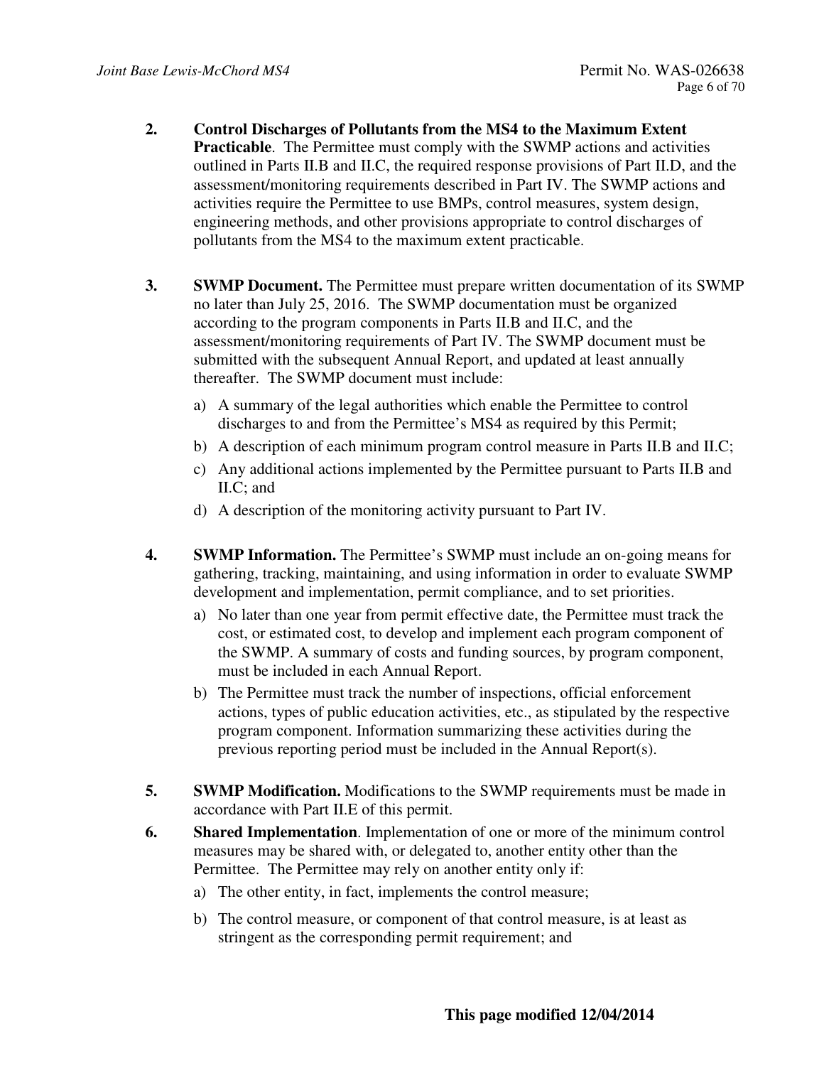2. **Control Discharges of Pollutants from the MS4 to the Maximum Extent Practicable**. The Permittee must comply with the SWMP actions and activities outlined in Parts II.B and II.C, the required response provisions of Part II.D, and the assessment/monitoring requirements described in Part IV. The SWMP actions and activities require the Permittee to use BMPs, control measures, system design, engineering methods, and other provisions appropriate to control discharges of pollutants from the MS4 to the maximum extent practicable.

3. **SWMP Document.** The Permittee must prepare written documentation of its SWMP no later than July 25, 2016. The SWMP documentation must be organized according to the program components in Parts II.B and II.C, and the assessment/monitoring requirements of Part IV. The SWMP document must be submitted with the subsequent Annual Report, and updated at least annually thereafter. The SWMP document must include:
   a) A summary of the legal authorities which enable the Permittee to control discharges to and from the Permittee's MS4 as required by this Permit;
   b) A description of each minimum program control measure in Parts II.B and II.C;
   c) Any additional actions implemented by the Permittee pursuant to Parts II.B and II.C; and
   d) A description of the monitoring activity pursuant to Part IV.

4. **SWMP Information.** The Permittee's SWMP must include an on-going means for gathering, tracking, maintaining, and using information in order to evaluate SWMP development and implementation, permit compliance, and to set priorities.
   a) No later than one year from permit effective date, the Permittee must track the cost, or estimated cost, to develop and implement each program component of the SWMP. A summary of costs and funding sources, by program component, must be included in each Annual Report.
   b) The Permittee must track the number of inspections, official enforcement actions, types of public education activities, etc., as stipulated by the respective program component. Information summarizing these activities during the previous reporting period must be included in the Annual Report(s).

5. **SWMP Modification.** Modifications to the SWMP requirements must be made in accordance with Part II.E of this permit.

6. **Shared Implementation**. Implementation of one or more of the minimum control measures may be shared with, or delegated to, another entity other than the Permittee. The Permittee may rely on another entity only if:
   a) The other entity, in fact, implements the control measure;
   b) The control measure, or component of that control measure, is at least as stringent as the corresponding permit requirement; and

**This page modified 12/04/2014**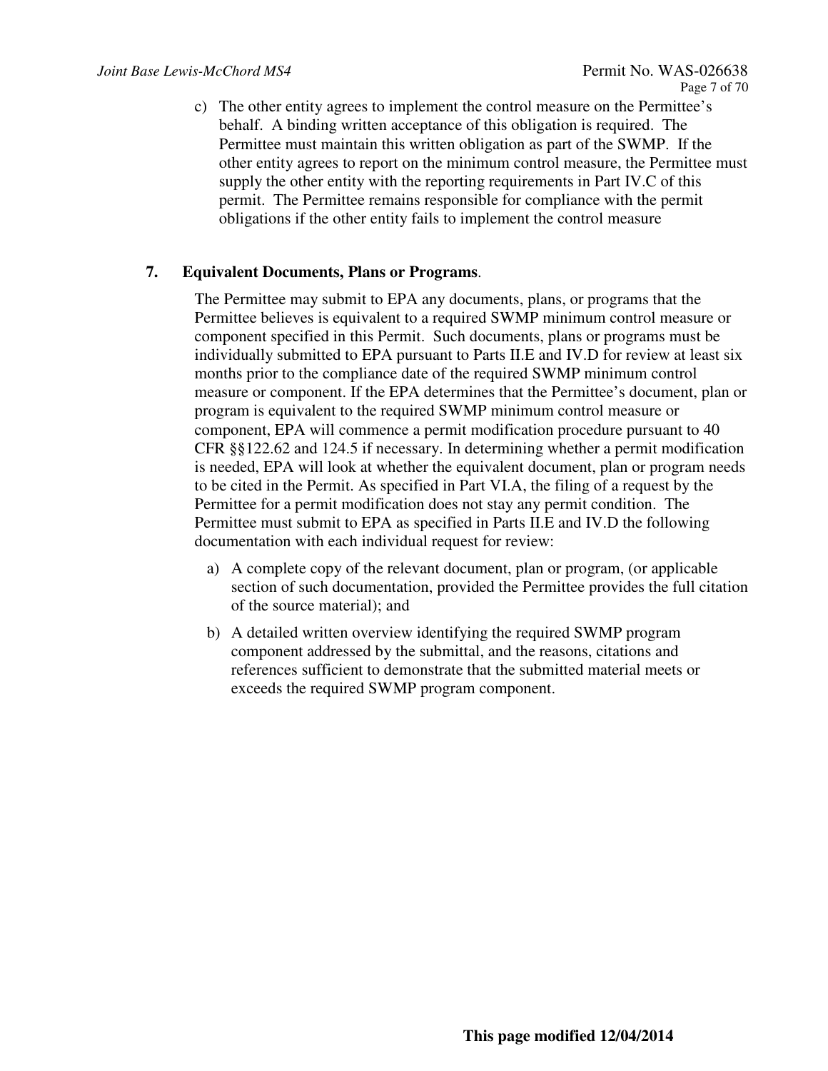c) The other entity agrees to implement the control measure on the Permittee's behalf. A binding written acceptance of this obligation is required. The Permittee must maintain this written obligation as part of the SWMP. If the other entity agrees to report on the minimum control measure, the Permittee must supply the other entity with the reporting requirements in Part IV.C of this permit. The Permittee remains responsible for compliance with the permit obligations if the other entity fails to implement the control measure

**7. Equivalent Documents, Plans or Programs**.

The Permittee may submit to EPA any documents, plans, or programs that the Permittee believes is equivalent to a required SWMP minimum control measure or component specified in this Permit. Such documents, plans or programs must be individually submitted to EPA pursuant to Parts II.E and IV.D for review at least six months prior to the compliance date of the required SWMP minimum control measure or component. If the EPA determines that the Permittee's document, plan or program is equivalent to the required SWMP minimum control measure or component, EPA will commence a permit modification procedure pursuant to 40 CFR §§122.62 and 124.5 if necessary. In determining whether a permit modification is needed, EPA will look at whether the equivalent document, plan or program needs to be cited in the Permit. As specified in Part VI.A, the filing of a request by the Permittee for a permit modification does not stay any permit condition. The Permittee must submit to EPA as specified in Parts II.E and IV.D the following documentation with each individual request for review:

a) A complete copy of the relevant document, plan or program, (or applicable section of such documentation, provided the Permittee provides the full citation of the source material); and

b) A detailed written overview identifying the required SWMP program component addressed by the submittal, and the reasons, citations and references sufficient to demonstrate that the submitted material meets or exceeds the required SWMP program component.

**This page modified 12/04/2014**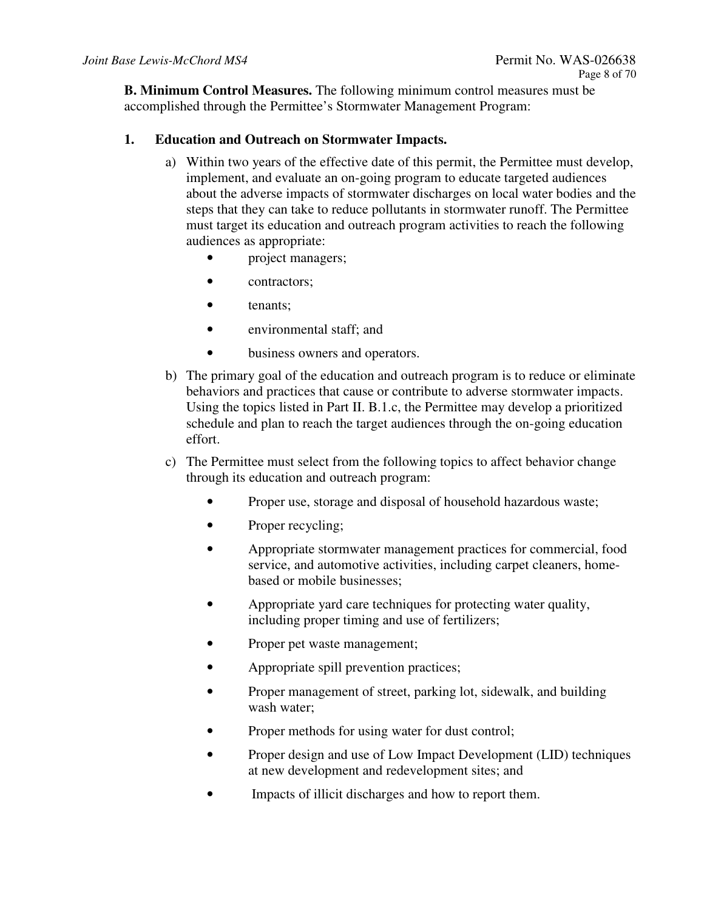**B. Minimum Control Measures.** The following minimum control measures must be accomplished through the Permittee's Stormwater Management Program:

**1. Education and Outreach on Stormwater Impacts.**

a) Within two years of the effective date of this permit, the Permittee must develop, implement, and evaluate an on-going program to educate targeted audiences about the adverse impacts of stormwater discharges on local water bodies and the steps that they can take to reduce pollutants in stormwater runoff. The Permittee must target its education and outreach program activities to reach the following audiences as appropriate:

- project managers;
- contractors;
- tenants;
- environmental staff; and
- business owners and operators.

b) The primary goal of the education and outreach program is to reduce or eliminate behaviors and practices that cause or contribute to adverse stormwater impacts. Using the topics listed in Part II. B.1.c, the Permittee may develop a prioritized schedule and plan to reach the target audiences through the on-going education effort.

c) The Permittee must select from the following topics to affect behavior change through its education and outreach program:

- Proper use, storage and disposal of household hazardous waste;
- Proper recycling;
- Appropriate stormwater management practices for commercial, food service, and automotive activities, including carpet cleaners, home-based or mobile businesses;
- Appropriate yard care techniques for protecting water quality, including proper timing and use of fertilizers;
- Proper pet waste management;
- Appropriate spill prevention practices;
- Proper management of street, parking lot, sidewalk, and building wash water;
- Proper methods for using water for dust control;
- Proper design and use of Low Impact Development (LID) techniques at new development and redevelopment sites; and
- Impacts of illicit discharges and how to report them.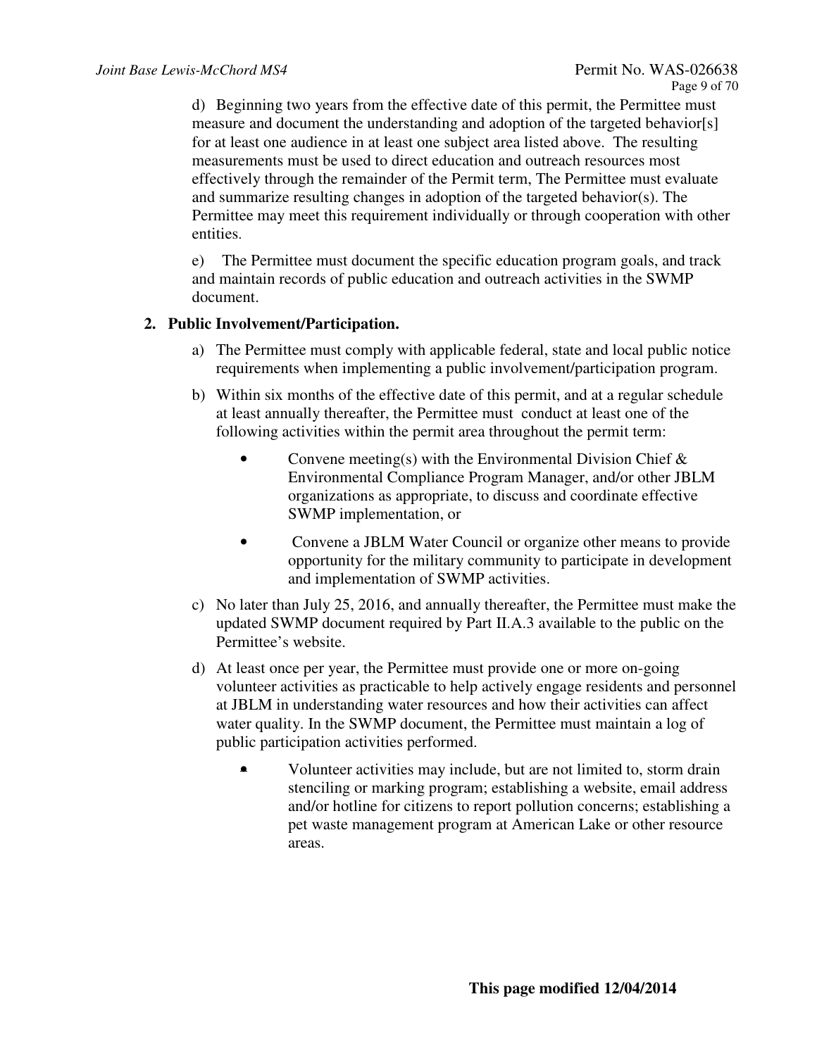d) Beginning two years from the effective date of this permit, the Permittee must measure and document the understanding and adoption of the targeted behavior[s] for at least one audience in at least one subject area listed above. The resulting measurements must be used to direct education and outreach resources most effectively through the remainder of the Permit term, The Permittee must evaluate and summarize resulting changes in adoption of the targeted behavior(s). The Permittee may meet this requirement individually or through cooperation with other entities.

e) The Permittee must document the specific education program goals, and track and maintain records of public education and outreach activities in the SWMP document.

**2. Public Involvement/Participation.**

a) The Permittee must comply with applicable federal, state and local public notice requirements when implementing a public involvement/participation program.

b) Within six months of the effective date of this permit, and at a regular schedule at least annually thereafter, the Permittee must conduct at least one of the following activities within the permit area throughout the permit term:

- Convene meeting(s) with the Environmental Division Chief & Environmental Compliance Program Manager, and/or other JBLM organizations as appropriate, to discuss and coordinate effective SWMP implementation, or
- Convene a JBLM Water Council or organize other means to provide opportunity for the military community to participate in development and implementation of SWMP activities.

c) No later than July 25, 2016, and annually thereafter, the Permittee must make the updated SWMP document required by Part II.A.3 available to the public on the Permittee's website.

d) At least once per year, the Permittee must provide one or more on-going volunteer activities as practicable to help actively engage residents and personnel at JBLM in understanding water resources and how their activities can affect water quality. In the SWMP document, the Permittee must maintain a log of public participation activities performed.

- Volunteer activities may include, but are not limited to, storm drain stenciling or marking program; establishing a website, email address and/or hotline for citizens to report pollution concerns; establishing a pet waste management program at American Lake or other resource areas.

**This page modified 12/04/2014**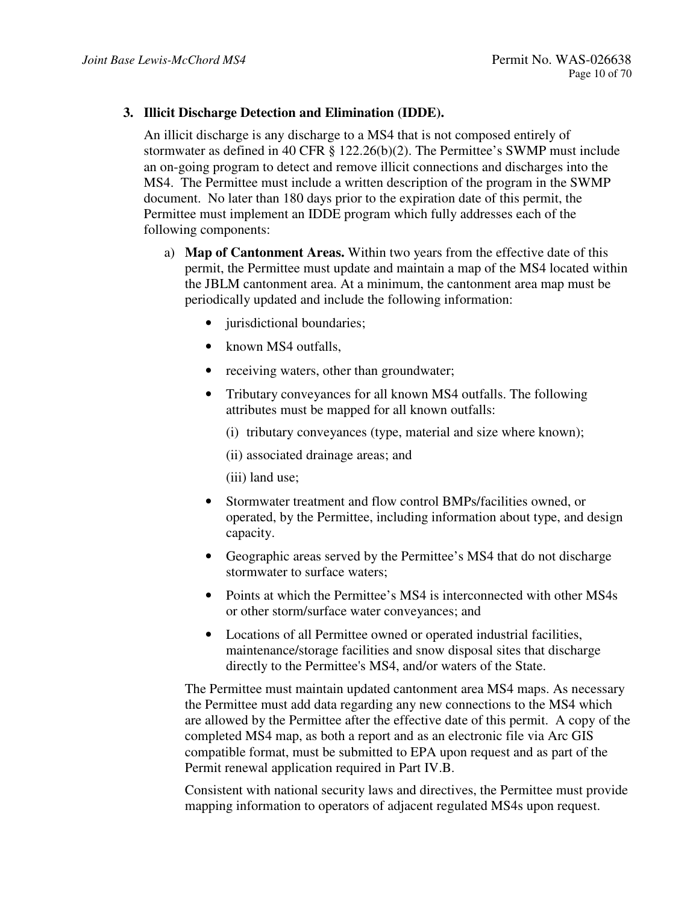### 3. Illicit Discharge Detection and Elimination (IDDE).

An illicit discharge is any discharge to a MS4 that is not composed entirely of stormwater as defined in 40 CFR § 122.26(b)(2). The Permittee's SWMP must include an on-going program to detect and remove illicit connections and discharges into the MS4. The Permittee must include a written description of the program in the SWMP document. No later than 180 days prior to the expiration date of this permit, the Permittee must implement an IDDE program which fully addresses each of the following components:

a) **Map of Cantonment Areas.** Within two years from the effective date of this permit, the Permittee must update and maintain a map of the MS4 located within the JBLM cantonment area. At a minimum, the cantonment area map must be periodically updated and include the following information:

- jurisdictional boundaries;
- known MS4 outfalls,
- receiving waters, other than groundwater;
- Tributary conveyances for all known MS4 outfalls. The following attributes must be mapped for all known outfalls:
  - (i) tributary conveyances (type, material and size where known);
  - (ii) associated drainage areas; and
  - (iii) land use;
- Stormwater treatment and flow control BMPs/facilities owned, or operated, by the Permittee, including information about type, and design capacity.
- Geographic areas served by the Permittee's MS4 that do not discharge stormwater to surface waters;
- Points at which the Permittee's MS4 is interconnected with other MS4s or other storm/surface water conveyances; and
- Locations of all Permittee owned or operated industrial facilities, maintenance/storage facilities and snow disposal sites that discharge directly to the Permittee's MS4, and/or waters of the State.

The Permittee must maintain updated cantonment area MS4 maps. As necessary the Permittee must add data regarding any new connections to the MS4 which are allowed by the Permittee after the effective date of this permit. A copy of the completed MS4 map, as both a report and as an electronic file via Arc GIS compatible format, must be submitted to EPA upon request and as part of the Permit renewal application required in Part IV.B.

Consistent with national security laws and directives, the Permittee must provide mapping information to operators of adjacent regulated MS4s upon request.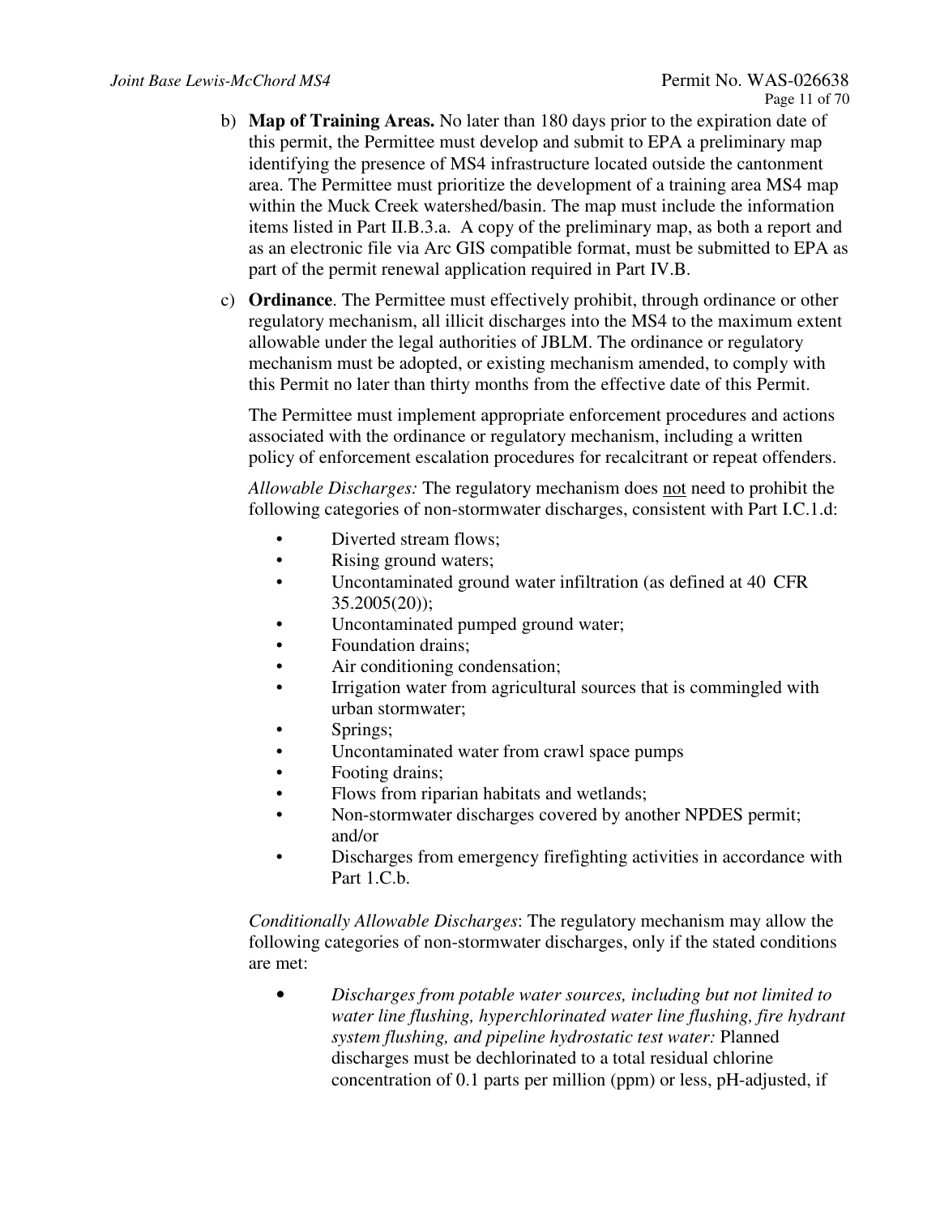b) **Map of Training Areas.** No later than 180 days prior to the expiration date of this permit, the Permittee must develop and submit to EPA a preliminary map identifying the presence of MS4 infrastructure located outside the cantonment area. The Permittee must prioritize the development of a training area MS4 map within the Muck Creek watershed/basin. The map must include the information items listed in Part II.B.3.a. A copy of the preliminary map, as both a report and as an electronic file via Arc GIS compatible format, must be submitted to EPA as part of the permit renewal application required in Part IV.B.

c) **Ordinance**. The Permittee must effectively prohibit, through ordinance or other regulatory mechanism, all illicit discharges into the MS4 to the maximum extent allowable under the legal authorities of JBLM. The ordinance or regulatory mechanism must be adopted, or existing mechanism amended, to comply with this Permit no later than thirty months from the effective date of this Permit.

The Permittee must implement appropriate enforcement procedures and actions associated with the ordinance or regulatory mechanism, including a written policy of enforcement escalation procedures for recalcitrant or repeat offenders.

*Allowable Discharges:* The regulatory mechanism does <u>not</u> need to prohibit the following categories of non-stormwater discharges, consistent with Part I.C.1.d:

- Diverted stream flows;
- Rising ground waters;
- Uncontaminated ground water infiltration (as defined at 40 CFR 35.2005(20));
- Uncontaminated pumped ground water;
- Foundation drains;
- Air conditioning condensation;
- Irrigation water from agricultural sources that is commingled with urban stormwater;
- Springs;
- Uncontaminated water from crawl space pumps
- Footing drains;
- Flows from riparian habitats and wetlands;
- Non-stormwater discharges covered by another NPDES permit; and/or
- Discharges from emergency firefighting activities in accordance with Part 1.C.b.

*Conditionally Allowable Discharges*: The regulatory mechanism may allow the following categories of non-stormwater discharges, only if the stated conditions are met:

- *Discharges from potable water sources, including but not limited to water line flushing, hyperchlorinated water line flushing, fire hydrant system flushing, and pipeline hydrostatic test water:* Planned discharges must be dechlorinated to a total residual chlorine concentration of 0.1 parts per million (ppm) or less, pH-adjusted, if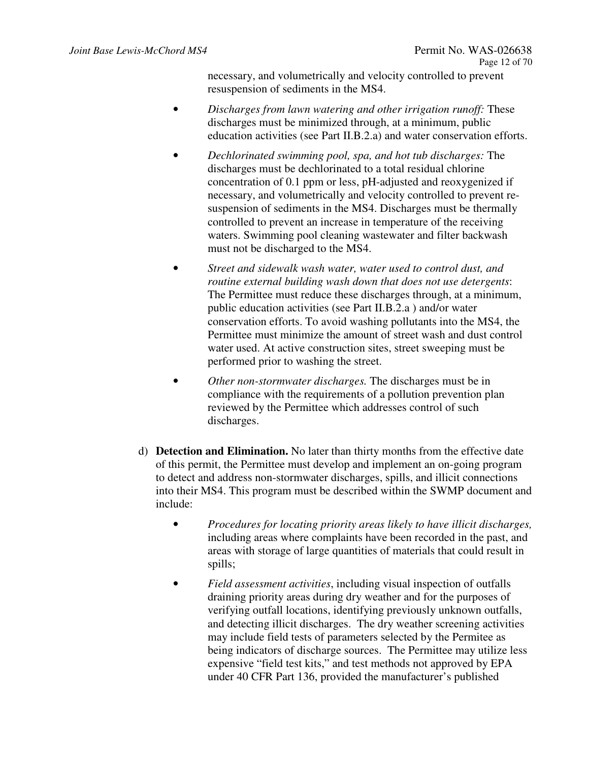necessary, and volumetrically and velocity controlled to prevent resuspension of sediments in the MS4.

- *Discharges from lawn watering and other irrigation runoff:* These discharges must be minimized through, at a minimum, public education activities (see Part II.B.2.a) and water conservation efforts.
- *Dechlorinated swimming pool, spa, and hot tub discharges:* The discharges must be dechlorinated to a total residual chlorine concentration of 0.1 ppm or less, pH-adjusted and reoxygenized if necessary, and volumetrically and velocity controlled to prevent re-suspension of sediments in the MS4. Discharges must be thermally controlled to prevent an increase in temperature of the receiving waters. Swimming pool cleaning wastewater and filter backwash must not be discharged to the MS4.
- *Street and sidewalk wash water, water used to control dust, and routine external building wash down that does not use detergents*: The Permittee must reduce these discharges through, at a minimum, public education activities (see Part II.B.2.a ) and/or water conservation efforts. To avoid washing pollutants into the MS4, the Permittee must minimize the amount of street wash and dust control water used. At active construction sites, street sweeping must be performed prior to washing the street.
- *Other non-stormwater discharges.* The discharges must be in compliance with the requirements of a pollution prevention plan reviewed by the Permittee which addresses control of such discharges.

d) **Detection and Elimination.** No later than thirty months from the effective date of this permit, the Permittee must develop and implement an on-going program to detect and address non-stormwater discharges, spills, and illicit connections into their MS4. This program must be described within the SWMP document and include:

- *Procedures for locating priority areas likely to have illicit discharges,* including areas where complaints have been recorded in the past, and areas with storage of large quantities of materials that could result in spills;
- *Field assessment activities*, including visual inspection of outfalls draining priority areas during dry weather and for the purposes of verifying outfall locations, identifying previously unknown outfalls, and detecting illicit discharges. The dry weather screening activities may include field tests of parameters selected by the Permitee as being indicators of discharge sources. The Permittee may utilize less expensive "field test kits," and test methods not approved by EPA under 40 CFR Part 136, provided the manufacturer's published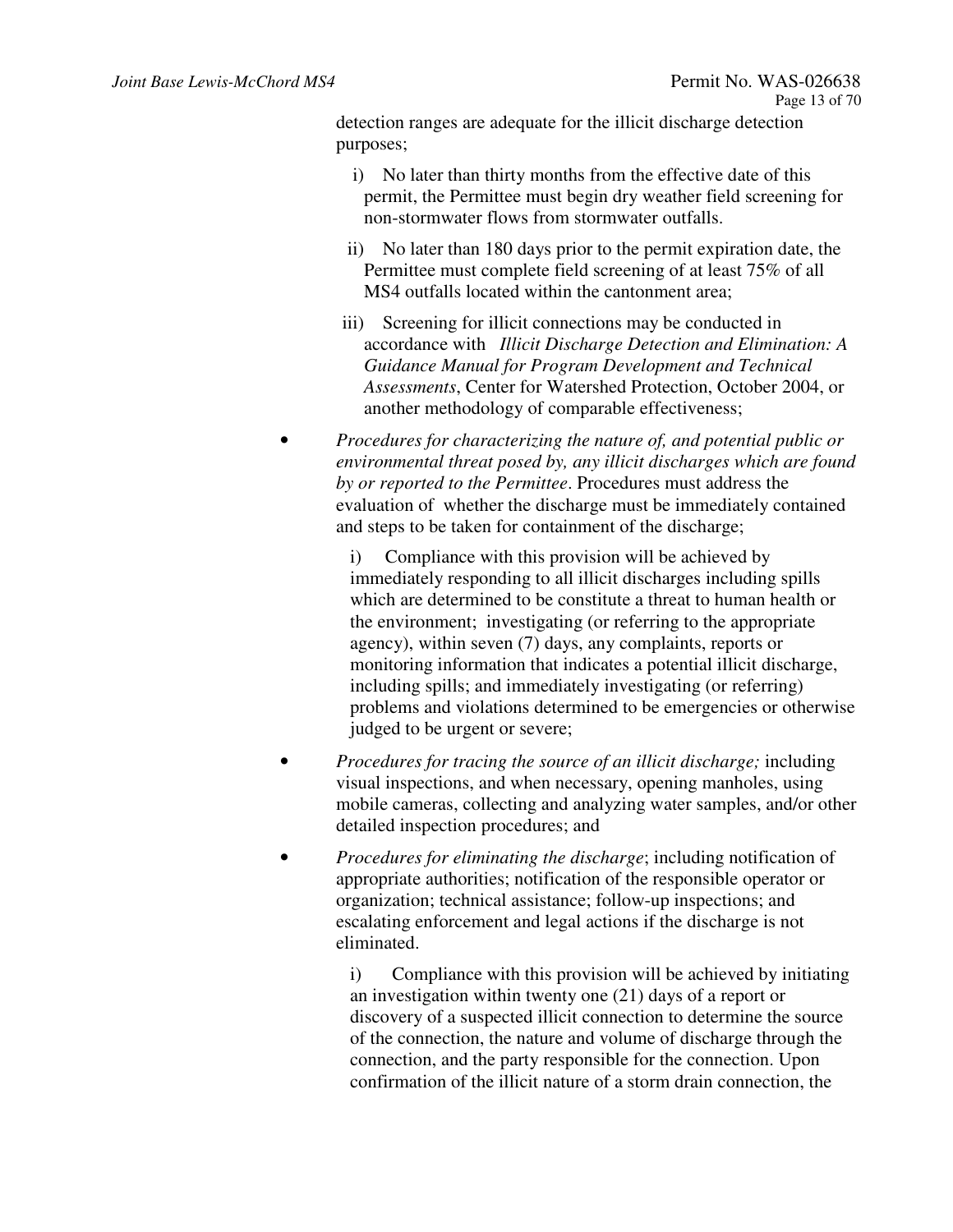detection ranges are adequate for the illicit discharge detection purposes;

i) No later than thirty months from the effective date of this permit, the Permittee must begin dry weather field screening for non-stormwater flows from stormwater outfalls.

ii) No later than 180 days prior to the permit expiration date, the Permittee must complete field screening of at least 75% of all MS4 outfalls located within the cantonment area;

iii) Screening for illicit connections may be conducted in accordance with *Illicit Discharge Detection and Elimination: A Guidance Manual for Program Development and Technical Assessments*, Center for Watershed Protection, October 2004, or another methodology of comparable effectiveness;

- *Procedures for characterizing the nature of, and potential public or environmental threat posed by, any illicit discharges which are found by or reported to the Permittee*. Procedures must address the evaluation of whether the discharge must be immediately contained and steps to be taken for containment of the discharge;

  i) Compliance with this provision will be achieved by immediately responding to all illicit discharges including spills which are determined to be constitute a threat to human health or the environment; investigating (or referring to the appropriate agency), within seven (7) days, any complaints, reports or monitoring information that indicates a potential illicit discharge, including spills; and immediately investigating (or referring) problems and violations determined to be emergencies or otherwise judged to be urgent or severe;

- *Procedures for tracing the source of an illicit discharge;* including visual inspections, and when necessary, opening manholes, using mobile cameras, collecting and analyzing water samples, and/or other detailed inspection procedures; and

- *Procedures for eliminating the discharge*; including notification of appropriate authorities; notification of the responsible operator or organization; technical assistance; follow-up inspections; and escalating enforcement and legal actions if the discharge is not eliminated.

  i) Compliance with this provision will be achieved by initiating an investigation within twenty one (21) days of a report or discovery of a suspected illicit connection to determine the source of the connection, the nature and volume of discharge through the connection, and the party responsible for the connection. Upon confirmation of the illicit nature of a storm drain connection, the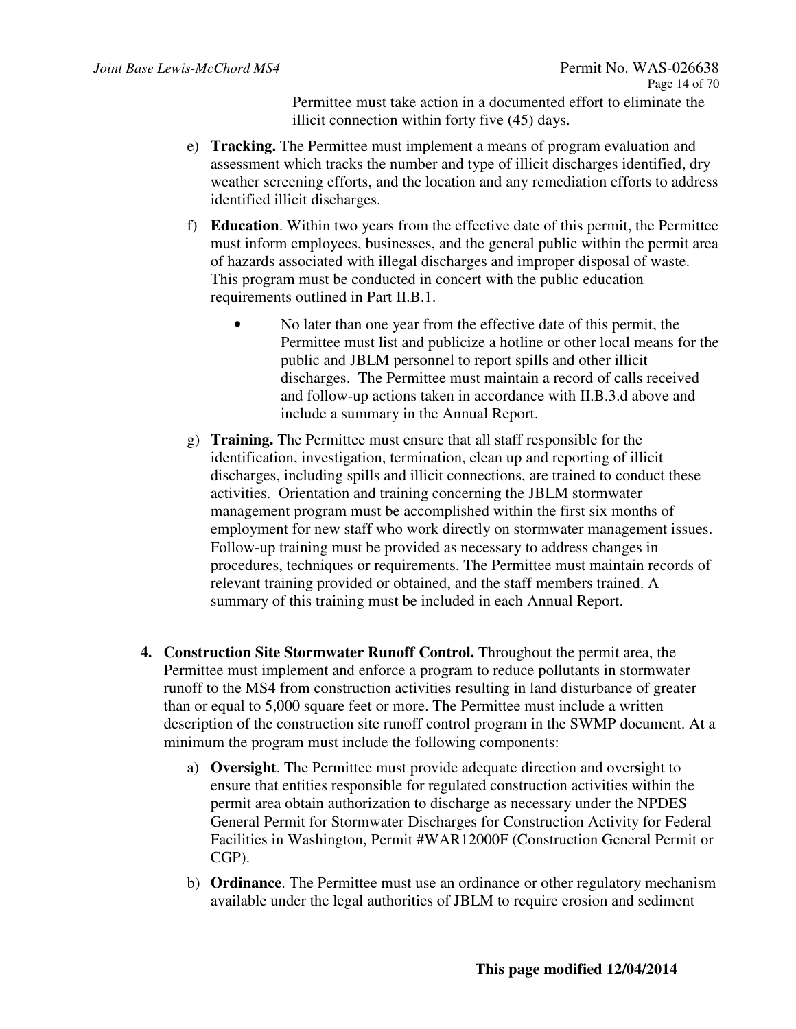Permittee must take action in a documented effort to eliminate the illicit connection within forty five (45) days.

e) **Tracking.** The Permittee must implement a means of program evaluation and assessment which tracks the number and type of illicit discharges identified, dry weather screening efforts, and the location and any remediation efforts to address identified illicit discharges.

f) **Education**. Within two years from the effective date of this permit, the Permittee must inform employees, businesses, and the general public within the permit area of hazards associated with illegal discharges and improper disposal of waste. This program must be conducted in concert with the public education requirements outlined in Part II.B.1.

- No later than one year from the effective date of this permit, the Permittee must list and publicize a hotline or other local means for the public and JBLM personnel to report spills and other illicit discharges. The Permittee must maintain a record of calls received and follow-up actions taken in accordance with II.B.3.d above and include a summary in the Annual Report.

g) **Training.** The Permittee must ensure that all staff responsible for the identification, investigation, termination, clean up and reporting of illicit discharges, including spills and illicit connections, are trained to conduct these activities. Orientation and training concerning the JBLM stormwater management program must be accomplished within the first six months of employment for new staff who work directly on stormwater management issues. Follow-up training must be provided as necessary to address changes in procedures, techniques or requirements. The Permittee must maintain records of relevant training provided or obtained, and the staff members trained. A summary of this training must be included in each Annual Report.

4. **Construction Site Stormwater Runoff Control.** Throughout the permit area, the Permittee must implement and enforce a program to reduce pollutants in stormwater runoff to the MS4 from construction activities resulting in land disturbance of greater than or equal to 5,000 square feet or more. The Permittee must include a written description of the construction site runoff control program in the SWMP document. At a minimum the program must include the following components:

   a) **Oversight**. The Permittee must provide adequate direction and oversight to ensure that entities responsible for regulated construction activities within the permit area obtain authorization to discharge as necessary under the NPDES General Permit for Stormwater Discharges for Construction Activity for Federal Facilities in Washington, Permit #WAR12000F (Construction General Permit or CGP).

   b) **Ordinance**. The Permittee must use an ordinance or other regulatory mechanism available under the legal authorities of JBLM to require erosion and sediment

**This page modified 12/04/2014**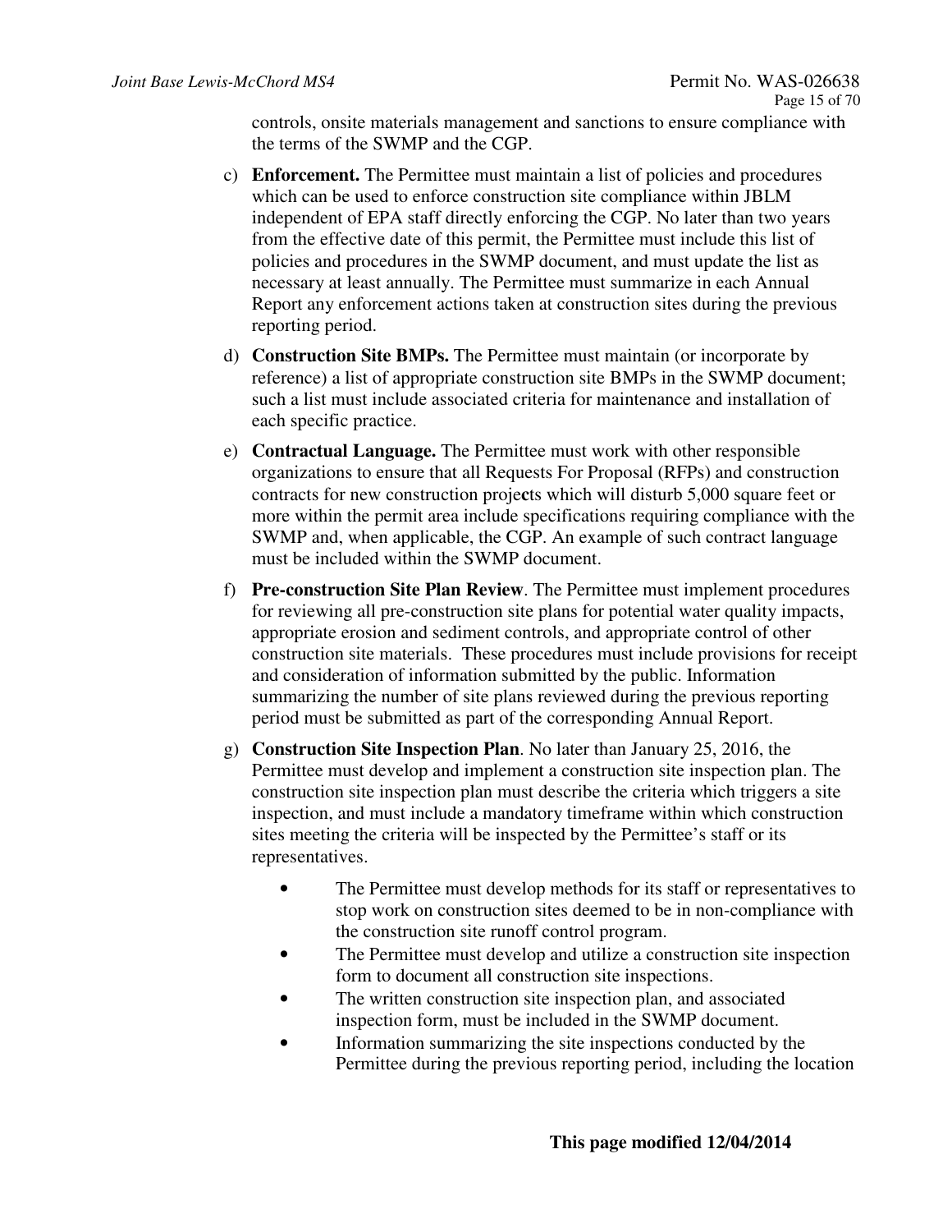controls, onsite materials management and sanctions to ensure compliance with the terms of the SWMP and the CGP.

c) **Enforcement.** The Permittee must maintain a list of policies and procedures which can be used to enforce construction site compliance within JBLM independent of EPA staff directly enforcing the CGP. No later than two years from the effective date of this permit, the Permittee must include this list of policies and procedures in the SWMP document, and must update the list as necessary at least annually. The Permittee must summarize in each Annual Report any enforcement actions taken at construction sites during the previous reporting period.

d) **Construction Site BMPs.** The Permittee must maintain (or incorporate by reference) a list of appropriate construction site BMPs in the SWMP document; such a list must include associated criteria for maintenance and installation of each specific practice.

e) **Contractual Language.** The Permittee must work with other responsible organizations to ensure that all Requests For Proposal (RFPs) and construction contracts for new construction projects which will disturb 5,000 square feet or more within the permit area include specifications requiring compliance with the SWMP and, when applicable, the CGP. An example of such contract language must be included within the SWMP document.

f) **Pre-construction Site Plan Review**. The Permittee must implement procedures for reviewing all pre-construction site plans for potential water quality impacts, appropriate erosion and sediment controls, and appropriate control of other construction site materials. These procedures must include provisions for receipt and consideration of information submitted by the public. Information summarizing the number of site plans reviewed during the previous reporting period must be submitted as part of the corresponding Annual Report.

g) **Construction Site Inspection Plan**. No later than January 25, 2016, the Permittee must develop and implement a construction site inspection plan. The construction site inspection plan must describe the criteria which triggers a site inspection, and must include a mandatory timeframe within which construction sites meeting the criteria will be inspected by the Permittee's staff or its representatives.

- The Permittee must develop methods for its staff or representatives to stop work on construction sites deemed to be in non-compliance with the construction site runoff control program.
- The Permittee must develop and utilize a construction site inspection form to document all construction site inspections.
- The written construction site inspection plan, and associated inspection form, must be included in the SWMP document.
- Information summarizing the site inspections conducted by the Permittee during the previous reporting period, including the location

**This page modified 12/04/2014**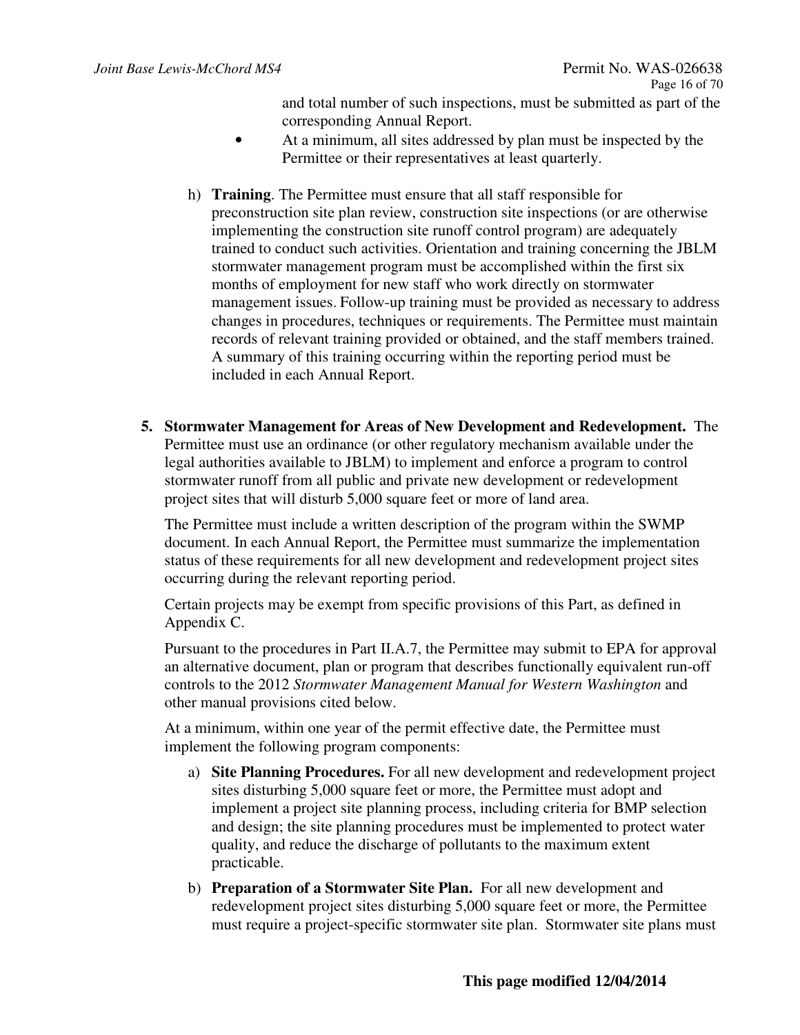and total number of such inspections, must be submitted as part of the corresponding Annual Report.

- At a minimum, all sites addressed by plan must be inspected by the Permittee or their representatives at least quarterly.

h) **Training**. The Permittee must ensure that all staff responsible for preconstruction site plan review, construction site inspections (or are otherwise implementing the construction site runoff control program) are adequately trained to conduct such activities. Orientation and training concerning the JBLM stormwater management program must be accomplished within the first six months of employment for new staff who work directly on stormwater management issues. Follow-up training must be provided as necessary to address changes in procedures, techniques or requirements. The Permittee must maintain records of relevant training provided or obtained, and the staff members trained. A summary of this training occurring within the reporting period must be included in each Annual Report.

5. **Stormwater Management for Areas of New Development and Redevelopment.** The Permittee must use an ordinance (or other regulatory mechanism available under the legal authorities available to JBLM) to implement and enforce a program to control stormwater runoff from all public and private new development or redevelopment project sites that will disturb 5,000 square feet or more of land area.

   The Permittee must include a written description of the program within the SWMP document. In each Annual Report, the Permittee must summarize the implementation status of these requirements for all new development and redevelopment project sites occurring during the relevant reporting period.

   Certain projects may be exempt from specific provisions of this Part, as defined in Appendix C.

   Pursuant to the procedures in Part II.A.7, the Permittee may submit to EPA for approval an alternative document, plan or program that describes functionally equivalent run-off controls to the 2012 *Stormwater Management Manual for Western Washington* and other manual provisions cited below.

   At a minimum, within one year of the permit effective date, the Permittee must implement the following program components:

   a) **Site Planning Procedures.** For all new development and redevelopment project sites disturbing 5,000 square feet or more, the Permittee must adopt and implement a project site planning process, including criteria for BMP selection and design; the site planning procedures must be implemented to protect water quality, and reduce the discharge of pollutants to the maximum extent practicable.

   b) **Preparation of a Stormwater Site Plan.** For all new development and redevelopment project sites disturbing 5,000 square feet or more, the Permittee must require a project-specific stormwater site plan. Stormwater site plans must

**This page modified 12/04/2014**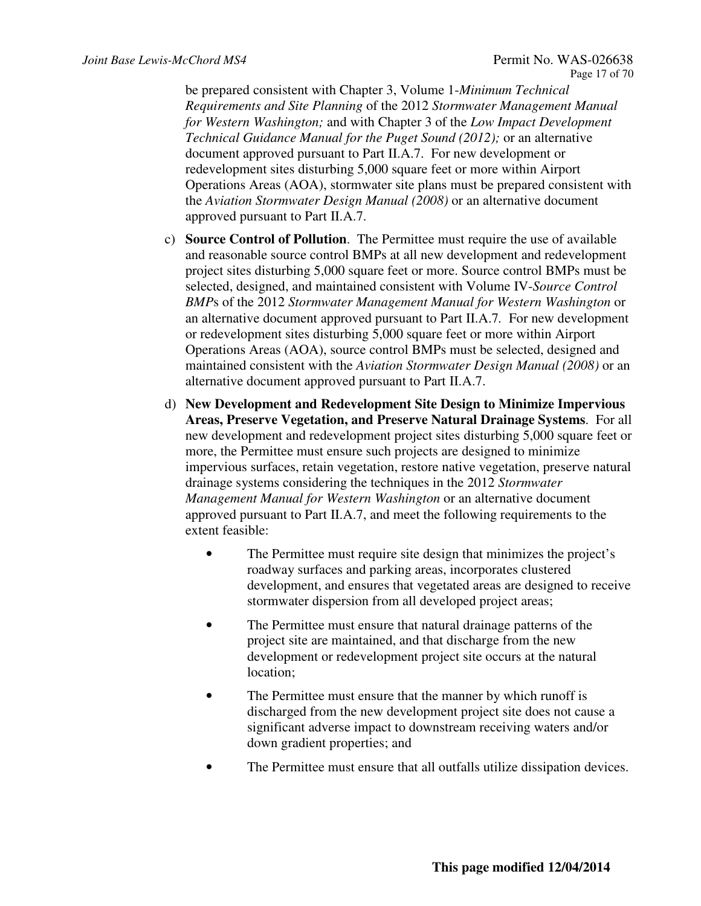be prepared consistent with Chapter 3, Volume 1-*Minimum Technical Requirements and Site Planning* of the 2012 *Stormwater Management Manual for Western Washington;* and with Chapter 3 of the *Low Impact Development Technical Guidance Manual for the Puget Sound (2012);* or an alternative document approved pursuant to Part II.A.7. For new development or redevelopment sites disturbing 5,000 square feet or more within Airport Operations Areas (AOA), stormwater site plans must be prepared consistent with the *Aviation Stormwater Design Manual (2008)* or an alternative document approved pursuant to Part II.A.7.

c) **Source Control of Pollution**. The Permittee must require the use of available and reasonable source control BMPs at all new development and redevelopment project sites disturbing 5,000 square feet or more. Source control BMPs must be selected, designed, and maintained consistent with Volume IV-*Source Control BMP*s of the 2012 *Stormwater Management Manual for Western Washington* or an alternative document approved pursuant to Part II.A.7. For new development or redevelopment sites disturbing 5,000 square feet or more within Airport Operations Areas (AOA), source control BMPs must be selected, designed and maintained consistent with the *Aviation Stormwater Design Manual (2008)* or an alternative document approved pursuant to Part II.A.7.

d) **New Development and Redevelopment Site Design to Minimize Impervious Areas, Preserve Vegetation, and Preserve Natural Drainage Systems**. For all new development and redevelopment project sites disturbing 5,000 square feet or more, the Permittee must ensure such projects are designed to minimize impervious surfaces, retain vegetation, restore native vegetation, preserve natural drainage systems considering the techniques in the 2012 *Stormwater Management Manual for Western Washington* or an alternative document approved pursuant to Part II.A.7, and meet the following requirements to the extent feasible:

- The Permittee must require site design that minimizes the project's roadway surfaces and parking areas, incorporates clustered development, and ensures that vegetated areas are designed to receive stormwater dispersion from all developed project areas;
- The Permittee must ensure that natural drainage patterns of the project site are maintained, and that discharge from the new development or redevelopment project site occurs at the natural location;
- The Permittee must ensure that the manner by which runoff is discharged from the new development project site does not cause a significant adverse impact to downstream receiving waters and/or down gradient properties; and
- The Permittee must ensure that all outfalls utilize dissipation devices.

**This page modified 12/04/2014**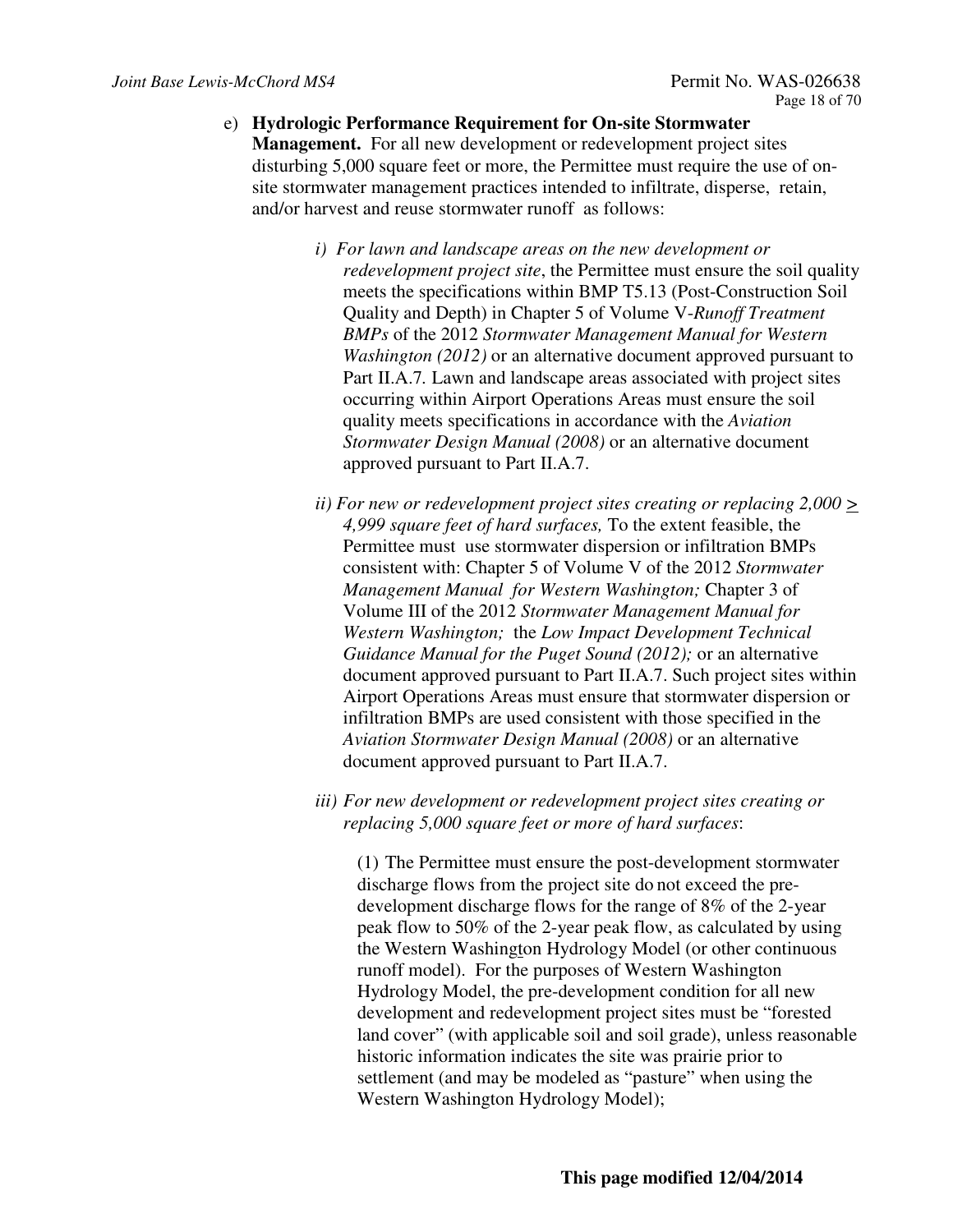e) **Hydrologic Performance Requirement for On-site Stormwater Management.** For all new development or redevelopment project sites disturbing 5,000 square feet or more, the Permittee must require the use of on-site stormwater management practices intended to infiltrate, disperse, retain, and/or harvest and reuse stormwater runoff as follows:

   i) *For lawn and landscape areas on the new development or redevelopment project site*, the Permittee must ensure the soil quality meets the specifications within BMP T5.13 (Post-Construction Soil Quality and Depth) in Chapter 5 of Volume V-*Runoff Treatment BMPs* of the 2012 *Stormwater Management Manual for Western Washington (2012)* or an alternative document approved pursuant to Part II.A.7. Lawn and landscape areas associated with project sites occurring within Airport Operations Areas must ensure the soil quality meets specifications in accordance with the *Aviation Stormwater Design Manual (2008)* or an alternative document approved pursuant to Part II.A.7.

   ii) *For new or redevelopment project sites creating or replacing 2,000 ≥ 4,999 square feet of hard surfaces,* To the extent feasible, the Permittee must use stormwater dispersion or infiltration BMPs consistent with: Chapter 5 of Volume V of the 2012 *Stormwater Management Manual for Western Washington;* Chapter 3 of Volume III of the 2012 *Stormwater Management Manual for Western Washington;* the *Low Impact Development Technical Guidance Manual for the Puget Sound (2012);* or an alternative document approved pursuant to Part II.A.7. Such project sites within Airport Operations Areas must ensure that stormwater dispersion or infiltration BMPs are used consistent with those specified in the *Aviation Stormwater Design Manual (2008)* or an alternative document approved pursuant to Part II.A.7.

   iii) *For new development or redevelopment project sites creating or replacing 5,000 square feet or more of hard surfaces*:

      (1) The Permittee must ensure the post-development stormwater discharge flows from the project site do not exceed the pre-development discharge flows for the range of 8% of the 2-year peak flow to 50% of the 2-year peak flow, as calculated by using the Western Washington Hydrology Model (or other continuous runoff model). For the purposes of Western Washington Hydrology Model, the pre-development condition for all new development and redevelopment project sites must be "forested land cover" (with applicable soil and soil grade), unless reasonable historic information indicates the site was prairie prior to settlement (and may be modeled as "pasture" when using the Western Washington Hydrology Model);

**This page modified 12/04/2014**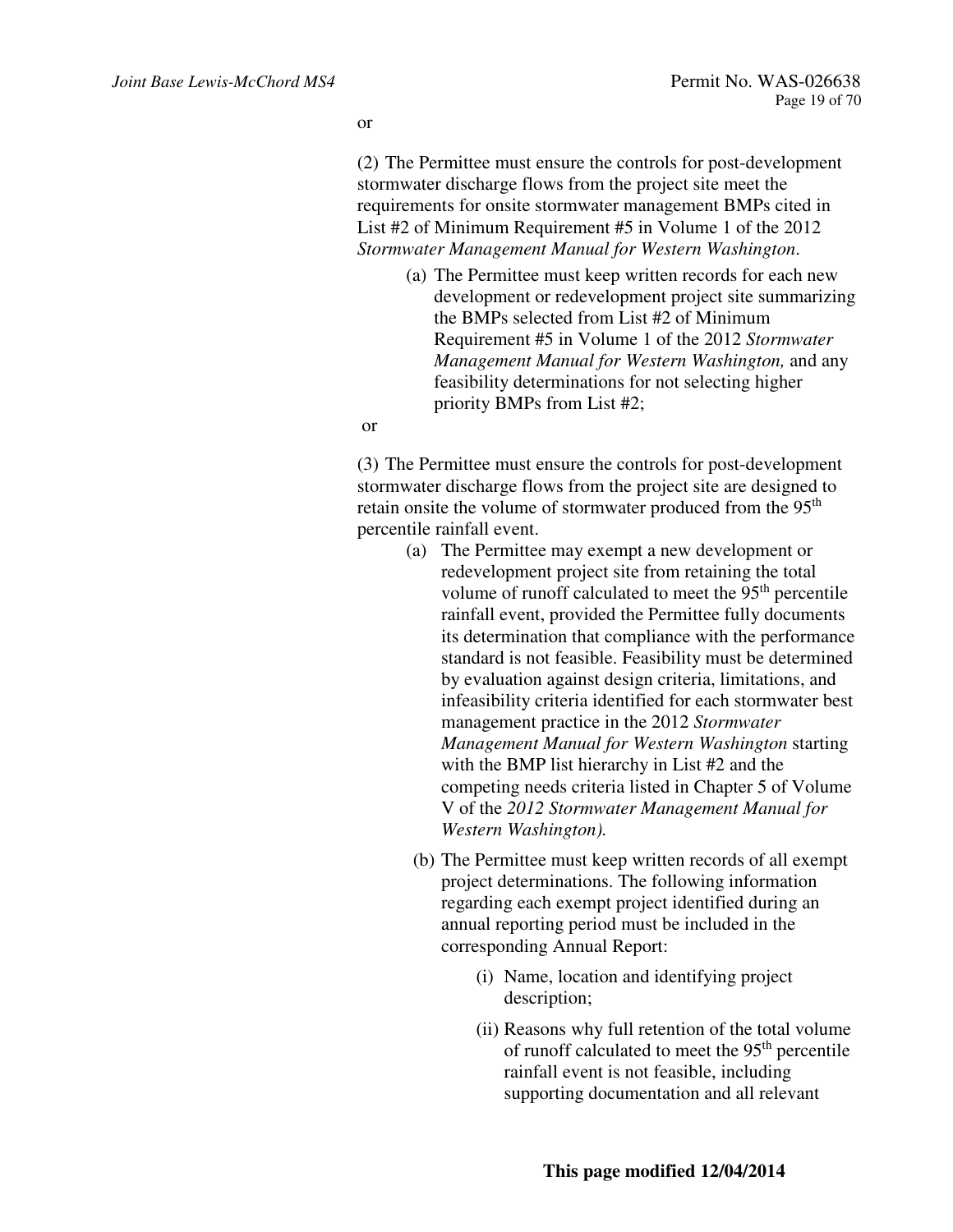or

(2) The Permittee must ensure the controls for post-development stormwater discharge flows from the project site meet the requirements for onsite stormwater management BMPs cited in List #2 of Minimum Requirement #5 in Volume 1 of the 2012 *Stormwater Management Manual for Western Washington*.

- (a) The Permittee must keep written records for each new development or redevelopment project site summarizing the BMPs selected from List #2 of Minimum Requirement #5 in Volume 1 of the 2012 *Stormwater Management Manual for Western Washington,* and any feasibility determinations for not selecting higher priority BMPs from List #2;

or

(3) The Permittee must ensure the controls for post-development stormwater discharge flows from the project site are designed to retain onsite the volume of stormwater produced from the 95th percentile rainfall event.

- (a) The Permittee may exempt a new development or redevelopment project site from retaining the total volume of runoff calculated to meet the 95th percentile rainfall event, provided the Permittee fully documents its determination that compliance with the performance standard is not feasible. Feasibility must be determined by evaluation against design criteria, limitations, and infeasibility criteria identified for each stormwater best management practice in the 2012 *Stormwater Management Manual for Western Washington* starting with the BMP list hierarchy in List #2 and the competing needs criteria listed in Chapter 5 of Volume V of the *2012 Stormwater Management Manual for Western Washington).*
- (b) The Permittee must keep written records of all exempt project determinations. The following information regarding each exempt project identified during an annual reporting period must be included in the corresponding Annual Report:
    - (i) Name, location and identifying project description;
    - (ii) Reasons why full retention of the total volume of runoff calculated to meet the 95th percentile rainfall event is not feasible, including supporting documentation and all relevant

**This page modified 12/04/2014**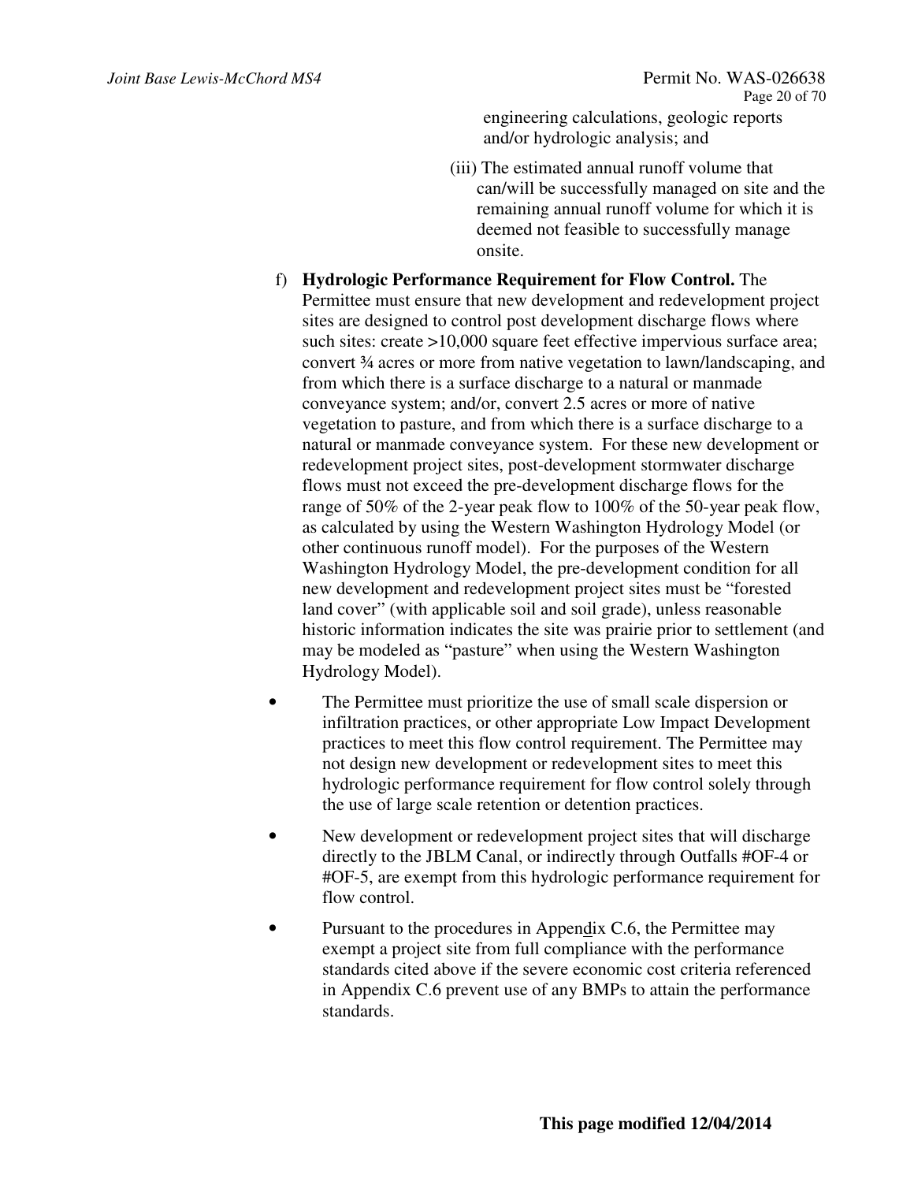engineering calculations, geologic reports and/or hydrologic analysis; and

(iii) The estimated annual runoff volume that can/will be successfully managed on site and the remaining annual runoff volume for which it is deemed not feasible to successfully manage onsite.

f) **Hydrologic Performance Requirement for Flow Control.** The Permittee must ensure that new development and redevelopment project sites are designed to control post development discharge flows where such sites: create >10,000 square feet effective impervious surface area; convert ¾ acres or more from native vegetation to lawn/landscaping, and from which there is a surface discharge to a natural or manmade conveyance system; and/or, convert 2.5 acres or more of native vegetation to pasture, and from which there is a surface discharge to a natural or manmade conveyance system. For these new development or redevelopment project sites, post-development stormwater discharge flows must not exceed the pre-development discharge flows for the range of 50% of the 2-year peak flow to 100% of the 50-year peak flow, as calculated by using the Western Washington Hydrology Model (or other continuous runoff model). For the purposes of the Western Washington Hydrology Model, the pre-development condition for all new development and redevelopment project sites must be "forested land cover" (with applicable soil and soil grade), unless reasonable historic information indicates the site was prairie prior to settlement (and may be modeled as "pasture" when using the Western Washington Hydrology Model).

- The Permittee must prioritize the use of small scale dispersion or infiltration practices, or other appropriate Low Impact Development practices to meet this flow control requirement. The Permittee may not design new development or redevelopment sites to meet this hydrologic performance requirement for flow control solely through the use of large scale retention or detention practices.

- New development or redevelopment project sites that will discharge directly to the JBLM Canal, or indirectly through Outfalls #OF-4 or #OF-5, are exempt from this hydrologic performance requirement for flow control.

- Pursuant to the procedures in Appendix C.6, the Permittee may exempt a project site from full compliance with the performance standards cited above if the severe economic cost criteria referenced in Appendix C.6 prevent use of any BMPs to attain the performance standards.

**This page modified 12/04/2014**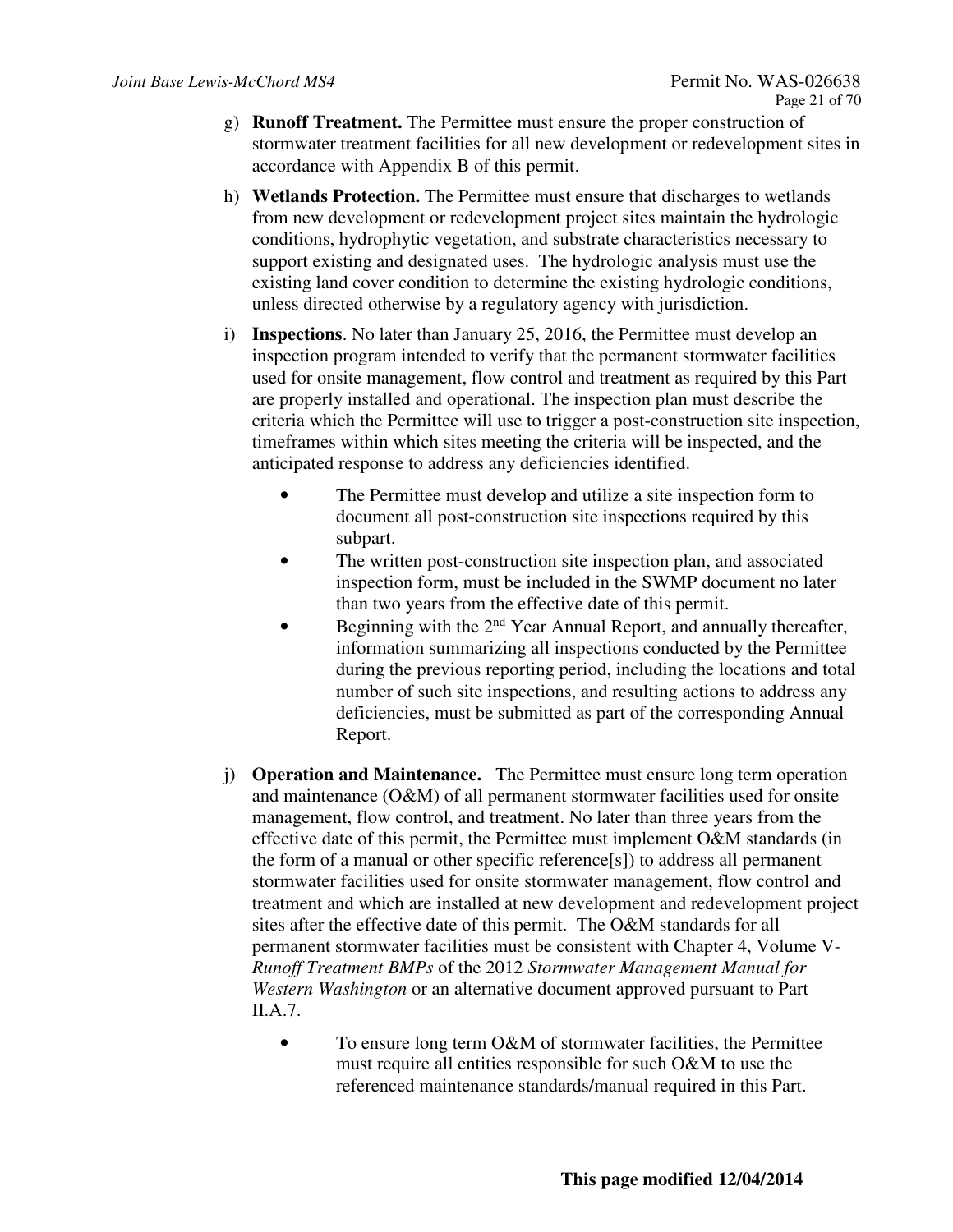g) **Runoff Treatment.** The Permittee must ensure the proper construction of stormwater treatment facilities for all new development or redevelopment sites in accordance with Appendix B of this permit.

h) **Wetlands Protection.** The Permittee must ensure that discharges to wetlands from new development or redevelopment project sites maintain the hydrologic conditions, hydrophytic vegetation, and substrate characteristics necessary to support existing and designated uses. The hydrologic analysis must use the existing land cover condition to determine the existing hydrologic conditions, unless directed otherwise by a regulatory agency with jurisdiction.

i) **Inspections**. No later than January 25, 2016, the Permittee must develop an inspection program intended to verify that the permanent stormwater facilities used for onsite management, flow control and treatment as required by this Part are properly installed and operational. The inspection plan must describe the criteria which the Permittee will use to trigger a post-construction site inspection, timeframes within which sites meeting the criteria will be inspected, and the anticipated response to address any deficiencies identified.

- The Permittee must develop and utilize a site inspection form to document all post-construction site inspections required by this subpart.
- The written post-construction site inspection plan, and associated inspection form, must be included in the SWMP document no later than two years from the effective date of this permit.
- Beginning with the 2nd Year Annual Report, and annually thereafter, information summarizing all inspections conducted by the Permittee during the previous reporting period, including the locations and total number of such site inspections, and resulting actions to address any deficiencies, must be submitted as part of the corresponding Annual Report.

j) **Operation and Maintenance.** The Permittee must ensure long term operation and maintenance (O&M) of all permanent stormwater facilities used for onsite management, flow control, and treatment. No later than three years from the effective date of this permit, the Permittee must implement O&M standards (in the form of a manual or other specific reference[s]) to address all permanent stormwater facilities used for onsite stormwater management, flow control and treatment and which are installed at new development and redevelopment project sites after the effective date of this permit. The O&M standards for all permanent stormwater facilities must be consistent with Chapter 4, Volume V-*Runoff Treatment BMPs* of the 2012 *Stormwater Management Manual for Western Washington* or an alternative document approved pursuant to Part II.A.7.

- To ensure long term O&M of stormwater facilities, the Permittee must require all entities responsible for such O&M to use the referenced maintenance standards/manual required in this Part.

**This page modified 12/04/2014**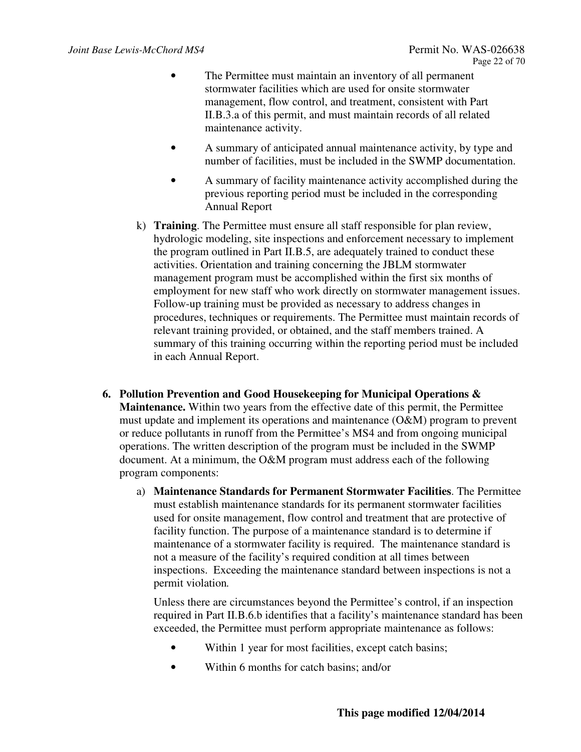- The Permittee must maintain an inventory of all permanent stormwater facilities which are used for onsite stormwater management, flow control, and treatment, consistent with Part II.B.3.a of this permit, and must maintain records of all related maintenance activity.
- A summary of anticipated annual maintenance activity, by type and number of facilities, must be included in the SWMP documentation.
- A summary of facility maintenance activity accomplished during the previous reporting period must be included in the corresponding Annual Report

k) **Training**. The Permittee must ensure all staff responsible for plan review, hydrologic modeling, site inspections and enforcement necessary to implement the program outlined in Part II.B.5, are adequately trained to conduct these activities. Orientation and training concerning the JBLM stormwater management program must be accomplished within the first six months of employment for new staff who work directly on stormwater management issues. Follow-up training must be provided as necessary to address changes in procedures, techniques or requirements. The Permittee must maintain records of relevant training provided, or obtained, and the staff members trained. A summary of this training occurring within the reporting period must be included in each Annual Report.

6. **Pollution Prevention and Good Housekeeping for Municipal Operations & Maintenance.** Within two years from the effective date of this permit, the Permittee must update and implement its operations and maintenance (O&M) program to prevent or reduce pollutants in runoff from the Permittee's MS4 and from ongoing municipal operations. The written description of the program must be included in the SWMP document. At a minimum, the O&M program must address each of the following program components:

   a) **Maintenance Standards for Permanent Stormwater Facilities**. The Permittee must establish maintenance standards for its permanent stormwater facilities used for onsite management, flow control and treatment that are protective of facility function. The purpose of a maintenance standard is to determine if maintenance of a stormwater facility is required. The maintenance standard is not a measure of the facility's required condition at all times between inspections. Exceeding the maintenance standard between inspections is not a permit violation.

   Unless there are circumstances beyond the Permittee's control, if an inspection required in Part II.B.6.b identifies that a facility's maintenance standard has been exceeded, the Permittee must perform appropriate maintenance as follows:

   - Within 1 year for most facilities, except catch basins;
   - Within 6 months for catch basins; and/or

**This page modified 12/04/2014**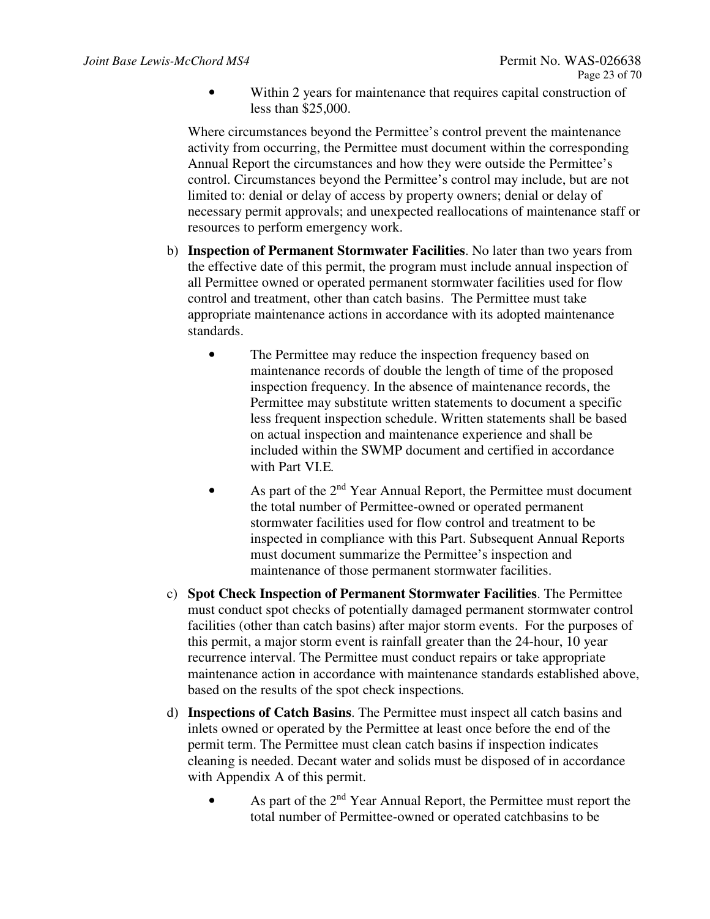- Within 2 years for maintenance that requires capital construction of less than $25,000.

Where circumstances beyond the Permittee's control prevent the maintenance activity from occurring, the Permittee must document within the corresponding Annual Report the circumstances and how they were outside the Permittee's control. Circumstances beyond the Permittee's control may include, but are not limited to: denial or delay of access by property owners; denial or delay of necessary permit approvals; and unexpected reallocations of maintenance staff or resources to perform emergency work.

b) **Inspection of Permanent Stormwater Facilities**. No later than two years from the effective date of this permit, the program must include annual inspection of all Permittee owned or operated permanent stormwater facilities used for flow control and treatment, other than catch basins. The Permittee must take appropriate maintenance actions in accordance with its adopted maintenance standards.

   - The Permittee may reduce the inspection frequency based on maintenance records of double the length of time of the proposed inspection frequency. In the absence of maintenance records, the Permittee may substitute written statements to document a specific less frequent inspection schedule. Written statements shall be based on actual inspection and maintenance experience and shall be included within the SWMP document and certified in accordance with Part VI.E.
   - As part of the 2nd Year Annual Report, the Permittee must document the total number of Permittee-owned or operated permanent stormwater facilities used for flow control and treatment to be inspected in compliance with this Part. Subsequent Annual Reports must document summarize the Permittee's inspection and maintenance of those permanent stormwater facilities.

c) **Spot Check Inspection of Permanent Stormwater Facilities**. The Permittee must conduct spot checks of potentially damaged permanent stormwater control facilities (other than catch basins) after major storm events. For the purposes of this permit, a major storm event is rainfall greater than the 24-hour, 10 year recurrence interval. The Permittee must conduct repairs or take appropriate maintenance action in accordance with maintenance standards established above, based on the results of the spot check inspections.

d) **Inspections of Catch Basins**. The Permittee must inspect all catch basins and inlets owned or operated by the Permittee at least once before the end of the permit term. The Permittee must clean catch basins if inspection indicates cleaning is needed. Decant water and solids must be disposed of in accordance with Appendix A of this permit.

   - As part of the 2nd Year Annual Report, the Permittee must report the total number of Permittee-owned or operated catchbasins to be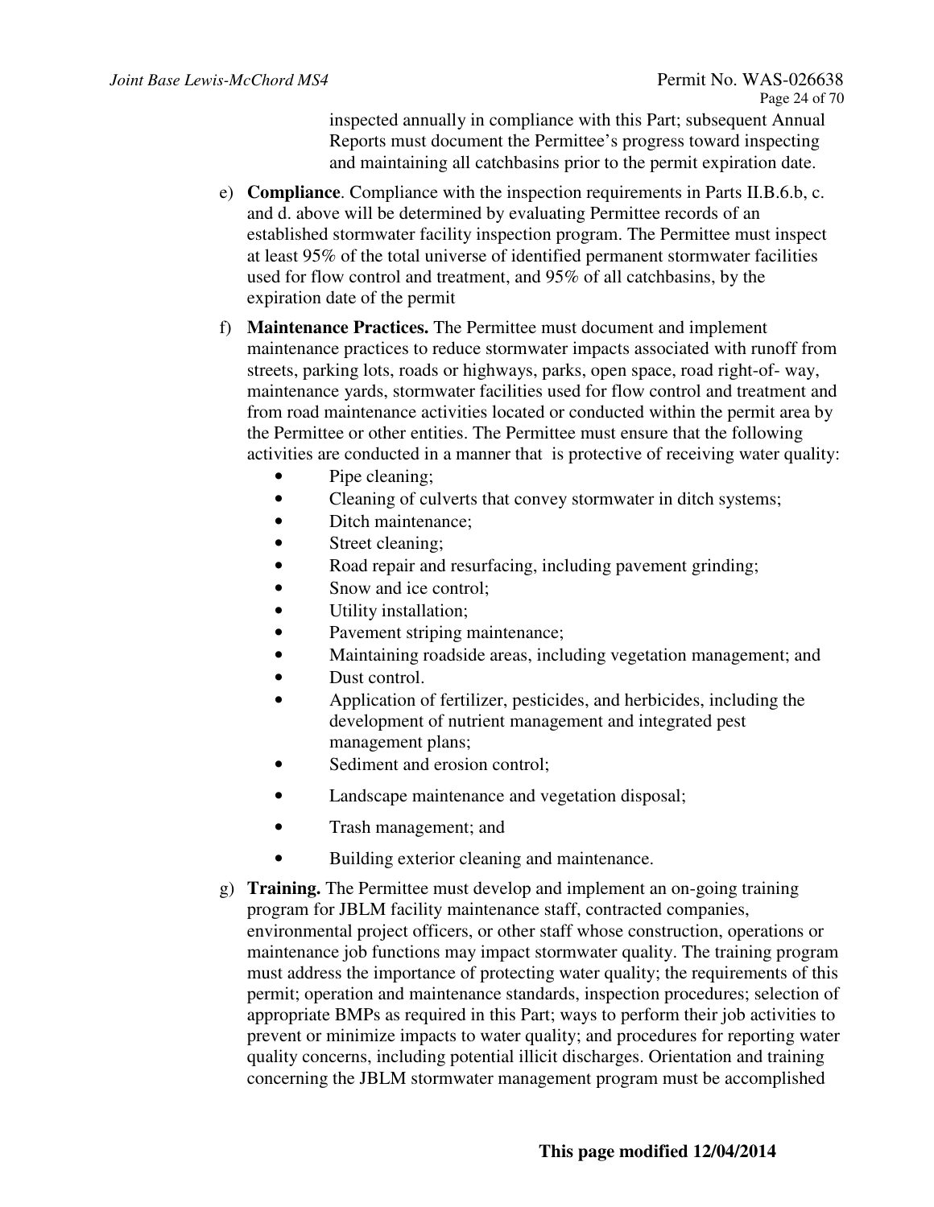inspected annually in compliance with this Part; subsequent Annual Reports must document the Permittee's progress toward inspecting and maintaining all catchbasins prior to the permit expiration date.

e) **Compliance**. Compliance with the inspection requirements in Parts II.B.6.b, c. and d. above will be determined by evaluating Permittee records of an established stormwater facility inspection program. The Permittee must inspect at least 95% of the total universe of identified permanent stormwater facilities used for flow control and treatment, and 95% of all catchbasins, by the expiration date of the permit

f) **Maintenance Practices.** The Permittee must document and implement maintenance practices to reduce stormwater impacts associated with runoff from streets, parking lots, roads or highways, parks, open space, road right-of- way, maintenance yards, stormwater facilities used for flow control and treatment and from road maintenance activities located or conducted within the permit area by the Permittee or other entities. The Permittee must ensure that the following activities are conducted in a manner that is protective of receiving water quality:

- Pipe cleaning;
- Cleaning of culverts that convey stormwater in ditch systems;
- Ditch maintenance;
- Street cleaning;
- Road repair and resurfacing, including pavement grinding;
- Snow and ice control;
- Utility installation;
- Pavement striping maintenance;
- Maintaining roadside areas, including vegetation management; and
- Dust control.
- Application of fertilizer, pesticides, and herbicides, including the development of nutrient management and integrated pest management plans;
- Sediment and erosion control;
- Landscape maintenance and vegetation disposal;
- Trash management; and
- Building exterior cleaning and maintenance.

g) **Training.** The Permittee must develop and implement an on-going training program for JBLM facility maintenance staff, contracted companies, environmental project officers, or other staff whose construction, operations or maintenance job functions may impact stormwater quality. The training program must address the importance of protecting water quality; the requirements of this permit; operation and maintenance standards, inspection procedures; selection of appropriate BMPs as required in this Part; ways to perform their job activities to prevent or minimize impacts to water quality; and procedures for reporting water quality concerns, including potential illicit discharges. Orientation and training concerning the JBLM stormwater management program must be accomplished

**This page modified 12/04/2014**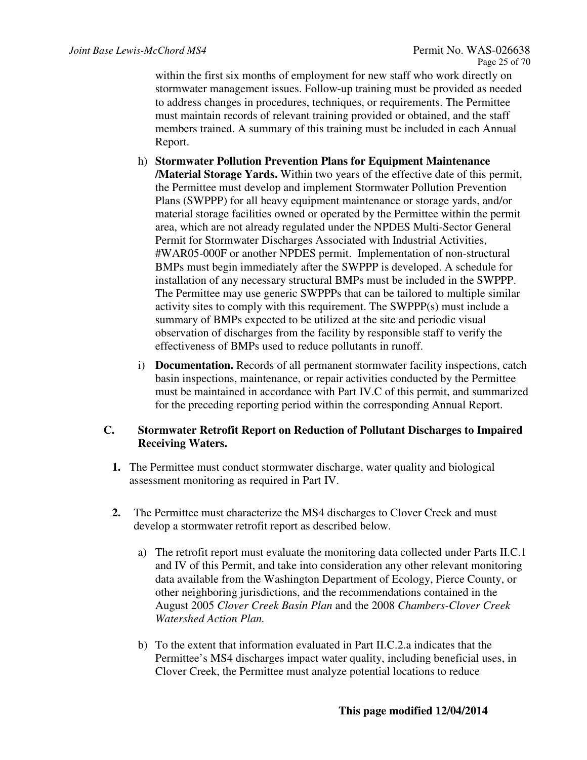within the first six months of employment for new staff who work directly on stormwater management issues. Follow-up training must be provided as needed to address changes in procedures, techniques, or requirements. The Permittee must maintain records of relevant training provided or obtained, and the staff members trained. A summary of this training must be included in each Annual Report.

h) **Stormwater Pollution Prevention Plans for Equipment Maintenance /Material Storage Yards.** Within two years of the effective date of this permit, the Permittee must develop and implement Stormwater Pollution Prevention Plans (SWPPP) for all heavy equipment maintenance or storage yards, and/or material storage facilities owned or operated by the Permittee within the permit area, which are not already regulated under the NPDES Multi-Sector General Permit for Stormwater Discharges Associated with Industrial Activities, #WAR05-000F or another NPDES permit. Implementation of non-structural BMPs must begin immediately after the SWPPP is developed. A schedule for installation of any necessary structural BMPs must be included in the SWPPP. The Permittee may use generic SWPPPs that can be tailored to multiple similar activity sites to comply with this requirement. The SWPPP(s) must include a summary of BMPs expected to be utilized at the site and periodic visual observation of discharges from the facility by responsible staff to verify the effectiveness of BMPs used to reduce pollutants in runoff.

i) **Documentation.** Records of all permanent stormwater facility inspections, catch basin inspections, maintenance, or repair activities conducted by the Permittee must be maintained in accordance with Part IV.C of this permit, and summarized for the preceding reporting period within the corresponding Annual Report.

## C. Stormwater Retrofit Report on Reduction of Pollutant Discharges to Impaired Receiving Waters.

**1.** The Permittee must conduct stormwater discharge, water quality and biological assessment monitoring as required in Part IV.

**2.** The Permittee must characterize the MS4 discharges to Clover Creek and must develop a stormwater retrofit report as described below.

a) The retrofit report must evaluate the monitoring data collected under Parts II.C.1 and IV of this Permit, and take into consideration any other relevant monitoring data available from the Washington Department of Ecology, Pierce County, or other neighboring jurisdictions, and the recommendations contained in the August 2005 *Clover Creek Basin Plan* and the 2008 *Chambers-Clover Creek Watershed Action Plan.*

b) To the extent that information evaluated in Part II.C.2.a indicates that the Permittee's MS4 discharges impact water quality, including beneficial uses, in Clover Creek, the Permittee must analyze potential locations to reduce

**This page modified 12/04/2014**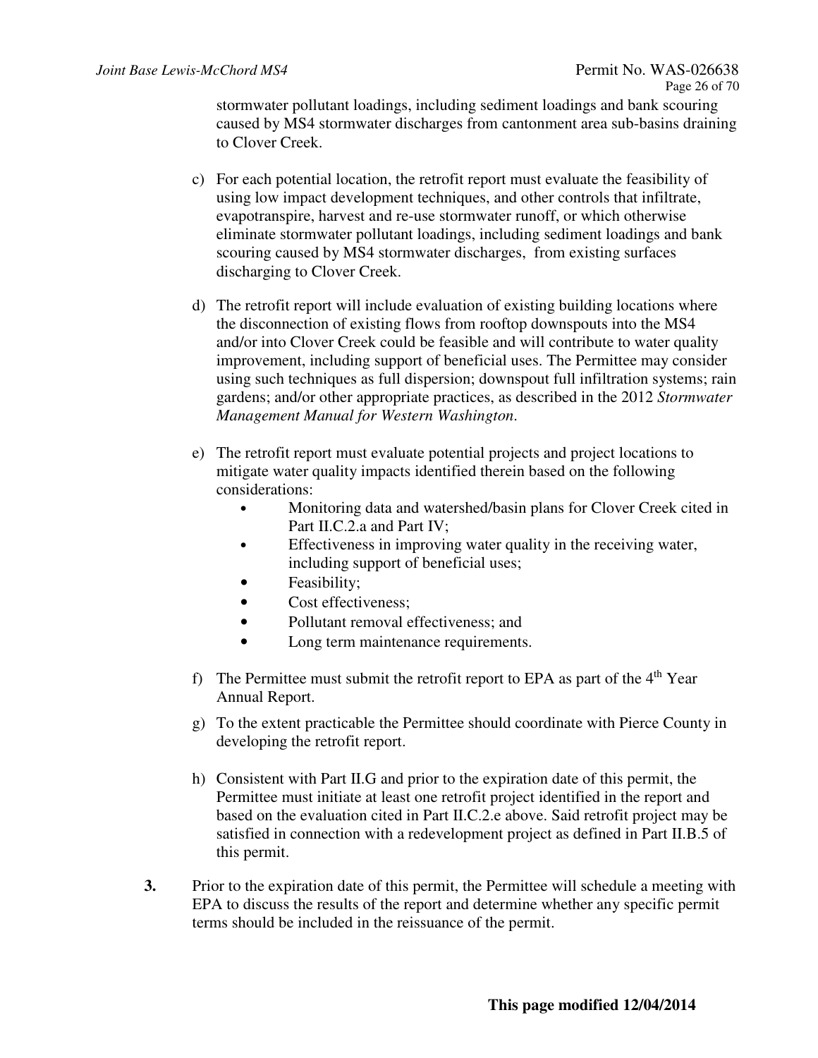stormwater pollutant loadings, including sediment loadings and bank scouring caused by MS4 stormwater discharges from cantonment area sub-basins draining to Clover Creek.

c) For each potential location, the retrofit report must evaluate the feasibility of using low impact development techniques, and other controls that infiltrate, evapotranspire, harvest and re-use stormwater runoff, or which otherwise eliminate stormwater pollutant loadings, including sediment loadings and bank scouring caused by MS4 stormwater discharges, from existing surfaces discharging to Clover Creek.

d) The retrofit report will include evaluation of existing building locations where the disconnection of existing flows from rooftop downspouts into the MS4 and/or into Clover Creek could be feasible and will contribute to water quality improvement, including support of beneficial uses. The Permittee may consider using such techniques as full dispersion; downspout full infiltration systems; rain gardens; and/or other appropriate practices, as described in the 2012 *Stormwater Management Manual for Western Washington*.

e) The retrofit report must evaluate potential projects and project locations to mitigate water quality impacts identified therein based on the following considerations:
   - Monitoring data and watershed/basin plans for Clover Creek cited in Part II.C.2.a and Part IV;
   - Effectiveness in improving water quality in the receiving water, including support of beneficial uses;
   - Feasibility;
   - Cost effectiveness;
   - Pollutant removal effectiveness; and
   - Long term maintenance requirements.

f) The Permittee must submit the retrofit report to EPA as part of the 4th Year Annual Report.

g) To the extent practicable the Permittee should coordinate with Pierce County in developing the retrofit report.

h) Consistent with Part II.G and prior to the expiration date of this permit, the Permittee must initiate at least one retrofit project identified in the report and based on the evaluation cited in Part II.C.2.e above. Said retrofit project may be satisfied in connection with a redevelopment project as defined in Part II.B.5 of this permit.

**3.** Prior to the expiration date of this permit, the Permittee will schedule a meeting with EPA to discuss the results of the report and determine whether any specific permit terms should be included in the reissuance of the permit.

**This page modified 12/04/2014**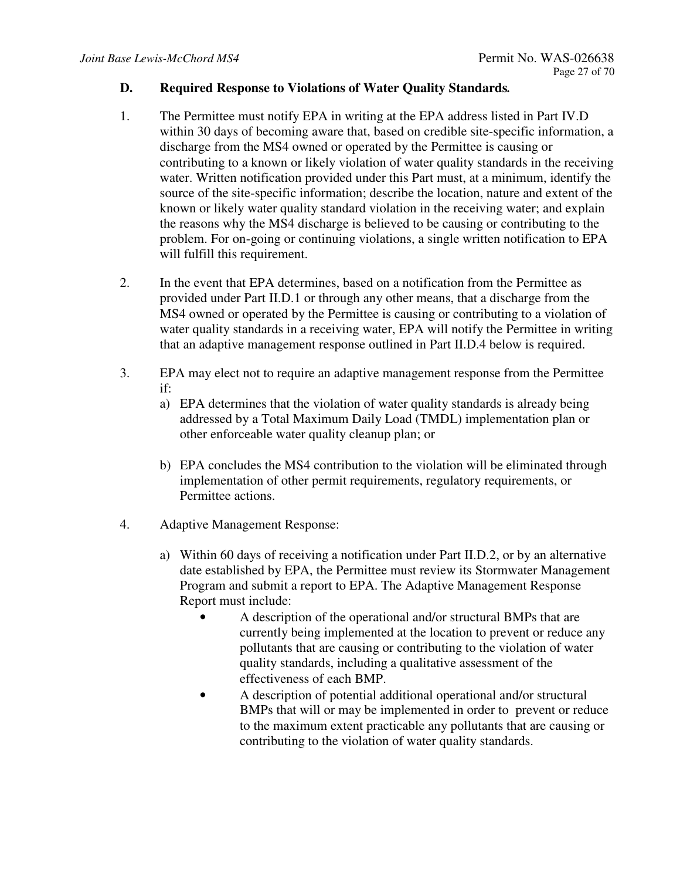### D. Required Response to Violations of Water Quality Standards.

1. The Permittee must notify EPA in writing at the EPA address listed in Part IV.D within 30 days of becoming aware that, based on credible site-specific information, a discharge from the MS4 owned or operated by the Permittee is causing or contributing to a known or likely violation of water quality standards in the receiving water. Written notification provided under this Part must, at a minimum, identify the source of the site-specific information; describe the location, nature and extent of the known or likely water quality standard violation in the receiving water; and explain the reasons why the MS4 discharge is believed to be causing or contributing to the problem. For on-going or continuing violations, a single written notification to EPA will fulfill this requirement.

2. In the event that EPA determines, based on a notification from the Permittee as provided under Part II.D.1 or through any other means, that a discharge from the MS4 owned or operated by the Permittee is causing or contributing to a violation of water quality standards in a receiving water, EPA will notify the Permittee in writing that an adaptive management response outlined in Part II.D.4 below is required.

3. EPA may elect not to require an adaptive management response from the Permittee if:
   a) EPA determines that the violation of water quality standards is already being addressed by a Total Maximum Daily Load (TMDL) implementation plan or other enforceable water quality cleanup plan; or

   b) EPA concludes the MS4 contribution to the violation will be eliminated through implementation of other permit requirements, regulatory requirements, or Permittee actions.

4. Adaptive Management Response:

   a) Within 60 days of receiving a notification under Part II.D.2, or by an alternative date established by EPA, the Permittee must review its Stormwater Management Program and submit a report to EPA. The Adaptive Management Response Report must include:
      - A description of the operational and/or structural BMPs that are currently being implemented at the location to prevent or reduce any pollutants that are causing or contributing to the violation of water quality standards, including a qualitative assessment of the effectiveness of each BMP.
      - A description of potential additional operational and/or structural BMPs that will or may be implemented in order to prevent or reduce to the maximum extent practicable any pollutants that are causing or contributing to the violation of water quality standards.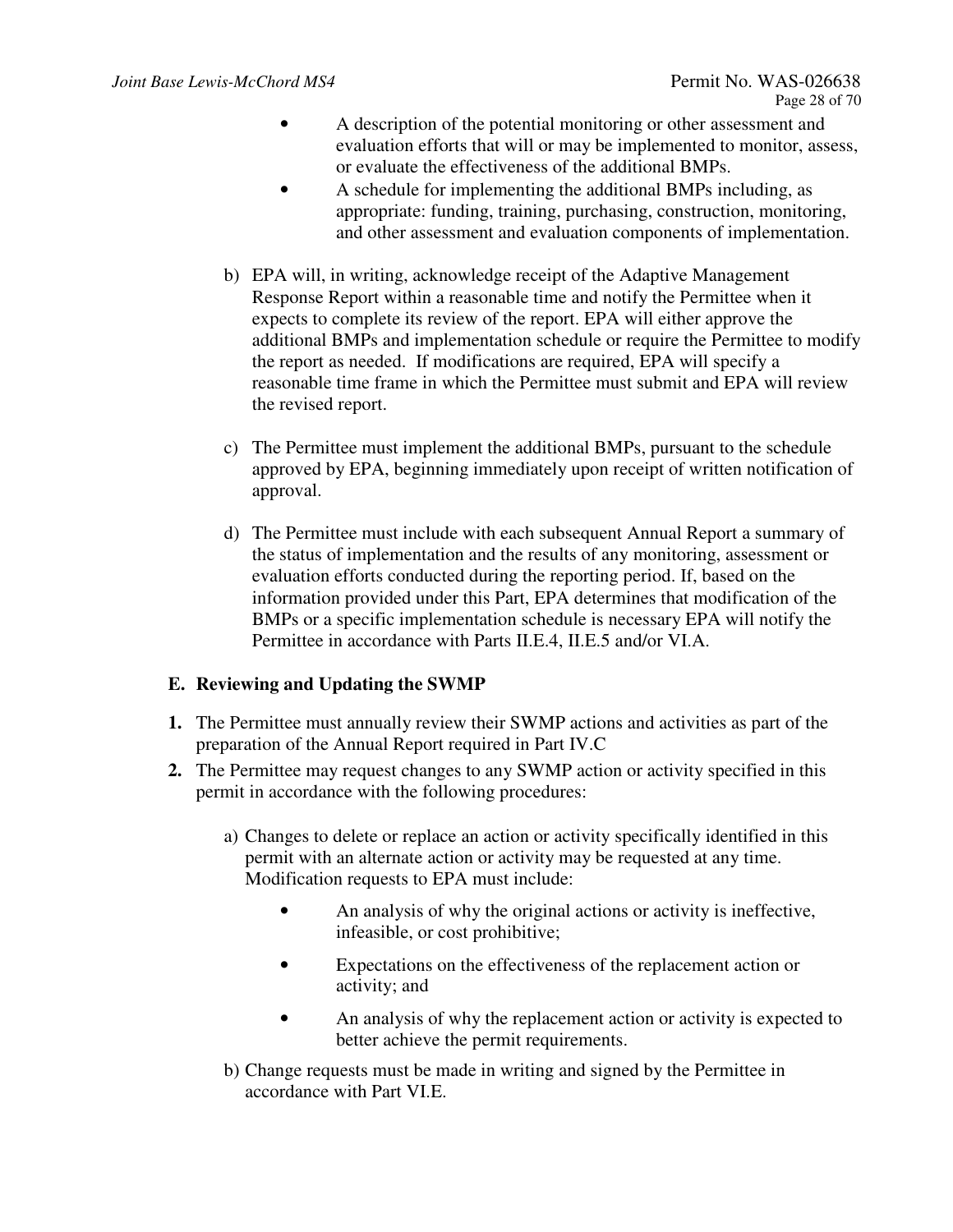- A description of the potential monitoring or other assessment and evaluation efforts that will or may be implemented to monitor, assess, or evaluate the effectiveness of the additional BMPs.
- A schedule for implementing the additional BMPs including, as appropriate: funding, training, purchasing, construction, monitoring, and other assessment and evaluation components of implementation.

b) EPA will, in writing, acknowledge receipt of the Adaptive Management Response Report within a reasonable time and notify the Permittee when it expects to complete its review of the report. EPA will either approve the additional BMPs and implementation schedule or require the Permittee to modify the report as needed. If modifications are required, EPA will specify a reasonable time frame in which the Permittee must submit and EPA will review the revised report.

c) The Permittee must implement the additional BMPs, pursuant to the schedule approved by EPA, beginning immediately upon receipt of written notification of approval.

d) The Permittee must include with each subsequent Annual Report a summary of the status of implementation and the results of any monitoring, assessment or evaluation efforts conducted during the reporting period. If, based on the information provided under this Part, EPA determines that modification of the BMPs or a specific implementation schedule is necessary EPA will notify the Permittee in accordance with Parts II.E.4, II.E.5 and/or VI.A.

## E. Reviewing and Updating the SWMP

**1.** The Permittee must annually review their SWMP actions and activities as part of the preparation of the Annual Report required in Part IV.C

**2.** The Permittee may request changes to any SWMP action or activity specified in this permit in accordance with the following procedures:

a) Changes to delete or replace an action or activity specifically identified in this permit with an alternate action or activity may be requested at any time. Modification requests to EPA must include:

- An analysis of why the original actions or activity is ineffective, infeasible, or cost prohibitive;
- Expectations on the effectiveness of the replacement action or activity; and
- An analysis of why the replacement action or activity is expected to better achieve the permit requirements.

b) Change requests must be made in writing and signed by the Permittee in accordance with Part VI.E.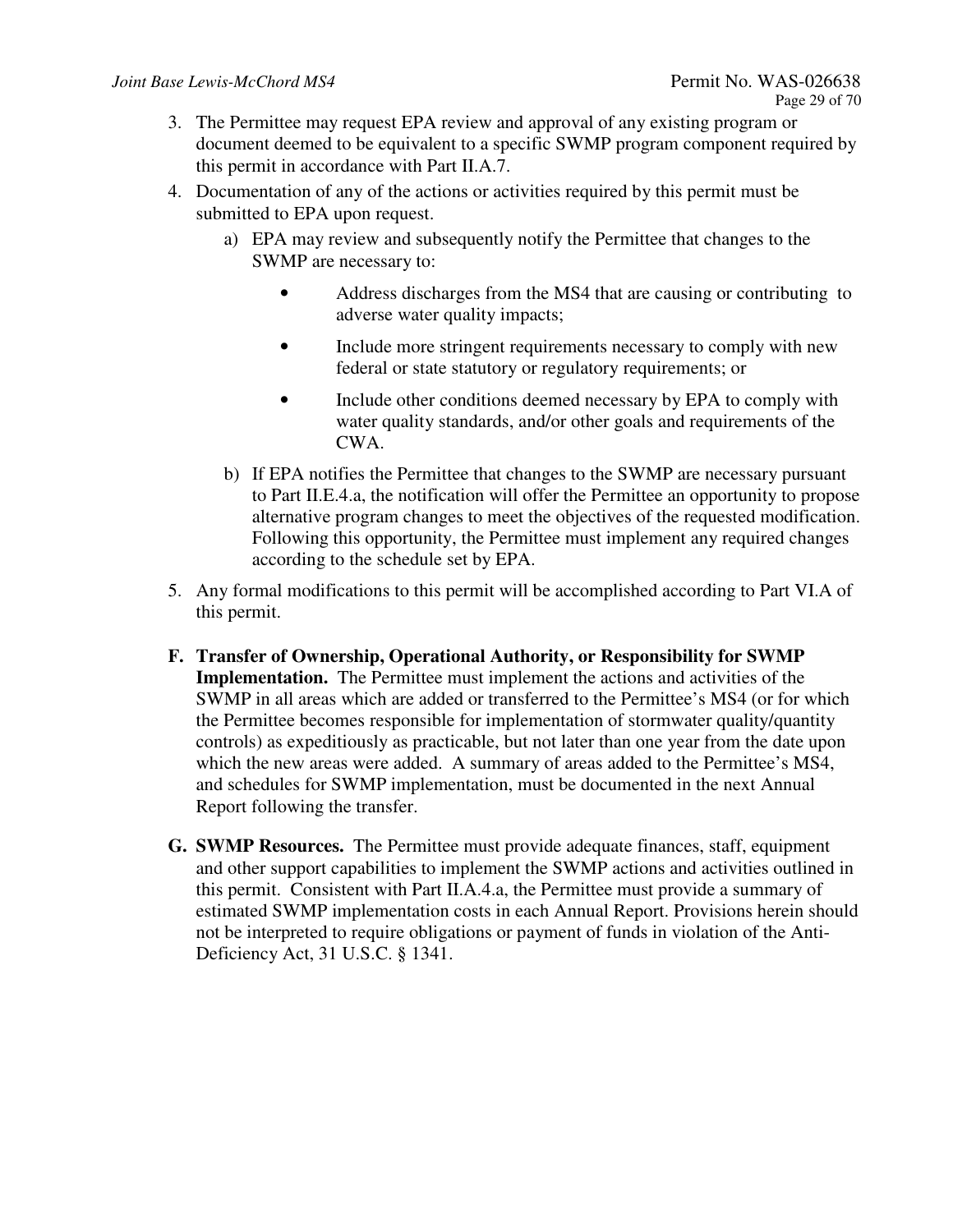3. The Permittee may request EPA review and approval of any existing program or document deemed to be equivalent to a specific SWMP program component required by this permit in accordance with Part II.A.7.
4. Documentation of any of the actions or activities required by this permit must be submitted to EPA upon request.
   a) EPA may review and subsequently notify the Permittee that changes to the SWMP are necessary to:
      - Address discharges from the MS4 that are causing or contributing to adverse water quality impacts;
      - Include more stringent requirements necessary to comply with new federal or state statutory or regulatory requirements; or
      - Include other conditions deemed necessary by EPA to comply with water quality standards, and/or other goals and requirements of the CWA.

   b) If EPA notifies the Permittee that changes to the SWMP are necessary pursuant to Part II.E.4.a, the notification will offer the Permittee an opportunity to propose alternative program changes to meet the objectives of the requested modification. Following this opportunity, the Permittee must implement any required changes according to the schedule set by EPA.
5. Any formal modifications to this permit will be accomplished according to Part VI.A of this permit.

**F. Transfer of Ownership, Operational Authority, or Responsibility for SWMP Implementation.** The Permittee must implement the actions and activities of the SWMP in all areas which are added or transferred to the Permittee's MS4 (or for which the Permittee becomes responsible for implementation of stormwater quality/quantity controls) as expeditiously as practicable, but not later than one year from the date upon which the new areas were added. A summary of areas added to the Permittee's MS4, and schedules for SWMP implementation, must be documented in the next Annual Report following the transfer.

**G. SWMP Resources.** The Permittee must provide adequate finances, staff, equipment and other support capabilities to implement the SWMP actions and activities outlined in this permit. Consistent with Part II.A.4.a, the Permittee must provide a summary of estimated SWMP implementation costs in each Annual Report. Provisions herein should not be interpreted to require obligations or payment of funds in violation of the Anti-Deficiency Act, 31 U.S.C. § 1341.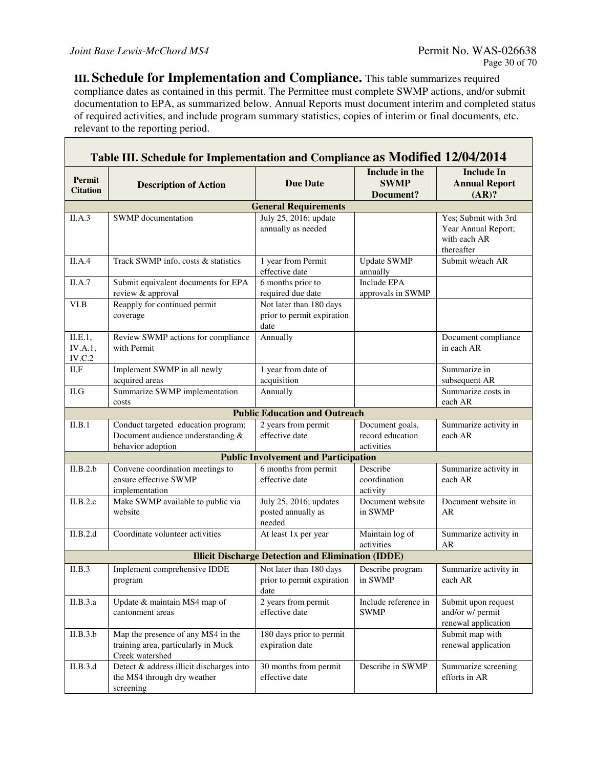## III. Schedule for Implementation and Compliance.

This table summarizes required compliance dates as contained in this permit. The Permittee must complete SWMP actions, and/or submit documentation to EPA, as summarized below. Annual Reports must document interim and completed status of required activities, and include program summary statistics, copies of interim or final documents, etc. relevant to the reporting period.

**Table III. Schedule for Implementation and Compliance as Modified 12/04/2014**

| Permit Citation | Description of Action | Due Date | Include in the SWMP Document? | Include In Annual Report (AR)? |
|---|---|---|---|---|
| **General Requirements** | | | | |
| II.A.3 | SWMP documentation | July 25, 2016; update annually as needed | | Yes; Submit with 3rd Year Annual Report; with each AR thereafter |
| II.A.4 | Track SWMP info, costs & statistics | 1 year from Permit effective date | Update SWMP annually | Submit w/each AR |
| II.A.7 | Submit equivalent documents for EPA review & approval | 6 months prior to required due date | Include EPA approvals in SWMP | |
| VI.B | Reapply for continued permit coverage | Not later than 180 days prior to permit expiration date | | |
| II.E.1, IV.A.1, IV.C.2 | Review SWMP actions for compliance with Permit | Annually | | Document compliance in each AR |
| II.F | Implement SWMP in all newly acquired areas | 1 year from date of acquisition | | Summarize in subsequent AR |
| II.G | Summarize SWMP implementation costs | Annually | | Summarize costs in each AR |
| **Public Education and Outreach** | | | | |
| II.B.1 | Conduct targeted education program; Document audience understanding & behavior adoption | 2 years from permit effective date | Document goals, record education activities | Summarize activity in each AR |
| **Public Involvement and Participation** | | | | |
| II.B.2.b | Convene coordination meetings to ensure effective SWMP implementation | 6 months from permit effective date | Describe coordination activity | Summarize activity in each AR |
| II.B.2.c | Make SWMP available to public via website | July 25, 2016; updates posted annually as needed | Document website in SWMP | Document website in AR |
| II.B.2.d | Coordinate volunteer activities | At least 1x per year | Maintain log of activities | Summarize activity in AR |
| **Illicit Discharge Detection and Elimination (IDDE)** | | | | |
| II.B.3 | Implement comprehensive IDDE program | Not later than 180 days prior to permit expiration date | Describe program in SWMP | Summarize activity in each AR |
| II.B.3.a | Update & maintain MS4 map of cantonment areas | 2 years from permit effective date | Include reference in SWMP | Submit upon request and/or w/ permit renewal application |
| II.B.3.b | Map the presence of any MS4 in the training area, particularly in Muck Creek watershed | 180 days prior to permit expiration date | | Submit map with renewal application |
| II.B.3.d | Detect & address illicit discharges into the MS4 through dry weather screening | 30 months from permit effective date | Describe in SWMP | Summarize screening efforts in AR |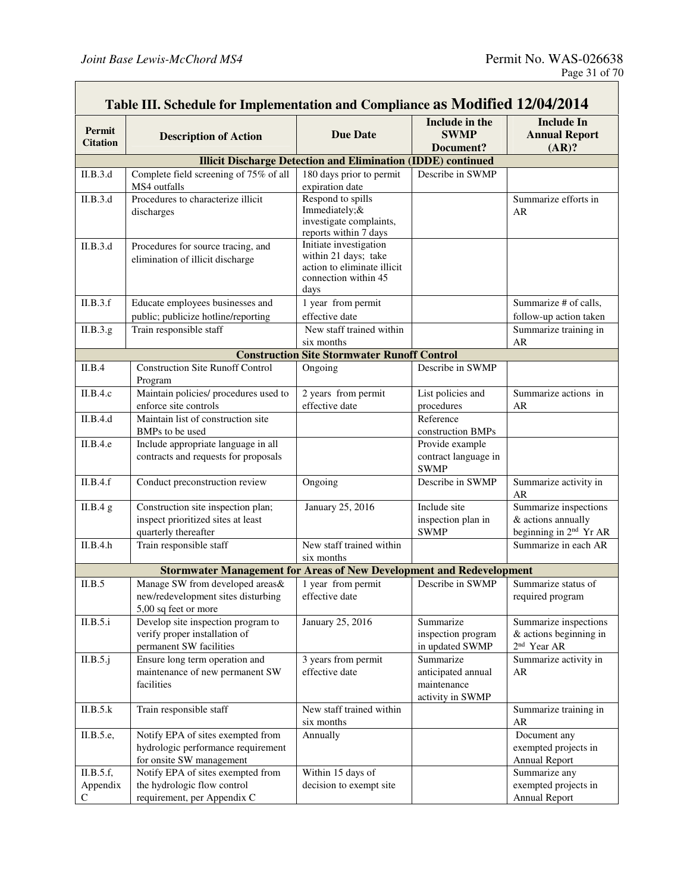**Table III. Schedule for Implementation and Compliance as Modified 12/04/2014**

| Permit Citation | Description of Action | Due Date | Include in the SWMP Document? | Include In Annual Report (AR)? |
|---|---|---|---|---|
| **Illicit Discharge Detection and Elimination (IDDE) continued** | | | | |
| II.B.3.d | Complete field screening of 75% of all MS4 outfalls | 180 days prior to permit expiration date | Describe in SWMP | |
| II.B.3.d | Procedures to characterize illicit discharges | Respond to spills Immediately;& investigate complaints, reports within 7 days | | Summarize efforts in AR |
| II.B.3.d | Procedures for source tracing, and elimination of illicit discharge | Initiate investigation within 21 days; take action to eliminate illicit connection within 45 days | | |
| II.B.3.f | Educate employees businesses and public; publicize hotline/reporting | 1 year from permit effective date | | Summarize # of calls, follow-up action taken |
| II.B.3.g | Train responsible staff | New staff trained within six months | | Summarize training in AR |
| **Construction Site Stormwater Runoff Control** | | | | |
| II.B.4 | Construction Site Runoff Control Program | Ongoing | Describe in SWMP | |
| II.B.4.c | Maintain policies/ procedures used to enforce site controls | 2 years from permit effective date | List policies and procedures | Summarize actions in AR |
| II.B.4.d | Maintain list of construction site BMPs to be used | | Reference construction BMPs | |
| II.B.4.e | Include appropriate language in all contracts and requests for proposals | | Provide example contract language in SWMP | |
| II.B.4.f | Conduct preconstruction review | Ongoing | Describe in SWMP | Summarize activity in AR |
| II.B.4 g | Construction site inspection plan; inspect prioritized sites at least quarterly thereafter | January 25, 2016 | Include site inspection plan in SWMP | Summarize inspections & actions annually beginning in 2nd Yr AR |
| II.B.4.h | Train responsible staff | New staff trained within six months | | Summarize in each AR |
| **Stormwater Management for Areas of New Development and Redevelopment** | | | | |
| II.B.5 | Manage SW from developed areas& new/redevelopment sites disturbing 5,00 sq feet or more | 1 year from permit effective date | Describe in SWMP | Summarize status of required program |
| II.B.5.i | Develop site inspection program to verify proper installation of permanent SW facilities | January 25, 2016 | Summarize inspection program in updated SWMP | Summarize inspections & actions beginning in 2nd Year AR |
| II.B.5.j | Ensure long term operation and maintenance of new permanent SW facilities | 3 years from permit effective date | Summarize anticipated annual maintenance activity in SWMP | Summarize activity in AR |
| II.B.5.k | Train responsible staff | New staff trained within six months | | Summarize training in AR |
| II.B.5.e, | Notify EPA of sites exempted from hydrologic performance requirement for onsite SW management | Annually | | Document any exempted projects in Annual Report |
| II.B.5.f, Appendix C | Notify EPA of sites exempted from the hydrologic flow control requirement, per Appendix C | Within 15 days of decision to exempt site | | Summarize any exempted projects in Annual Report |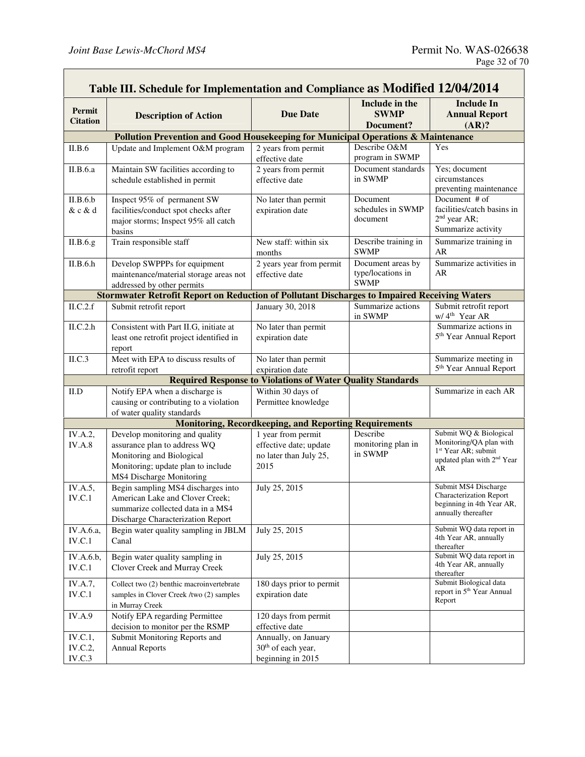## Table III. Schedule for Implementation and Compliance as Modified 12/04/2014

| Permit Citation | Description of Action | Due Date | Include in the SWMP Document? | Include In Annual Report (AR)? |
|---|---|---|---|---|
| **Pollution Prevention and Good Housekeeping for Municipal Operations & Maintenance** | | | | |
| II.B.6 | Update and Implement O&M program | 2 years from permit effective date | Describe O&M program in SWMP | Yes |
| II.B.6.a | Maintain SW facilities according to schedule established in permit | 2 years from permit effective date | Document standards in SWMP | Yes; document circumstances preventing maintenance |
| II.B.6.b & c & d | Inspect 95% of permanent SW facilities/conduct spot checks after major storms; Inspect 95% all catch basins | No later than permit expiration date | Document schedules in SWMP document | Document # of facilities/catch basins in 2nd year AR; Summarize activity |
| II.B.6.g | Train responsible staff | New staff: within six months | Describe training in SWMP | Summarize training in AR |
| II.B.6.h | Develop SWPPPs for equipment maintenance/material storage areas not addressed by other permits | 2 years year from permit effective date | Document areas by type/locations in SWMP | Summarize activities in AR |
| **Stormwater Retrofit Report on Reduction of Pollutant Discharges to Impaired Receiving Waters** | | | | |
| II.C.2.f | Submit retrofit report | January 30, 2018 | Summarize actions in SWMP | Submit retrofit report w/ 4th Year AR |
| II.C.2.h | Consistent with Part II.G, initiate at least one retrofit project identified in report | No later than permit expiration date | | Summarize actions in 5th Year Annual Report |
| II.C.3 | Meet with EPA to discuss results of retrofit report | No later than permit expiration date | | Summarize meeting in 5th Year Annual Report |
| **Required Response to Violations of Water Quality Standards** | | | | |
| II.D | Notify EPA when a discharge is causing or contributing to a violation of water quality standards | Within 30 days of Permittee knowledge | | Summarize in each AR |
| **Monitoring, Recordkeeping, and Reporting Requirements** | | | | |
| IV.A.2, IV.A.8 | Develop monitoring and quality assurance plan to address WQ Monitoring and Biological Monitoring; update plan to include MS4 Discharge Monitoring | 1 year from permit effective date; update no later than July 25, 2015 | Describe monitoring plan in in SWMP | Submit WQ & Biological Monitoring/QA plan with 1st Year AR; submit updated plan with 2nd Year AR |
| IV.A.5, IV.C.1 | Begin sampling MS4 discharges into American Lake and Clover Creek; summarize collected data in a MS4 Discharge Characterization Report | July 25, 2015 | | Submit MS4 Discharge Characterization Report beginning in 4th Year AR, annually thereafter |
| IV.A.6.a, IV.C.1 | Begin water quality sampling in JBLM Canal | July 25, 2015 | | Submit WQ data report in 4th Year AR, annually thereafter |
| IV.A.6.b, IV.C.1 | Begin water quality sampling in Clover Creek and Murray Creek | July 25, 2015 | | Submit WQ data report in 4th Year AR, annually thereafter |
| IV.A.7, IV.C.1 | Collect two (2) benthic macroinvertebrate samples in Clover Creek /two (2) samples in Murray Creek | 180 days prior to permit expiration date | | Submit Biological data report in 5th Year Annual Report |
| IV.A.9 | Notify EPA regarding Permittee decision to monitor per the RSMP | 120 days from permit effective date | | |
| IV.C.1, IV.C.2, IV.C.3 | Submit Monitoring Reports and Annual Reports | Annually, on January 30th of each year, beginning in 2015 | | |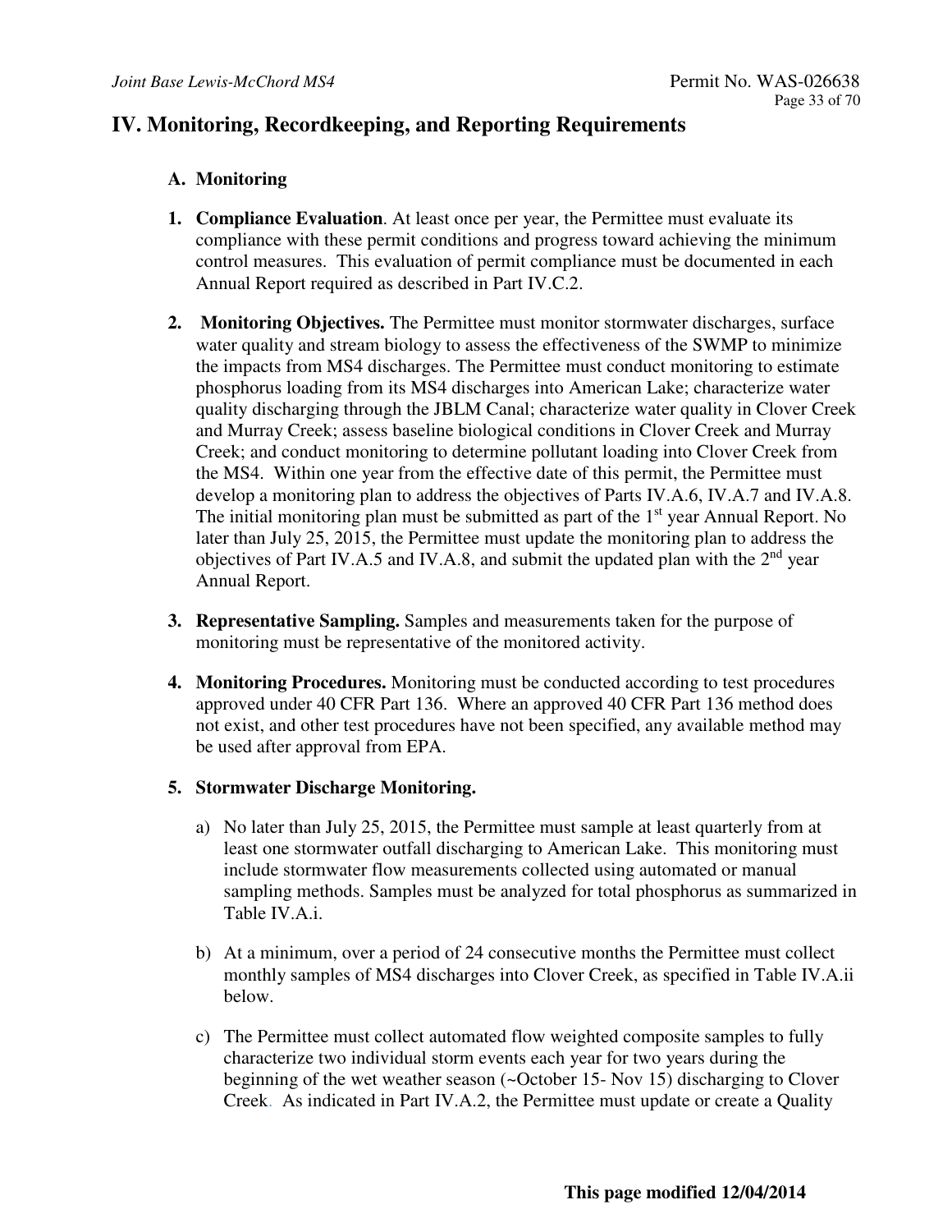# IV. Monitoring, Recordkeeping, and Reporting Requirements

## A. Monitoring

1. **Compliance Evaluation**. At least once per year, the Permittee must evaluate its compliance with these permit conditions and progress toward achieving the minimum control measures. This evaluation of permit compliance must be documented in each Annual Report required as described in Part IV.C.2.

2. **Monitoring Objectives.** The Permittee must monitor stormwater discharges, surface water quality and stream biology to assess the effectiveness of the SWMP to minimize the impacts from MS4 discharges. The Permittee must conduct monitoring to estimate phosphorus loading from its MS4 discharges into American Lake; characterize water quality discharging through the JBLM Canal; characterize water quality in Clover Creek and Murray Creek; assess baseline biological conditions in Clover Creek and Murray Creek; and conduct monitoring to determine pollutant loading into Clover Creek from the MS4. Within one year from the effective date of this permit, the Permittee must develop a monitoring plan to address the objectives of Parts IV.A.6, IV.A.7 and IV.A.8. The initial monitoring plan must be submitted as part of the 1st year Annual Report. No later than July 25, 2015, the Permittee must update the monitoring plan to address the objectives of Part IV.A.5 and IV.A.8, and submit the updated plan with the 2nd year Annual Report.

3. **Representative Sampling.** Samples and measurements taken for the purpose of monitoring must be representative of the monitored activity.

4. **Monitoring Procedures.** Monitoring must be conducted according to test procedures approved under 40 CFR Part 136. Where an approved 40 CFR Part 136 method does not exist, and other test procedures have not been specified, any available method may be used after approval from EPA.

5. **Stormwater Discharge Monitoring.**

   a) No later than July 25, 2015, the Permittee must sample at least quarterly from at least one stormwater outfall discharging to American Lake. This monitoring must include stormwater flow measurements collected using automated or manual sampling methods. Samples must be analyzed for total phosphorus as summarized in Table IV.A.i.

   b) At a minimum, over a period of 24 consecutive months the Permittee must collect monthly samples of MS4 discharges into Clover Creek, as specified in Table IV.A.ii below.

   c) The Permittee must collect automated flow weighted composite samples to fully characterize two individual storm events each year for two years during the beginning of the wet weather season (~October 15- Nov 15) discharging to Clover Creek. As indicated in Part IV.A.2, the Permittee must update or create a Quality

**This page modified 12/04/2014**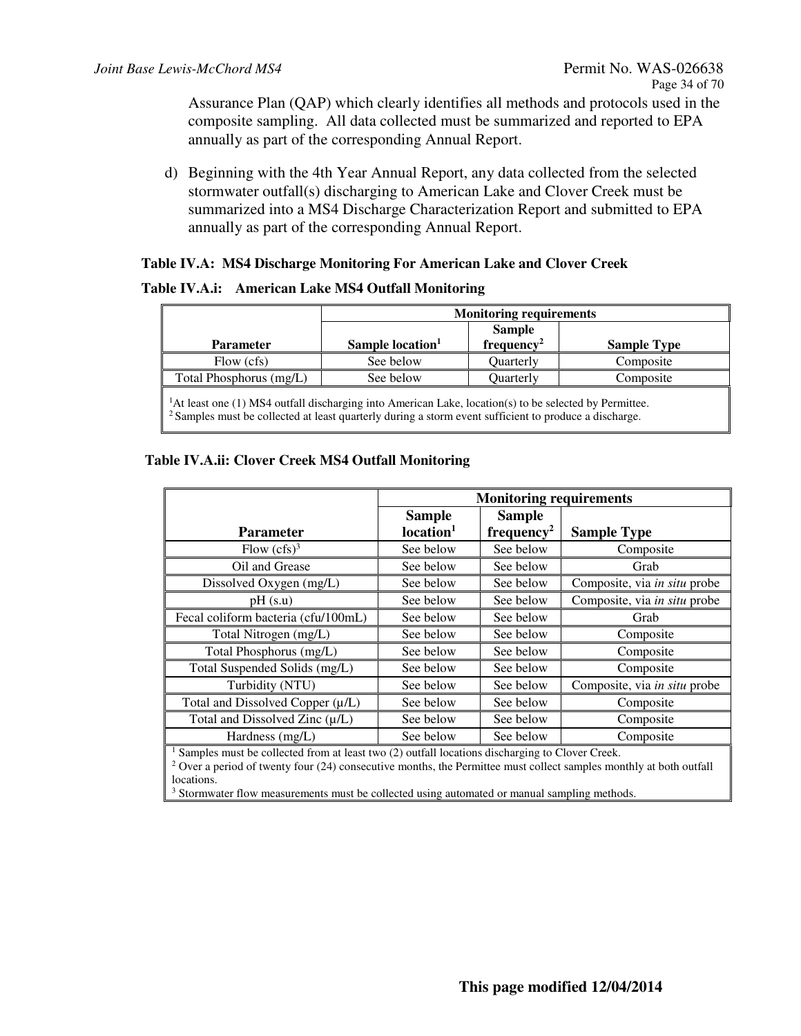Assurance Plan (QAP) which clearly identifies all methods and protocols used in the composite sampling. All data collected must be summarized and reported to EPA annually as part of the corresponding Annual Report.

d) Beginning with the 4th Year Annual Report, any data collected from the selected stormwater outfall(s) discharging to American Lake and Clover Creek must be summarized into a MS4 Discharge Characterization Report and submitted to EPA annually as part of the corresponding Annual Report.

**Table IV.A: MS4 Discharge Monitoring For American Lake and Clover Creek**

**Table IV.A.i: American Lake MS4 Outfall Monitoring**

| | Monitoring requirements | | |
|---|---|---|---|
| **Parameter** | **Sample location[1]** | **Sample frequency[2]** | **Sample Type** |
| Flow (cfs) | See below | Quarterly | Composite |
| Total Phosphorus (mg/L) | See below | Quarterly | Composite |

[1]At least one (1) MS4 outfall discharging into American Lake, location(s) to be selected by Permittee.
[2] Samples must be collected at least quarterly during a storm event sufficient to produce a discharge.

**Table IV.A.ii: Clover Creek MS4 Outfall Monitoring**

| | Monitoring requirements | | |
|---|---|---|---|
| **Parameter** | **Sample location[1]** | **Sample frequency[2]** | **Sample Type** |
| Flow (cfs)[3] | See below | See below | Composite |
| Oil and Grease | See below | See below | Grab |
| Dissolved Oxygen (mg/L) | See below | See below | Composite, via *in situ* probe |
| pH (s.u) | See below | See below | Composite, via *in situ* probe |
| Fecal coliform bacteria (cfu/100mL) | See below | See below | Grab |
| Total Nitrogen (mg/L) | See below | See below | Composite |
| Total Phosphorus (mg/L) | See below | See below | Composite |
| Total Suspended Solids (mg/L) | See below | See below | Composite |
| Turbidity (NTU) | See below | See below | Composite, via *in situ* probe |
| Total and Dissolved Copper (μ/L) | See below | See below | Composite |
| Total and Dissolved Zinc (μ/L) | See below | See below | Composite |
| Hardness (mg/L) | See below | See below | Composite |

[1] Samples must be collected from at least two (2) outfall locations discharging to Clover Creek.
[2] Over a period of twenty four (24) consecutive months, the Permittee must collect samples monthly at both outfall locations.
[3] Stormwater flow measurements must be collected using automated or manual sampling methods.

**This page modified 12/04/2014**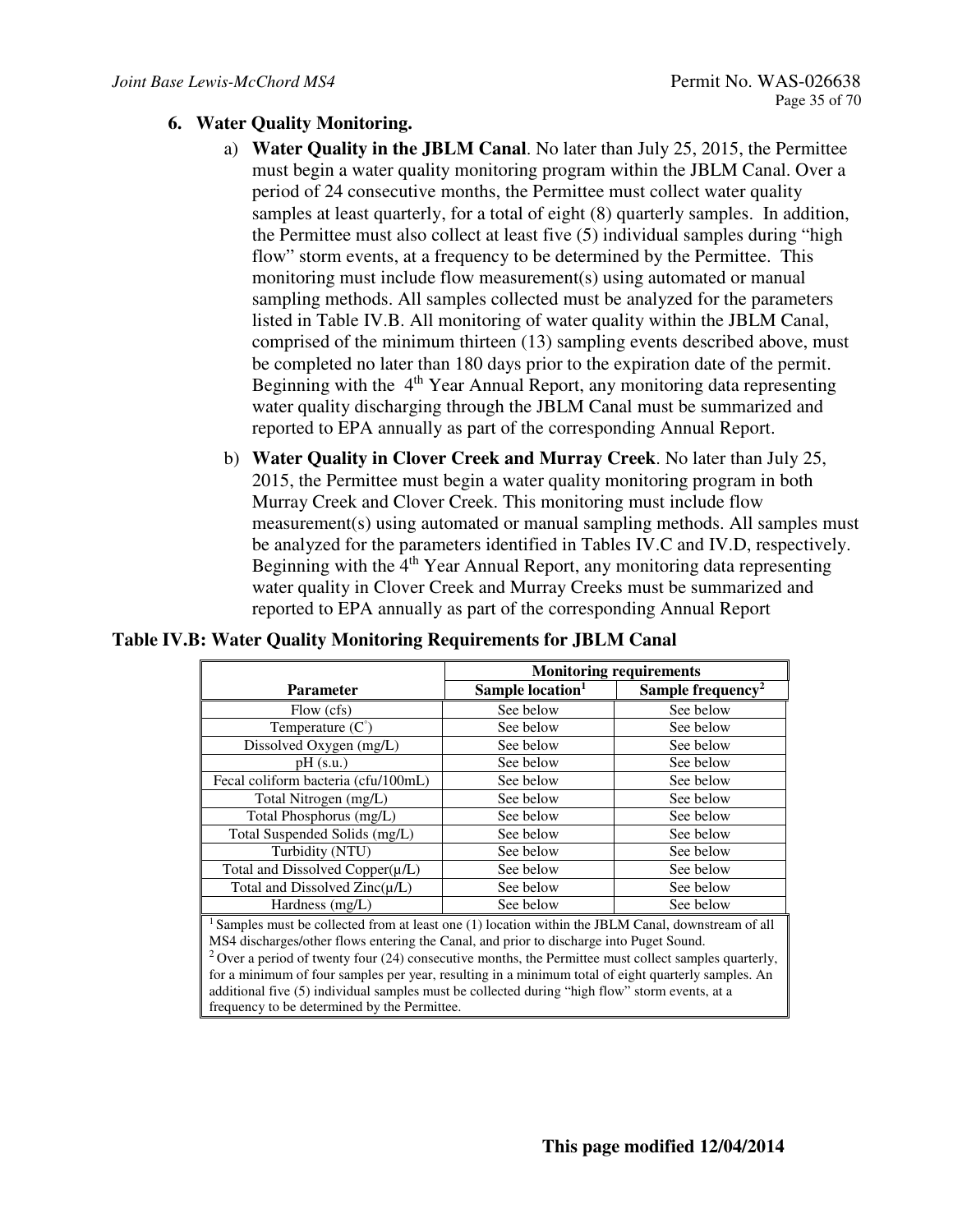## 6. Water Quality Monitoring.

a) **Water Quality in the JBLM Canal**. No later than July 25, 2015, the Permittee must begin a water quality monitoring program within the JBLM Canal. Over a period of 24 consecutive months, the Permittee must collect water quality samples at least quarterly, for a total of eight (8) quarterly samples. In addition, the Permittee must also collect at least five (5) individual samples during "high flow" storm events, at a frequency to be determined by the Permittee. This monitoring must include flow measurement(s) using automated or manual sampling methods. All samples collected must be analyzed for the parameters listed in Table IV.B. All monitoring of water quality within the JBLM Canal, comprised of the minimum thirteen (13) sampling events described above, must be completed no later than 180 days prior to the expiration date of the permit. Beginning with the 4th Year Annual Report, any monitoring data representing water quality discharging through the JBLM Canal must be summarized and reported to EPA annually as part of the corresponding Annual Report.

b) **Water Quality in Clover Creek and Murray Creek**. No later than July 25, 2015, the Permittee must begin a water quality monitoring program in both Murray Creek and Clover Creek. This monitoring must include flow measurement(s) using automated or manual sampling methods. All samples must be analyzed for the parameters identified in Tables IV.C and IV.D, respectively. Beginning with the 4th Year Annual Report, any monitoring data representing water quality in Clover Creek and Murray Creeks must be summarized and reported to EPA annually as part of the corresponding Annual Report

**Table IV.B: Water Quality Monitoring Requirements for JBLM Canal**

| Parameter | Monitoring requirements | |
|---|---|---|
| | Sample location[1] | Sample frequency[2] |
| Flow (cfs) | See below | See below |
| Temperature (C°) | See below | See below |
| Dissolved Oxygen (mg/L) | See below | See below |
| pH (s.u.) | See below | See below |
| Fecal coliform bacteria (cfu/100mL) | See below | See below |
| Total Nitrogen (mg/L) | See below | See below |
| Total Phosphorus (mg/L) | See below | See below |
| Total Suspended Solids (mg/L) | See below | See below |
| Turbidity (NTU) | See below | See below |
| Total and Dissolved Copper(μ/L) | See below | See below |
| Total and Dissolved Zinc(μ/L) | See below | See below |
| Hardness (mg/L) | See below | See below |

[1] Samples must be collected from at least one (1) location within the JBLM Canal, downstream of all MS4 discharges/other flows entering the Canal, and prior to discharge into Puget Sound.

[2] Over a period of twenty four (24) consecutive months, the Permittee must collect samples quarterly, for a minimum of four samples per year, resulting in a minimum total of eight quarterly samples. An additional five (5) individual samples must be collected during "high flow" storm events, at a frequency to be determined by the Permittee.

**This page modified 12/04/2014**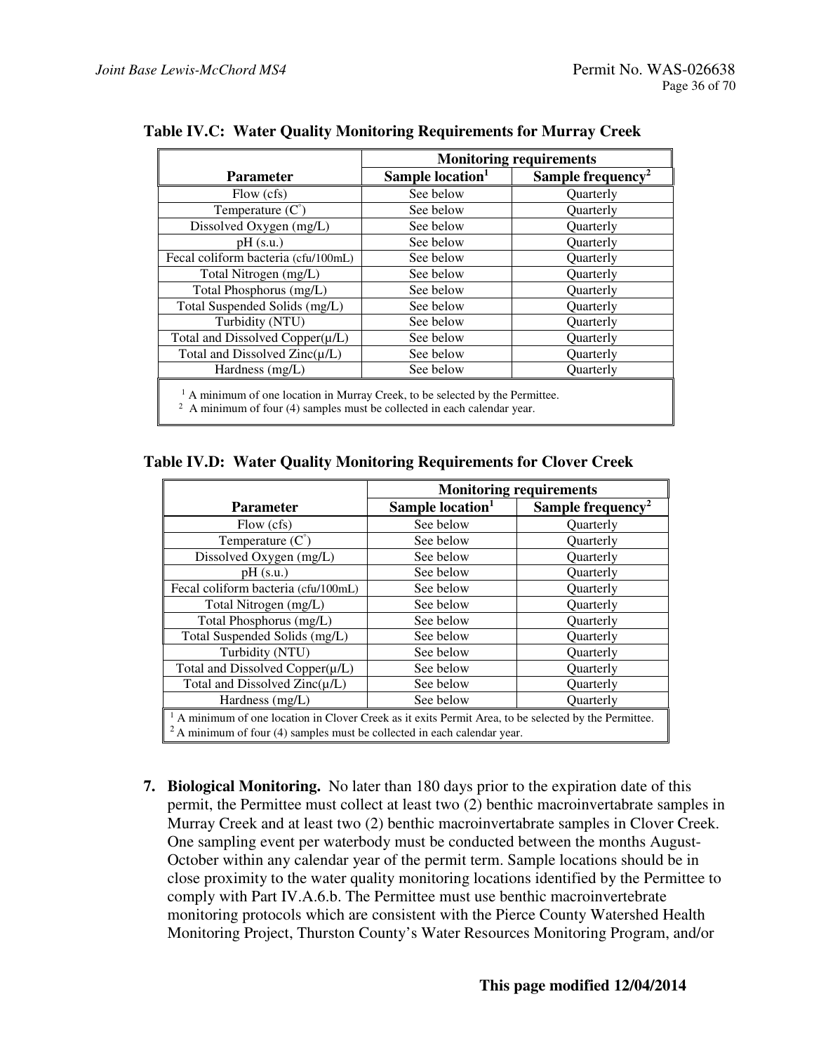**Table IV.C: Water Quality Monitoring Requirements for Murray Creek**

| Parameter | Monitoring requirements | |
|---|---|---|
| | Sample location[1] | Sample frequency[2] |
| Flow (cfs) | See below | Quarterly |
| Temperature (C°) | See below | Quarterly |
| Dissolved Oxygen (mg/L) | See below | Quarterly |
| pH (s.u.) | See below | Quarterly |
| Fecal coliform bacteria (cfu/100mL) | See below | Quarterly |
| Total Nitrogen (mg/L) | See below | Quarterly |
| Total Phosphorus (mg/L) | See below | Quarterly |
| Total Suspended Solids (mg/L) | See below | Quarterly |
| Turbidity (NTU) | See below | Quarterly |
| Total and Dissolved Copper(µ/L) | See below | Quarterly |
| Total and Dissolved Zinc(µ/L) | See below | Quarterly |
| Hardness (mg/L) | See below | Quarterly |

[1] A minimum of one location in Murray Creek, to be selected by the Permittee.
[2] A minimum of four (4) samples must be collected in each calendar year.

**Table IV.D: Water Quality Monitoring Requirements for Clover Creek**

| Parameter | Monitoring requirements | |
|---|---|---|
| | Sample location[1] | Sample frequency[2] |
| Flow (cfs) | See below | Quarterly |
| Temperature (C°) | See below | Quarterly |
| Dissolved Oxygen (mg/L) | See below | Quarterly |
| pH (s.u.) | See below | Quarterly |
| Fecal coliform bacteria (cfu/100mL) | See below | Quarterly |
| Total Nitrogen (mg/L) | See below | Quarterly |
| Total Phosphorus (mg/L) | See below | Quarterly |
| Total Suspended Solids (mg/L) | See below | Quarterly |
| Turbidity (NTU) | See below | Quarterly |
| Total and Dissolved Copper(µ/L) | See below | Quarterly |
| Total and Dissolved Zinc(µ/L) | See below | Quarterly |
| Hardness (mg/L) | See below | Quarterly |

[1] A minimum of one location in Clover Creek as it exits Permit Area, to be selected by the Permittee.
[2] A minimum of four (4) samples must be collected in each calendar year.

7. **Biological Monitoring.** No later than 180 days prior to the expiration date of this permit, the Permittee must collect at least two (2) benthic macroinvertabrate samples in Murray Creek and at least two (2) benthic macroinvertabrate samples in Clover Creek. One sampling event per waterbody must be conducted between the months August-October within any calendar year of the permit term. Sample locations should be in close proximity to the water quality monitoring locations identified by the Permittee to comply with Part IV.A.6.b. The Permittee must use benthic macroinvertebrate monitoring protocols which are consistent with the Pierce County Watershed Health Monitoring Project, Thurston County's Water Resources Monitoring Program, and/or

**This page modified 12/04/2014**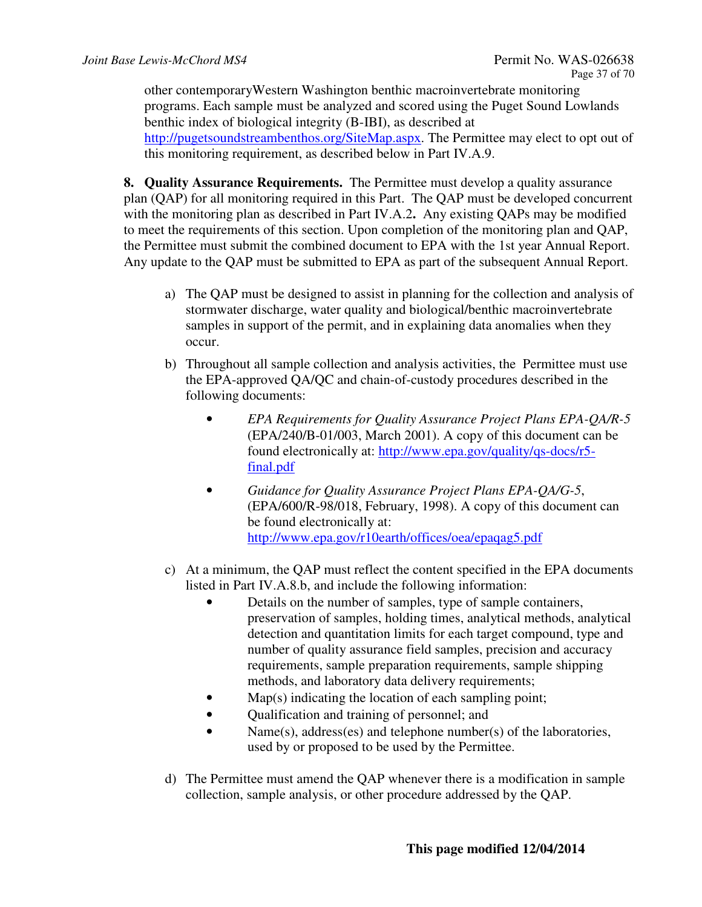other contemporaryWestern Washington benthic macroinvertebrate monitoring programs. Each sample must be analyzed and scored using the Puget Sound Lowlands benthic index of biological integrity (B-IBI), as described at [http://pugetsoundstreambenthos.org/SiteMap.aspx](http://pugetsoundstreambenthos.org/SiteMap.aspx). The Permittee may elect to opt out of this monitoring requirement, as described below in Part IV.A.9.

**8. Quality Assurance Requirements.** The Permittee must develop a quality assurance plan (QAP) for all monitoring required in this Part. The QAP must be developed concurrent with the monitoring plan as described in Part IV.A.2**.** Any existing QAPs may be modified to meet the requirements of this section. Upon completion of the monitoring plan and QAP, the Permittee must submit the combined document to EPA with the 1st year Annual Report. Any update to the QAP must be submitted to EPA as part of the subsequent Annual Report.

a) The QAP must be designed to assist in planning for the collection and analysis of stormwater discharge, water quality and biological/benthic macroinvertebrate samples in support of the permit, and in explaining data anomalies when they occur.

b) Throughout all sample collection and analysis activities, the Permittee must use the EPA-approved QA/QC and chain-of-custody procedures described in the following documents:

- *EPA Requirements for Quality Assurance Project Plans EPA-QA/R-5* (EPA/240/B-01/003, March 2001). A copy of this document can be found electronically at: [http://www.epa.gov/quality/qs-docs/r5-final.pdf](http://www.epa.gov/quality/qs-docs/r5-final.pdf)
- *Guidance for Quality Assurance Project Plans EPA-QA/G-5*, (EPA/600/R-98/018, February, 1998). A copy of this document can be found electronically at: [http://www.epa.gov/r10earth/offices/oea/epaqag5.pdf](http://www.epa.gov/r10earth/offices/oea/epaqag5.pdf)

c) At a minimum, the QAP must reflect the content specified in the EPA documents listed in Part IV.A.8.b, and include the following information:

- Details on the number of samples, type of sample containers, preservation of samples, holding times, analytical methods, analytical detection and quantitation limits for each target compound, type and number of quality assurance field samples, precision and accuracy requirements, sample preparation requirements, sample shipping methods, and laboratory data delivery requirements;
- Map(s) indicating the location of each sampling point;
- Qualification and training of personnel; and
- Name(s), address(es) and telephone number(s) of the laboratories, used by or proposed to be used by the Permittee.

d) The Permittee must amend the QAP whenever there is a modification in sample collection, sample analysis, or other procedure addressed by the QAP.

**This page modified 12/04/2014**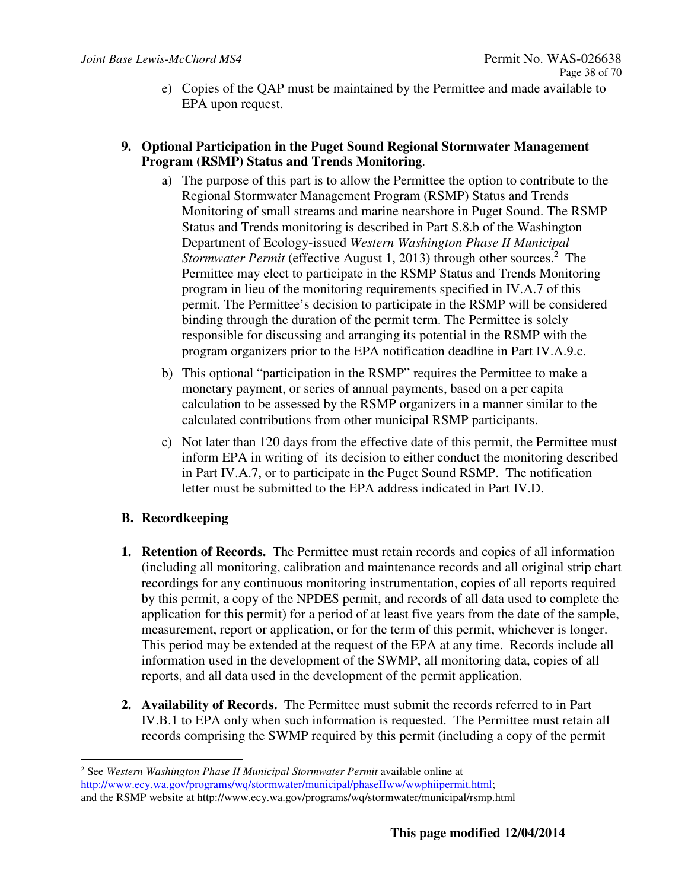e) Copies of the QAP must be maintained by the Permittee and made available to EPA upon request.

**9. Optional Participation in the Puget Sound Regional Stormwater Management Program (RSMP) Status and Trends Monitoring**.

a) The purpose of this part is to allow the Permittee the option to contribute to the Regional Stormwater Management Program (RSMP) Status and Trends Monitoring of small streams and marine nearshore in Puget Sound. The RSMP Status and Trends monitoring is described in Part S.8.b of the Washington Department of Ecology-issued *Western Washington Phase II Municipal Stormwater Permit* (effective August 1, 2013) through other sources.[2] The Permittee may elect to participate in the RSMP Status and Trends Monitoring program in lieu of the monitoring requirements specified in IV.A.7 of this permit. The Permittee's decision to participate in the RSMP will be considered binding through the duration of the permit term. The Permittee is solely responsible for discussing and arranging its potential in the RSMP with the program organizers prior to the EPA notification deadline in Part IV.A.9.c.

b) This optional "participation in the RSMP" requires the Permittee to make a monetary payment, or series of annual payments, based on a per capita calculation to be assessed by the RSMP organizers in a manner similar to the calculated contributions from other municipal RSMP participants.

c) Not later than 120 days from the effective date of this permit, the Permittee must inform EPA in writing of its decision to either conduct the monitoring described in Part IV.A.7, or to participate in the Puget Sound RSMP. The notification letter must be submitted to the EPA address indicated in Part IV.D.

## B. Recordkeeping

**1. Retention of Records.** The Permittee must retain records and copies of all information (including all monitoring, calibration and maintenance records and all original strip chart recordings for any continuous monitoring instrumentation, copies of all reports required by this permit, a copy of the NPDES permit, and records of all data used to complete the application for this permit) for a period of at least five years from the date of the sample, measurement, report or application, or for the term of this permit, whichever is longer. This period may be extended at the request of the EPA at any time. Records include all information used in the development of the SWMP, all monitoring data, copies of all reports, and all data used in the development of the permit application.

**2. Availability of Records.** The Permittee must submit the records referred to in Part IV.B.1 to EPA only when such information is requested. The Permittee must retain all records comprising the SWMP required by this permit (including a copy of the permit

---

[2] See *Western Washington Phase II Municipal Stormwater Permit* available online at http://www.ecy.wa.gov/programs/wq/stormwater/municipal/phaseIIww/wwphiipermit.html; and the RSMP website at http://www.ecy.wa.gov/programs/wq/stormwater/municipal/rsmp.html

**This page modified 12/04/2014**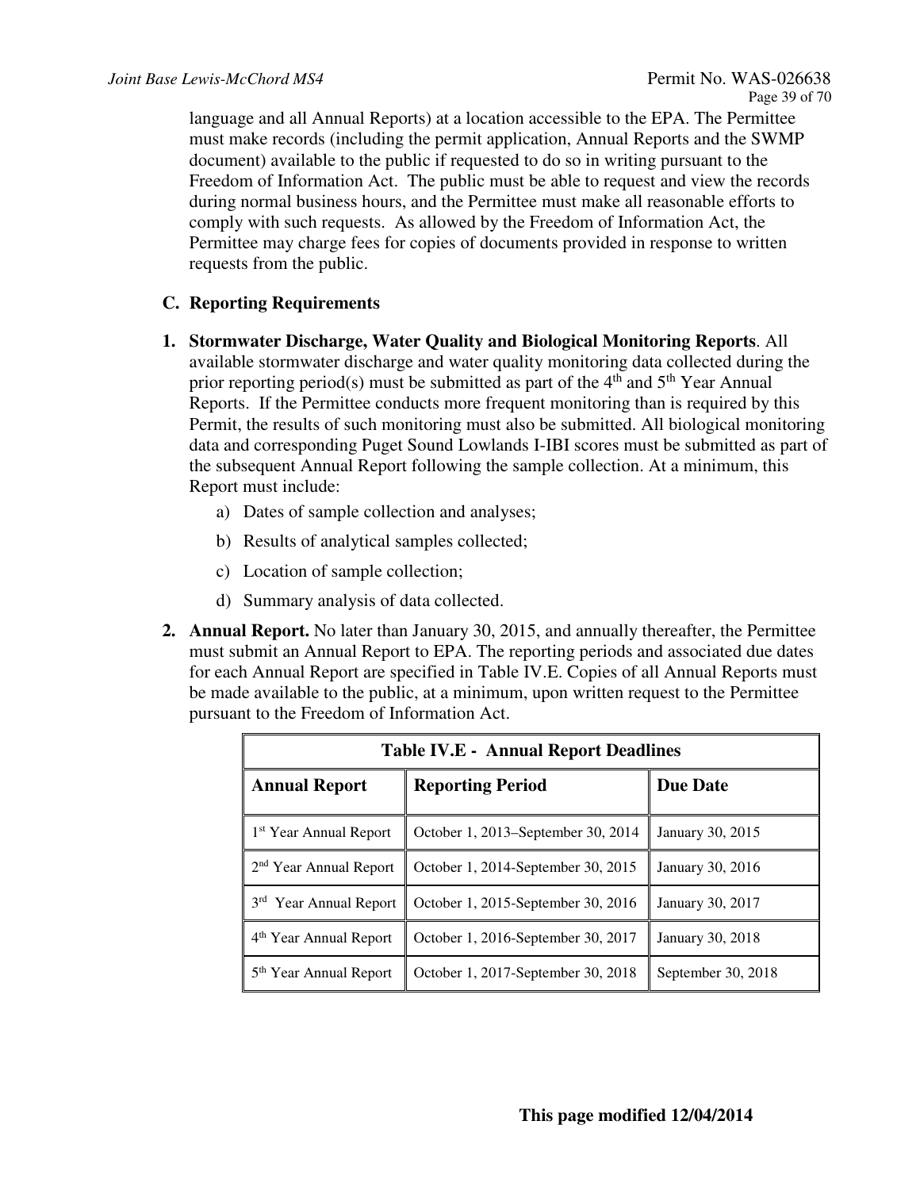language and all Annual Reports) at a location accessible to the EPA. The Permittee must make records (including the permit application, Annual Reports and the SWMP document) available to the public if requested to do so in writing pursuant to the Freedom of Information Act. The public must be able to request and view the records during normal business hours, and the Permittee must make all reasonable efforts to comply with such requests. As allowed by the Freedom of Information Act, the Permittee may charge fees for copies of documents provided in response to written requests from the public.

### C. Reporting Requirements

1. **Stormwater Discharge, Water Quality and Biological Monitoring Reports**. All available stormwater discharge and water quality monitoring data collected during the prior reporting period(s) must be submitted as part of the 4th and 5th Year Annual Reports. If the Permittee conducts more frequent monitoring than is required by this Permit, the results of such monitoring must also be submitted. All biological monitoring data and corresponding Puget Sound Lowlands I-IBI scores must be submitted as part of the subsequent Annual Report following the sample collection. At a minimum, this Report must include:
   a) Dates of sample collection and analyses;
   b) Results of analytical samples collected;
   c) Location of sample collection;
   d) Summary analysis of data collected.

2. **Annual Report.** No later than January 30, 2015, and annually thereafter, the Permittee must submit an Annual Report to EPA. The reporting periods and associated due dates for each Annual Report are specified in Table IV.E. Copies of all Annual Reports must be made available to the public, at a minimum, upon written request to the Permittee pursuant to the Freedom of Information Act.

**Table IV.E - Annual Report Deadlines**

| Annual Report | Reporting Period | Due Date |
|---|---|---|
| 1st Year Annual Report | October 1, 2013–September 30, 2014 | January 30, 2015 |
| 2nd Year Annual Report | October 1, 2014-September 30, 2015 | January 30, 2016 |
| 3rd Year Annual Report | October 1, 2015-September 30, 2016 | January 30, 2017 |
| 4th Year Annual Report | October 1, 2016-September 30, 2017 | January 30, 2018 |
| 5th Year Annual Report | October 1, 2017-September 30, 2018 | September 30, 2018 |

**This page modified 12/04/2014**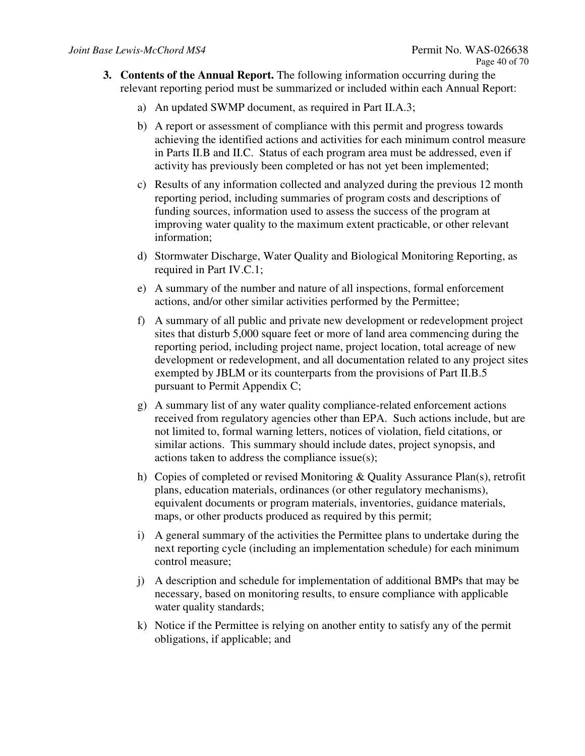3. **Contents of the Annual Report.** The following information occurring during the relevant reporting period must be summarized or included within each Annual Report:

    a) An updated SWMP document, as required in Part II.A.3;

    b) A report or assessment of compliance with this permit and progress towards achieving the identified actions and activities for each minimum control measure in Parts II.B and II.C. Status of each program area must be addressed, even if activity has previously been completed or has not yet been implemented;

    c) Results of any information collected and analyzed during the previous 12 month reporting period, including summaries of program costs and descriptions of funding sources, information used to assess the success of the program at improving water quality to the maximum extent practicable, or other relevant information;

    d) Stormwater Discharge, Water Quality and Biological Monitoring Reporting, as required in Part IV.C.1;

    e) A summary of the number and nature of all inspections, formal enforcement actions, and/or other similar activities performed by the Permittee;

    f) A summary of all public and private new development or redevelopment project sites that disturb 5,000 square feet or more of land area commencing during the reporting period, including project name, project location, total acreage of new development or redevelopment, and all documentation related to any project sites exempted by JBLM or its counterparts from the provisions of Part II.B.5 pursuant to Permit Appendix C;

    g) A summary list of any water quality compliance-related enforcement actions received from regulatory agencies other than EPA. Such actions include, but are not limited to, formal warning letters, notices of violation, field citations, or similar actions. This summary should include dates, project synopsis, and actions taken to address the compliance issue(s);

    h) Copies of completed or revised Monitoring & Quality Assurance Plan(s), retrofit plans, education materials, ordinances (or other regulatory mechanisms), equivalent documents or program materials, inventories, guidance materials, maps, or other products produced as required by this permit;

    i) A general summary of the activities the Permittee plans to undertake during the next reporting cycle (including an implementation schedule) for each minimum control measure;

    j) A description and schedule for implementation of additional BMPs that may be necessary, based on monitoring results, to ensure compliance with applicable water quality standards;

    k) Notice if the Permittee is relying on another entity to satisfy any of the permit obligations, if applicable; and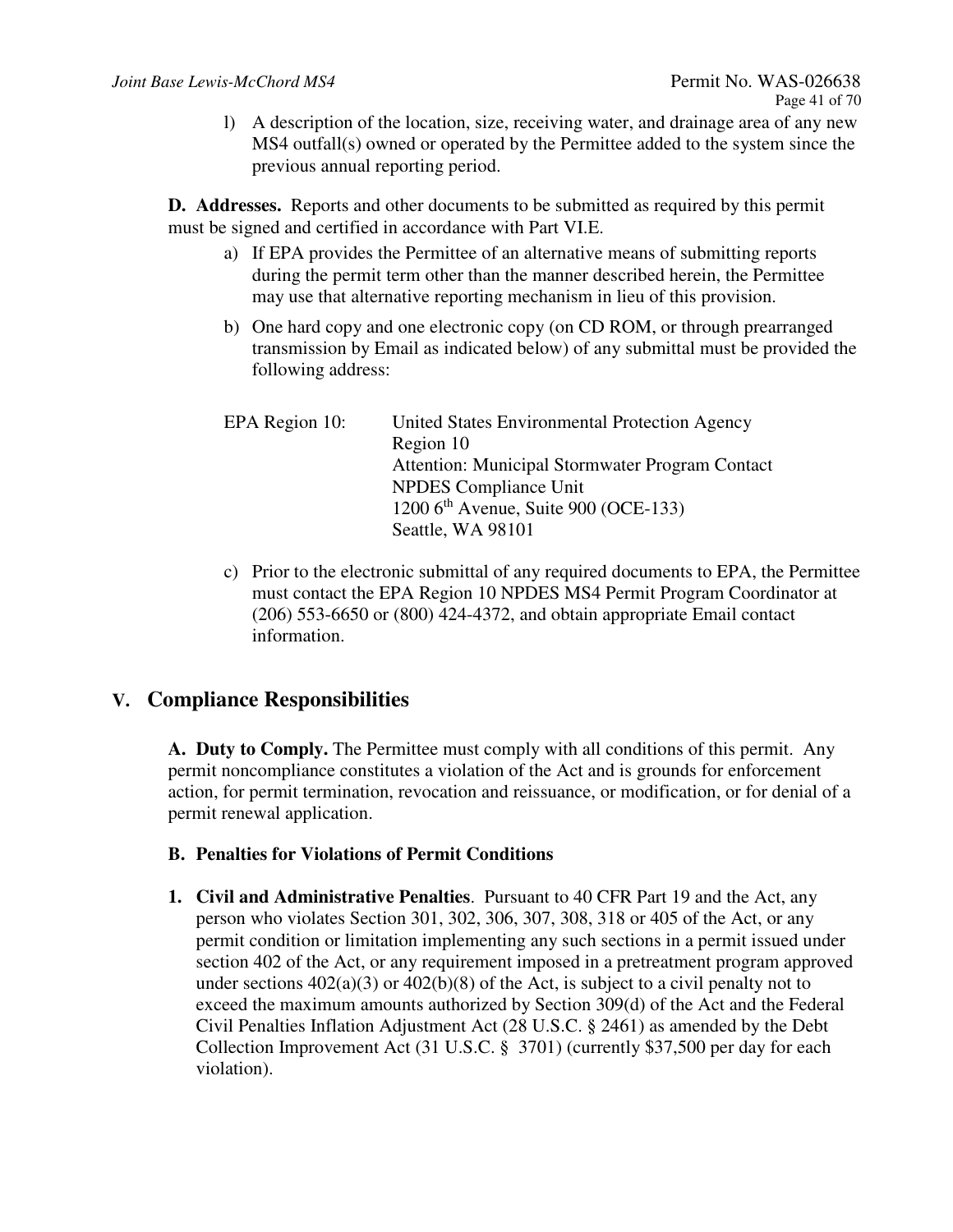l) A description of the location, size, receiving water, and drainage area of any new MS4 outfall(s) owned or operated by the Permittee added to the system since the previous annual reporting period.

**D. Addresses.** Reports and other documents to be submitted as required by this permit must be signed and certified in accordance with Part VI.E.

a) If EPA provides the Permittee of an alternative means of submitting reports during the permit term other than the manner described herein, the Permittee may use that alternative reporting mechanism in lieu of this provision.

b) One hard copy and one electronic copy (on CD ROM, or through prearranged transmission by Email as indicated below) of any submittal must be provided the following address:

EPA Region 10: United States Environmental Protection Agency
Region 10
Attention: Municipal Stormwater Program Contact
NPDES Compliance Unit
1200 6th Avenue, Suite 900 (OCE-133)
Seattle, WA 98101

c) Prior to the electronic submittal of any required documents to EPA, the Permittee must contact the EPA Region 10 NPDES MS4 Permit Program Coordinator at (206) 553-6650 or (800) 424-4372, and obtain appropriate Email contact information.

## V. Compliance Responsibilities

**A. Duty to Comply.** The Permittee must comply with all conditions of this permit. Any permit noncompliance constitutes a violation of the Act and is grounds for enforcement action, for permit termination, revocation and reissuance, or modification, or for denial of a permit renewal application.

**B. Penalties for Violations of Permit Conditions**

**1. Civil and Administrative Penalties**. Pursuant to 40 CFR Part 19 and the Act, any person who violates Section 301, 302, 306, 307, 308, 318 or 405 of the Act, or any permit condition or limitation implementing any such sections in a permit issued under section 402 of the Act, or any requirement imposed in a pretreatment program approved under sections 402(a)(3) or 402(b)(8) of the Act, is subject to a civil penalty not to exceed the maximum amounts authorized by Section 309(d) of the Act and the Federal Civil Penalties Inflation Adjustment Act (28 U.S.C. § 2461) as amended by the Debt Collection Improvement Act (31 U.S.C. § 3701) (currently $37,500 per day for each violation).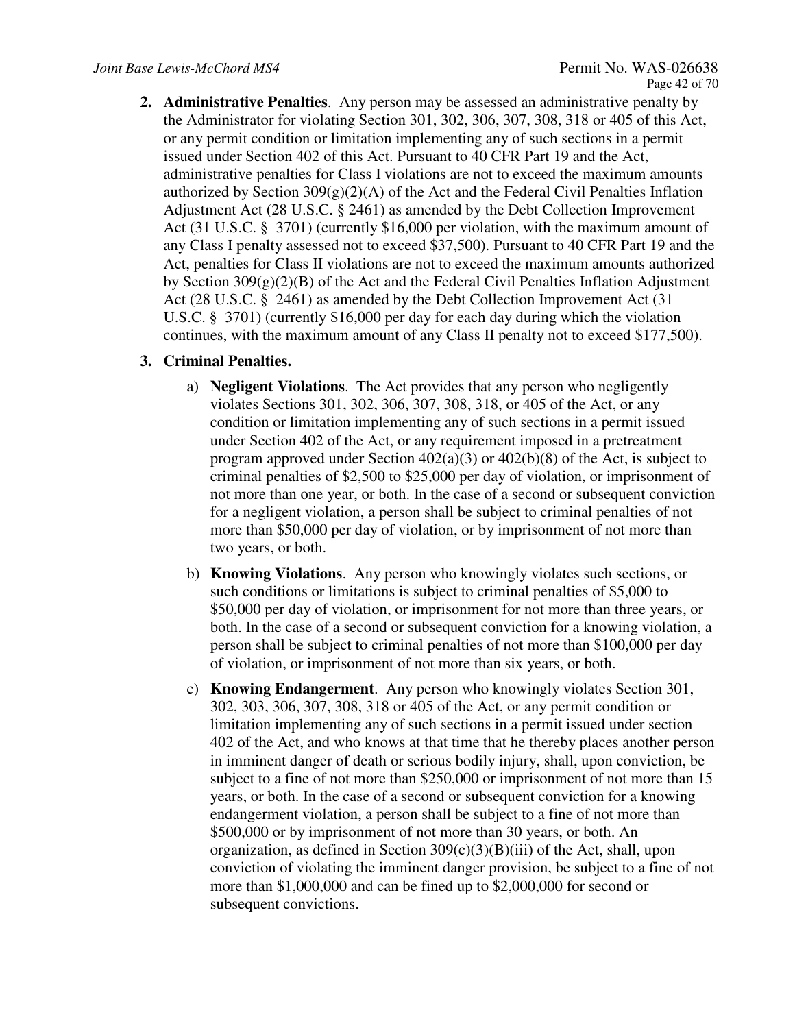2. **Administrative Penalties**. Any person may be assessed an administrative penalty by the Administrator for violating Section 301, 302, 306, 307, 308, 318 or 405 of this Act, or any permit condition or limitation implementing any of such sections in a permit issued under Section 402 of this Act. Pursuant to 40 CFR Part 19 and the Act, administrative penalties for Class I violations are not to exceed the maximum amounts authorized by Section 309(g)(2)(A) of the Act and the Federal Civil Penalties Inflation Adjustment Act (28 U.S.C. § 2461) as amended by the Debt Collection Improvement Act (31 U.S.C. § 3701) (currently $16,000 per violation, with the maximum amount of any Class I penalty assessed not to exceed $37,500). Pursuant to 40 CFR Part 19 and the Act, penalties for Class II violations are not to exceed the maximum amounts authorized by Section 309(g)(2)(B) of the Act and the Federal Civil Penalties Inflation Adjustment Act (28 U.S.C. § 2461) as amended by the Debt Collection Improvement Act (31 U.S.C. § 3701) (currently $16,000 per day for each day during which the violation continues, with the maximum amount of any Class II penalty not to exceed $177,500).

3. **Criminal Penalties.**

   a) **Negligent Violations**. The Act provides that any person who negligently violates Sections 301, 302, 306, 307, 308, 318, or 405 of the Act, or any condition or limitation implementing any of such sections in a permit issued under Section 402 of the Act, or any requirement imposed in a pretreatment program approved under Section 402(a)(3) or 402(b)(8) of the Act, is subject to criminal penalties of $2,500 to $25,000 per day of violation, or imprisonment of not more than one year, or both. In the case of a second or subsequent conviction for a negligent violation, a person shall be subject to criminal penalties of not more than $50,000 per day of violation, or by imprisonment of not more than two years, or both.

   b) **Knowing Violations**. Any person who knowingly violates such sections, or such conditions or limitations is subject to criminal penalties of $5,000 to $50,000 per day of violation, or imprisonment for not more than three years, or both. In the case of a second or subsequent conviction for a knowing violation, a person shall be subject to criminal penalties of not more than $100,000 per day of violation, or imprisonment of not more than six years, or both.

   c) **Knowing Endangerment**. Any person who knowingly violates Section 301, 302, 303, 306, 307, 308, 318 or 405 of the Act, or any permit condition or limitation implementing any of such sections in a permit issued under section 402 of the Act, and who knows at that time that he thereby places another person in imminent danger of death or serious bodily injury, shall, upon conviction, be subject to a fine of not more than $250,000 or imprisonment of not more than 15 years, or both. In the case of a second or subsequent conviction for a knowing endangerment violation, a person shall be subject to a fine of not more than $500,000 or by imprisonment of not more than 30 years, or both. An organization, as defined in Section 309(c)(3)(B)(iii) of the Act, shall, upon conviction of violating the imminent danger provision, be subject to a fine of not more than $1,000,000 and can be fined up to $2,000,000 for second or subsequent convictions.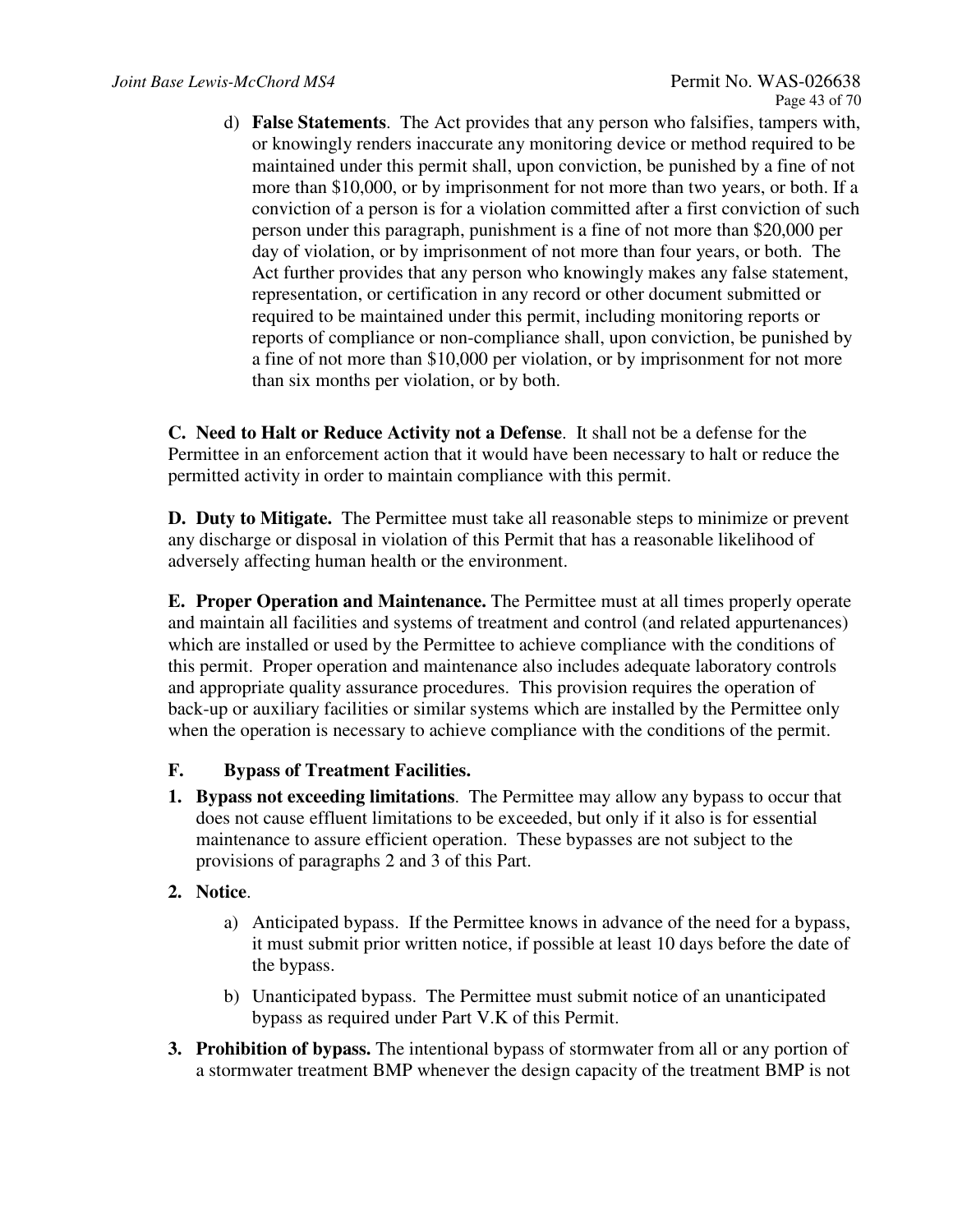d) **False Statements**. The Act provides that any person who falsifies, tampers with, or knowingly renders inaccurate any monitoring device or method required to be maintained under this permit shall, upon conviction, be punished by a fine of not more than $10,000, or by imprisonment for not more than two years, or both. If a conviction of a person is for a violation committed after a first conviction of such person under this paragraph, punishment is a fine of not more than $20,000 per day of violation, or by imprisonment of not more than four years, or both. The Act further provides that any person who knowingly makes any false statement, representation, or certification in any record or other document submitted or required to be maintained under this permit, including monitoring reports or reports of compliance or non-compliance shall, upon conviction, be punished by a fine of not more than $10,000 per violation, or by imprisonment for not more than six months per violation, or by both.

**C. Need to Halt or Reduce Activity not a Defense**. It shall not be a defense for the Permittee in an enforcement action that it would have been necessary to halt or reduce the permitted activity in order to maintain compliance with this permit.

**D. Duty to Mitigate.** The Permittee must take all reasonable steps to minimize or prevent any discharge or disposal in violation of this Permit that has a reasonable likelihood of adversely affecting human health or the environment.

**E. Proper Operation and Maintenance.** The Permittee must at all times properly operate and maintain all facilities and systems of treatment and control (and related appurtenances) which are installed or used by the Permittee to achieve compliance with the conditions of this permit. Proper operation and maintenance also includes adequate laboratory controls and appropriate quality assurance procedures. This provision requires the operation of back-up or auxiliary facilities or similar systems which are installed by the Permittee only when the operation is necessary to achieve compliance with the conditions of the permit.

**F. Bypass of Treatment Facilities.**

1. **Bypass not exceeding limitations**. The Permittee may allow any bypass to occur that does not cause effluent limitations to be exceeded, but only if it also is for essential maintenance to assure efficient operation. These bypasses are not subject to the provisions of paragraphs 2 and 3 of this Part.

2. **Notice**.

   a) Anticipated bypass. If the Permittee knows in advance of the need for a bypass, it must submit prior written notice, if possible at least 10 days before the date of the bypass.

   b) Unanticipated bypass. The Permittee must submit notice of an unanticipated bypass as required under Part V.K of this Permit.

3. **Prohibition of bypass.** The intentional bypass of stormwater from all or any portion of a stormwater treatment BMP whenever the design capacity of the treatment BMP is not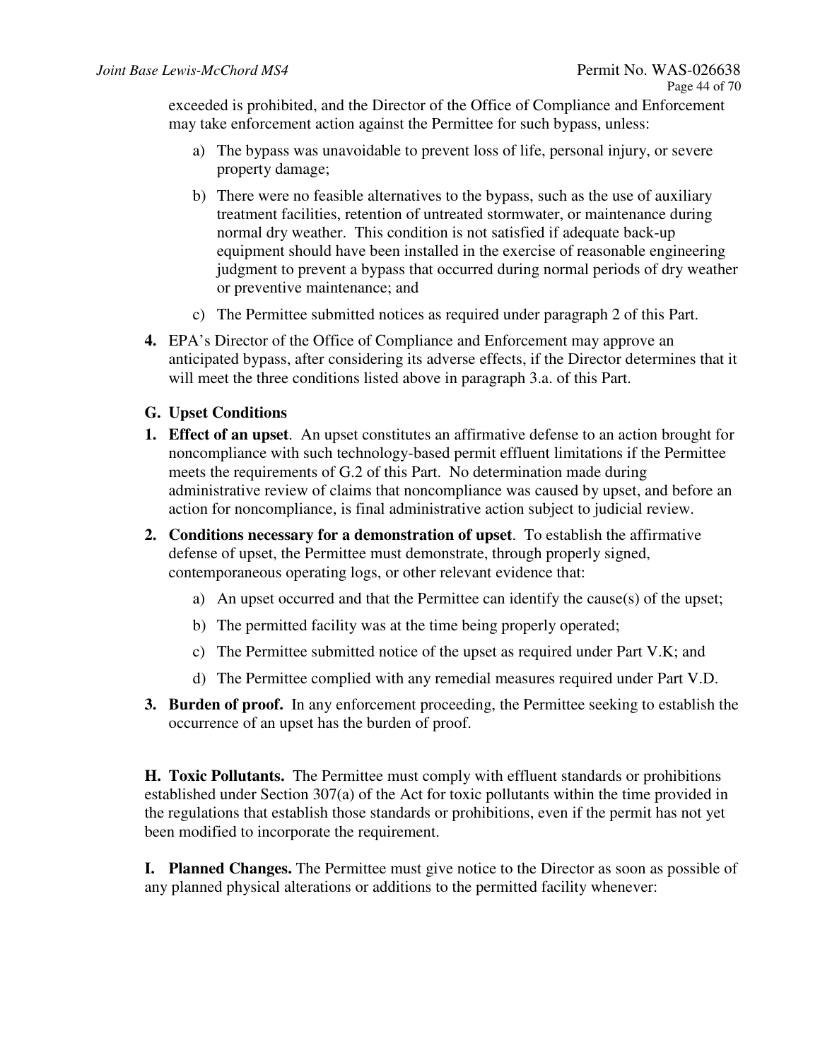exceeded is prohibited, and the Director of the Office of Compliance and Enforcement may take enforcement action against the Permittee for such bypass, unless:

a) The bypass was unavoidable to prevent loss of life, personal injury, or severe property damage;

b) There were no feasible alternatives to the bypass, such as the use of auxiliary treatment facilities, retention of untreated stormwater, or maintenance during normal dry weather. This condition is not satisfied if adequate back-up equipment should have been installed in the exercise of reasonable engineering judgment to prevent a bypass that occurred during normal periods of dry weather or preventive maintenance; and

c) The Permittee submitted notices as required under paragraph 2 of this Part.

**4.** EPA's Director of the Office of Compliance and Enforcement may approve an anticipated bypass, after considering its adverse effects, if the Director determines that it will meet the three conditions listed above in paragraph 3.a. of this Part.

**G. Upset Conditions**

**1. Effect of an upset**. An upset constitutes an affirmative defense to an action brought for noncompliance with such technology-based permit effluent limitations if the Permittee meets the requirements of G.2 of this Part. No determination made during administrative review of claims that noncompliance was caused by upset, and before an action for noncompliance, is final administrative action subject to judicial review.

**2. Conditions necessary for a demonstration of upset**. To establish the affirmative defense of upset, the Permittee must demonstrate, through properly signed, contemporaneous operating logs, or other relevant evidence that:

a) An upset occurred and that the Permittee can identify the cause(s) of the upset;

b) The permitted facility was at the time being properly operated;

c) The Permittee submitted notice of the upset as required under Part V.K; and

d) The Permittee complied with any remedial measures required under Part V.D.

**3. Burden of proof.** In any enforcement proceeding, the Permittee seeking to establish the occurrence of an upset has the burden of proof.

**H. Toxic Pollutants.** The Permittee must comply with effluent standards or prohibitions established under Section 307(a) of the Act for toxic pollutants within the time provided in the regulations that establish those standards or prohibitions, even if the permit has not yet been modified to incorporate the requirement.

**I. Planned Changes.** The Permittee must give notice to the Director as soon as possible of any planned physical alterations or additions to the permitted facility whenever: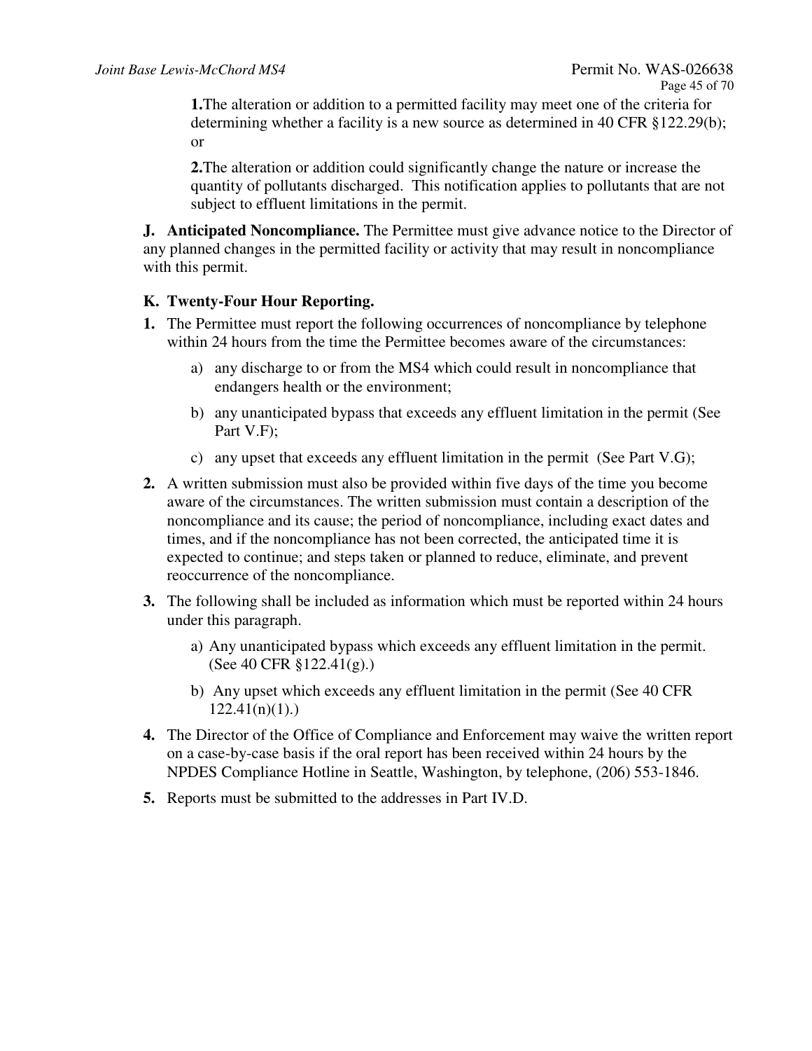**1.** The alteration or addition to a permitted facility may meet one of the criteria for determining whether a facility is a new source as determined in 40 CFR §122.29(b); or

**2.** The alteration or addition could significantly change the nature or increase the quantity of pollutants discharged. This notification applies to pollutants that are not subject to effluent limitations in the permit.

**J. Anticipated Noncompliance.** The Permittee must give advance notice to the Director of any planned changes in the permitted facility or activity that may result in noncompliance with this permit.

**K. Twenty-Four Hour Reporting.**

**1.** The Permittee must report the following occurrences of noncompliance by telephone within 24 hours from the time the Permittee becomes aware of the circumstances:

a) any discharge to or from the MS4 which could result in noncompliance that endangers health or the environment;

b) any unanticipated bypass that exceeds any effluent limitation in the permit (See Part V.F);

c) any upset that exceeds any effluent limitation in the permit (See Part V.G);

**2.** A written submission must also be provided within five days of the time you become aware of the circumstances. The written submission must contain a description of the noncompliance and its cause; the period of noncompliance, including exact dates and times, and if the noncompliance has not been corrected, the anticipated time it is expected to continue; and steps taken or planned to reduce, eliminate, and prevent reoccurrence of the noncompliance.

**3.** The following shall be included as information which must be reported within 24 hours under this paragraph.

a) Any unanticipated bypass which exceeds any effluent limitation in the permit. (See 40 CFR §122.41(g).)

b) Any upset which exceeds any effluent limitation in the permit (See 40 CFR 122.41(n)(1).)

**4.** The Director of the Office of Compliance and Enforcement may waive the written report on a case-by-case basis if the oral report has been received within 24 hours by the NPDES Compliance Hotline in Seattle, Washington, by telephone, (206) 553-1846.

**5.** Reports must be submitted to the addresses in Part IV.D.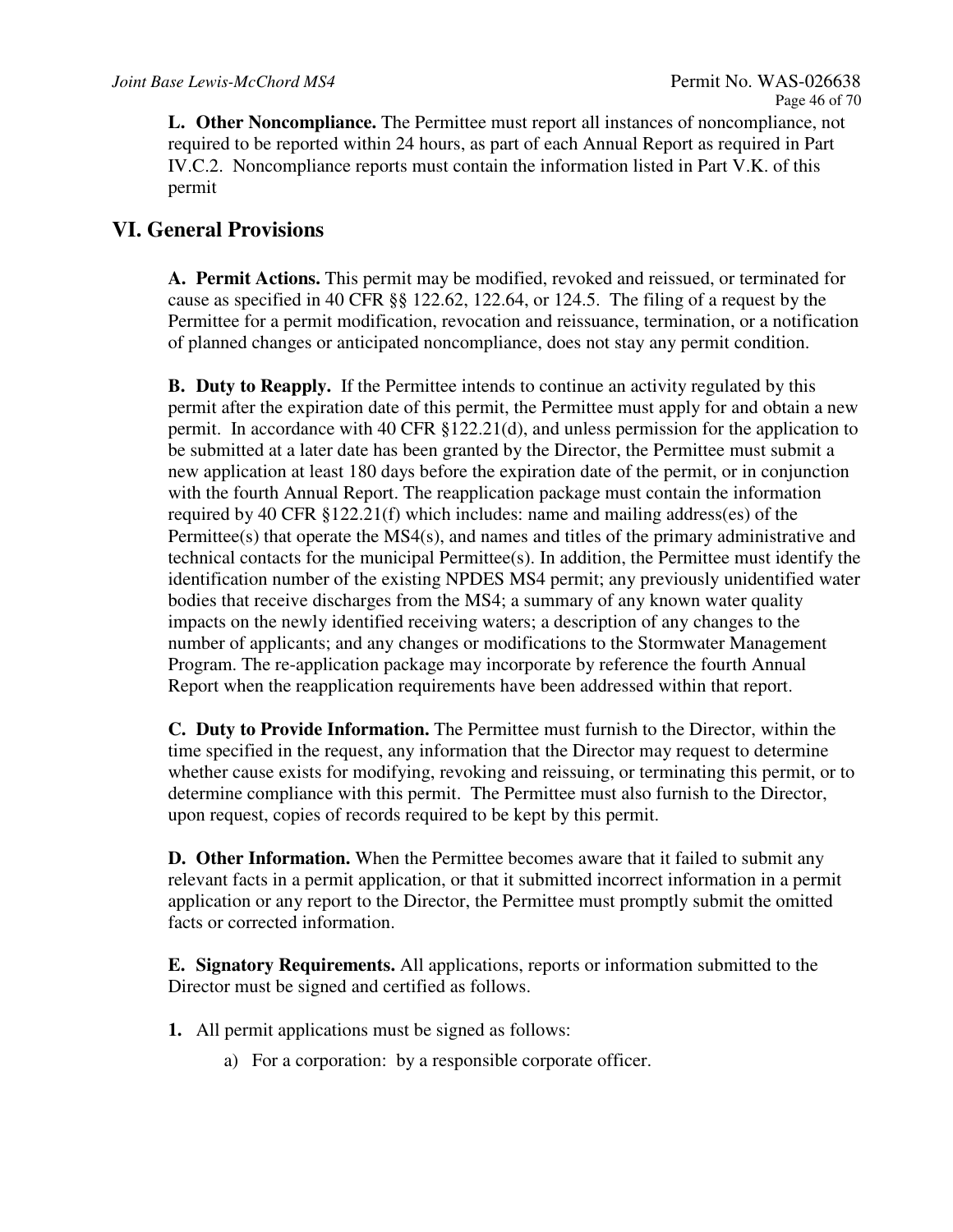**L. Other Noncompliance.** The Permittee must report all instances of noncompliance, not required to be reported within 24 hours, as part of each Annual Report as required in Part IV.C.2. Noncompliance reports must contain the information listed in Part V.K. of this permit

## VI. General Provisions

**A. Permit Actions.** This permit may be modified, revoked and reissued, or terminated for cause as specified in 40 CFR §§ 122.62, 122.64, or 124.5. The filing of a request by the Permittee for a permit modification, revocation and reissuance, termination, or a notification of planned changes or anticipated noncompliance, does not stay any permit condition.

**B. Duty to Reapply.** If the Permittee intends to continue an activity regulated by this permit after the expiration date of this permit, the Permittee must apply for and obtain a new permit. In accordance with 40 CFR §122.21(d), and unless permission for the application to be submitted at a later date has been granted by the Director, the Permittee must submit a new application at least 180 days before the expiration date of the permit, or in conjunction with the fourth Annual Report. The reapplication package must contain the information required by 40 CFR §122.21(f) which includes: name and mailing address(es) of the Permittee(s) that operate the MS4(s), and names and titles of the primary administrative and technical contacts for the municipal Permittee(s). In addition, the Permittee must identify the identification number of the existing NPDES MS4 permit; any previously unidentified water bodies that receive discharges from the MS4; a summary of any known water quality impacts on the newly identified receiving waters; a description of any changes to the number of applicants; and any changes or modifications to the Stormwater Management Program. The re-application package may incorporate by reference the fourth Annual Report when the reapplication requirements have been addressed within that report.

**C. Duty to Provide Information.** The Permittee must furnish to the Director, within the time specified in the request, any information that the Director may request to determine whether cause exists for modifying, revoking and reissuing, or terminating this permit, or to determine compliance with this permit. The Permittee must also furnish to the Director, upon request, copies of records required to be kept by this permit.

**D. Other Information.** When the Permittee becomes aware that it failed to submit any relevant facts in a permit application, or that it submitted incorrect information in a permit application or any report to the Director, the Permittee must promptly submit the omitted facts or corrected information.

**E. Signatory Requirements.** All applications, reports or information submitted to the Director must be signed and certified as follows.

**1.** All permit applications must be signed as follows:

a) For a corporation: by a responsible corporate officer.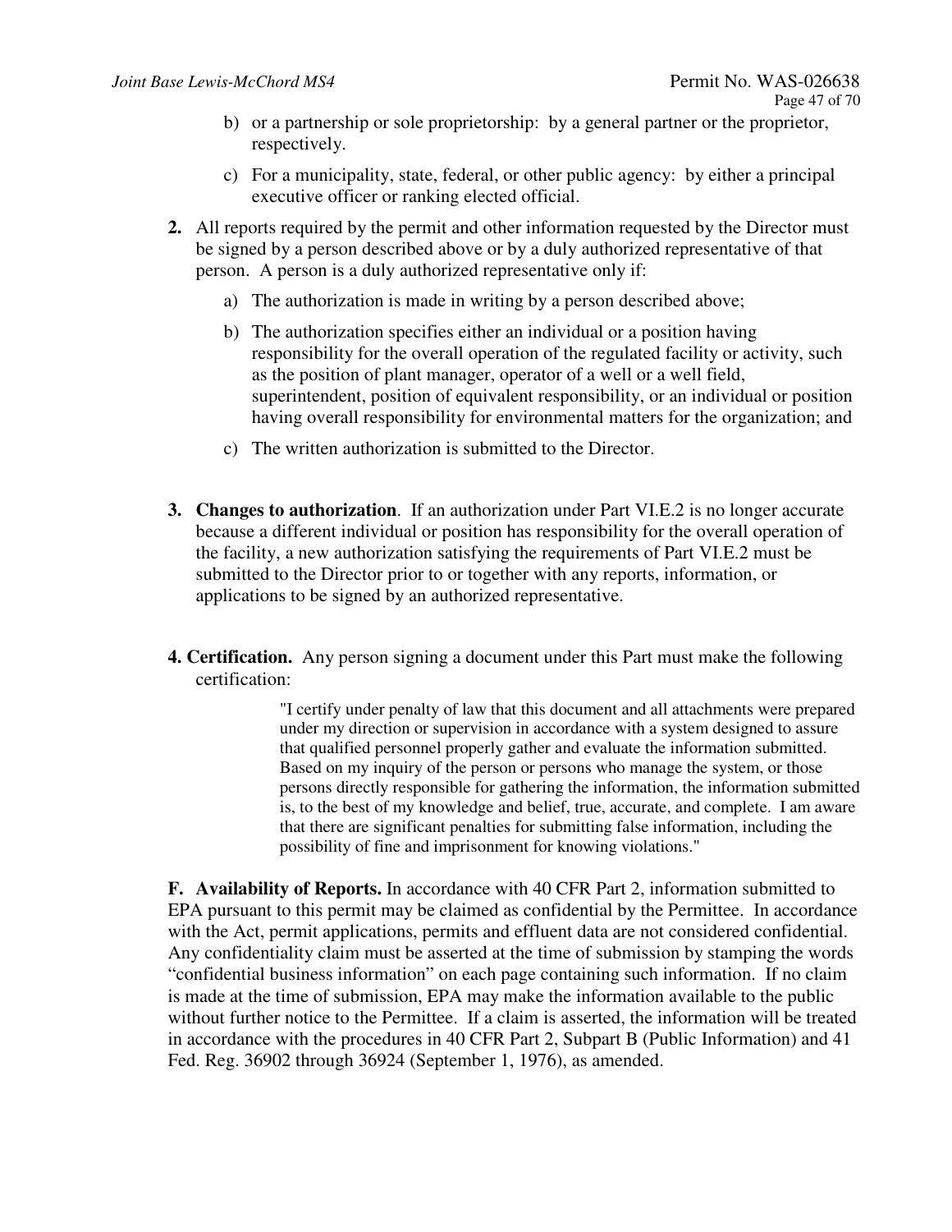b) or a partnership or sole proprietorship: by a general partner or the proprietor, respectively.

c) For a municipality, state, federal, or other public agency: by either a principal executive officer or ranking elected official.

**2.** All reports required by the permit and other information requested by the Director must be signed by a person described above or by a duly authorized representative of that person. A person is a duly authorized representative only if:

a) The authorization is made in writing by a person described above;

b) The authorization specifies either an individual or a position having responsibility for the overall operation of the regulated facility or activity, such as the position of plant manager, operator of a well or a well field, superintendent, position of equivalent responsibility, or an individual or position having overall responsibility for environmental matters for the organization; and

c) The written authorization is submitted to the Director.

**3. Changes to authorization**. If an authorization under Part VI.E.2 is no longer accurate because a different individual or position has responsibility for the overall operation of the facility, a new authorization satisfying the requirements of Part VI.E.2 must be submitted to the Director prior to or together with any reports, information, or applications to be signed by an authorized representative.

**4. Certification.** Any person signing a document under this Part must make the following certification:

> "I certify under penalty of law that this document and all attachments were prepared under my direction or supervision in accordance with a system designed to assure that qualified personnel properly gather and evaluate the information submitted. Based on my inquiry of the person or persons who manage the system, or those persons directly responsible for gathering the information, the information submitted is, to the best of my knowledge and belief, true, accurate, and complete. I am aware that there are significant penalties for submitting false information, including the possibility of fine and imprisonment for knowing violations."

**F. Availability of Reports.** In accordance with 40 CFR Part 2, information submitted to EPA pursuant to this permit may be claimed as confidential by the Permittee. In accordance with the Act, permit applications, permits and effluent data are not considered confidential. Any confidentiality claim must be asserted at the time of submission by stamping the words "confidential business information" on each page containing such information. If no claim is made at the time of submission, EPA may make the information available to the public without further notice to the Permittee. If a claim is asserted, the information will be treated in accordance with the procedures in 40 CFR Part 2, Subpart B (Public Information) and 41 Fed. Reg. 36902 through 36924 (September 1, 1976), as amended.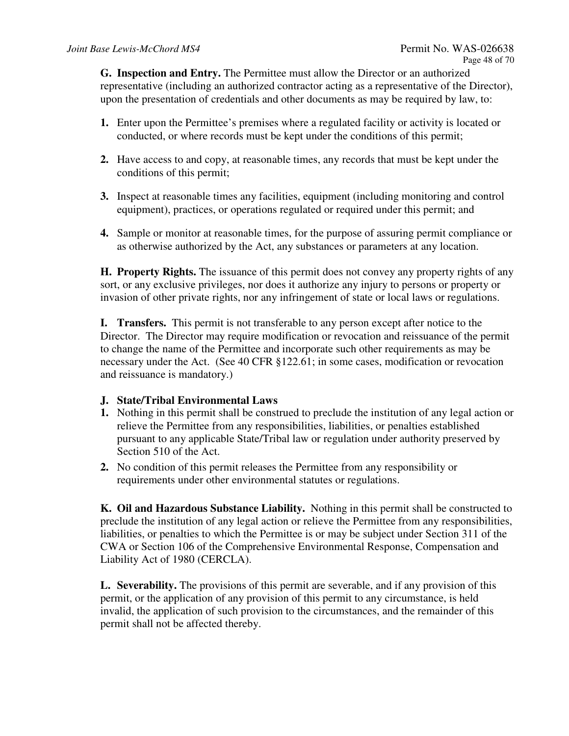**G. Inspection and Entry.** The Permittee must allow the Director or an authorized representative (including an authorized contractor acting as a representative of the Director), upon the presentation of credentials and other documents as may be required by law, to:

1. Enter upon the Permittee's premises where a regulated facility or activity is located or conducted, or where records must be kept under the conditions of this permit;

2. Have access to and copy, at reasonable times, any records that must be kept under the conditions of this permit;

3. Inspect at reasonable times any facilities, equipment (including monitoring and control equipment), practices, or operations regulated or required under this permit; and

4. Sample or monitor at reasonable times, for the purpose of assuring permit compliance or as otherwise authorized by the Act, any substances or parameters at any location.

**H. Property Rights.** The issuance of this permit does not convey any property rights of any sort, or any exclusive privileges, nor does it authorize any injury to persons or property or invasion of other private rights, nor any infringement of state or local laws or regulations.

**I. Transfers.** This permit is not transferable to any person except after notice to the Director. The Director may require modification or revocation and reissuance of the permit to change the name of the Permittee and incorporate such other requirements as may be necessary under the Act. (See 40 CFR §122.61; in some cases, modification or revocation and reissuance is mandatory.)

**J. State/Tribal Environmental Laws**

1. Nothing in this permit shall be construed to preclude the institution of any legal action or relieve the Permittee from any responsibilities, liabilities, or penalties established pursuant to any applicable State/Tribal law or regulation under authority preserved by Section 510 of the Act.
2. No condition of this permit releases the Permittee from any responsibility or requirements under other environmental statutes or regulations.

**K. Oil and Hazardous Substance Liability.** Nothing in this permit shall be constructed to preclude the institution of any legal action or relieve the Permittee from any responsibilities, liabilities, or penalties to which the Permittee is or may be subject under Section 311 of the CWA or Section 106 of the Comprehensive Environmental Response, Compensation and Liability Act of 1980 (CERCLA).

**L. Severability.** The provisions of this permit are severable, and if any provision of this permit, or the application of any provision of this permit to any circumstance, is held invalid, the application of such provision to the circumstances, and the remainder of this permit shall not be affected thereby.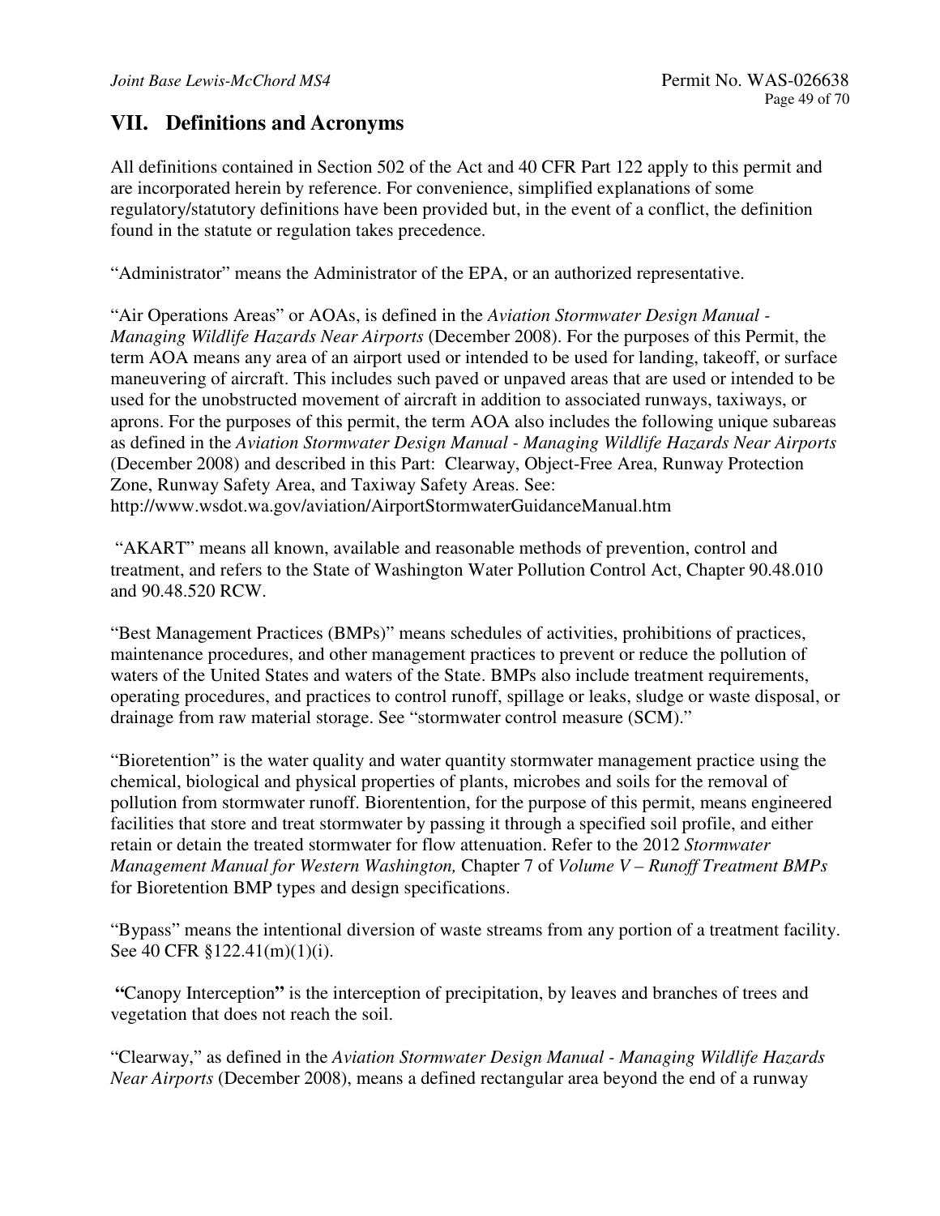## VII. Definitions and Acronyms

All definitions contained in Section 502 of the Act and 40 CFR Part 122 apply to this permit and are incorporated herein by reference. For convenience, simplified explanations of some regulatory/statutory definitions have been provided but, in the event of a conflict, the definition found in the statute or regulation takes precedence.

"Administrator" means the Administrator of the EPA, or an authorized representative.

"Air Operations Areas" or AOAs, is defined in the *Aviation Stormwater Design Manual - Managing Wildlife Hazards Near Airports* (December 2008). For the purposes of this Permit, the term AOA means any area of an airport used or intended to be used for landing, takeoff, or surface maneuvering of aircraft. This includes such paved or unpaved areas that are used or intended to be used for the unobstructed movement of aircraft in addition to associated runways, taxiways, or aprons. For the purposes of this permit, the term AOA also includes the following unique subareas as defined in the *Aviation Stormwater Design Manual - Managing Wildlife Hazards Near Airports* (December 2008) and described in this Part: Clearway, Object-Free Area, Runway Protection Zone, Runway Safety Area, and Taxiway Safety Areas. See: http://www.wsdot.wa.gov/aviation/AirportStormwaterGuidanceManual.htm

"AKART" means all known, available and reasonable methods of prevention, control and treatment, and refers to the State of Washington Water Pollution Control Act, Chapter 90.48.010 and 90.48.520 RCW.

"Best Management Practices (BMPs)" means schedules of activities, prohibitions of practices, maintenance procedures, and other management practices to prevent or reduce the pollution of waters of the United States and waters of the State. BMPs also include treatment requirements, operating procedures, and practices to control runoff, spillage or leaks, sludge or waste disposal, or drainage from raw material storage. See "stormwater control measure (SCM)."

"Bioretention" is the water quality and water quantity stormwater management practice using the chemical, biological and physical properties of plants, microbes and soils for the removal of pollution from stormwater runoff. Biorentention, for the purpose of this permit, means engineered facilities that store and treat stormwater by passing it through a specified soil profile, and either retain or detain the treated stormwater for flow attenuation. Refer to the 2012 *Stormwater Management Manual for Western Washington,* Chapter 7 of *Volume V – Runoff Treatment BMPs* for Bioretention BMP types and design specifications.

"Bypass" means the intentional diversion of waste streams from any portion of a treatment facility. See 40 CFR §122.41(m)(1)(i).

**"**Canopy Interception**"** is the interception of precipitation, by leaves and branches of trees and vegetation that does not reach the soil.

"Clearway," as defined in the *Aviation Stormwater Design Manual - Managing Wildlife Hazards Near Airports* (December 2008), means a defined rectangular area beyond the end of a runway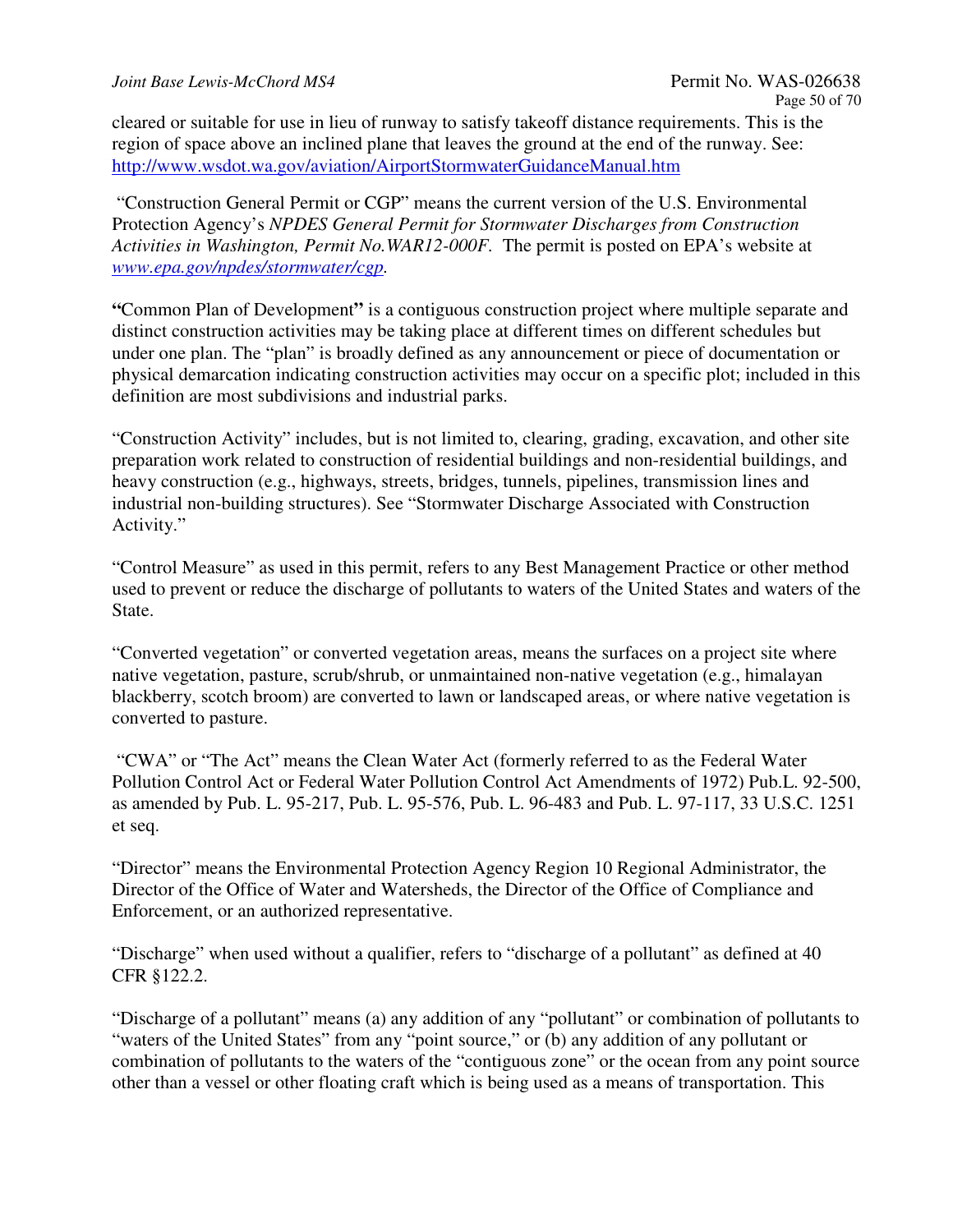cleared or suitable for use in lieu of runway to satisfy takeoff distance requirements. This is the region of space above an inclined plane that leaves the ground at the end of the runway. See: [http://www.wsdot.wa.gov/aviation/AirportStormwaterGuidanceManual.htm](http://www.wsdot.wa.gov/aviation/AirportStormwaterGuidanceManual.htm)

"Construction General Permit or CGP" means the current version of the U.S. Environmental Protection Agency's *NPDES General Permit for Stormwater Discharges from Construction Activities in Washington, Permit No.WAR12-000F.* The permit is posted on EPA's website at [*www.epa.gov/npdes/stormwater/cgp*](www.epa.gov/npdes/stormwater/cgp).

**"**Common Plan of Development**"** is a contiguous construction project where multiple separate and distinct construction activities may be taking place at different times on different schedules but under one plan. The "plan" is broadly defined as any announcement or piece of documentation or physical demarcation indicating construction activities may occur on a specific plot; included in this definition are most subdivisions and industrial parks.

"Construction Activity" includes, but is not limited to, clearing, grading, excavation, and other site preparation work related to construction of residential buildings and non-residential buildings, and heavy construction (e.g., highways, streets, bridges, tunnels, pipelines, transmission lines and industrial non-building structures). See "Stormwater Discharge Associated with Construction Activity."

"Control Measure" as used in this permit, refers to any Best Management Practice or other method used to prevent or reduce the discharge of pollutants to waters of the United States and waters of the State.

"Converted vegetation" or converted vegetation areas, means the surfaces on a project site where native vegetation, pasture, scrub/shrub, or unmaintained non-native vegetation (e.g., himalayan blackberry, scotch broom) are converted to lawn or landscaped areas, or where native vegetation is converted to pasture.

"CWA" or "The Act" means the Clean Water Act (formerly referred to as the Federal Water Pollution Control Act or Federal Water Pollution Control Act Amendments of 1972) Pub.L. 92-500, as amended by Pub. L. 95-217, Pub. L. 95-576, Pub. L. 96-483 and Pub. L. 97-117, 33 U.S.C. 1251 et seq.

"Director" means the Environmental Protection Agency Region 10 Regional Administrator, the Director of the Office of Water and Watersheds, the Director of the Office of Compliance and Enforcement, or an authorized representative.

"Discharge" when used without a qualifier, refers to "discharge of a pollutant" as defined at 40 CFR §122.2.

"Discharge of a pollutant" means (a) any addition of any "pollutant" or combination of pollutants to "waters of the United States" from any "point source," or (b) any addition of any pollutant or combination of pollutants to the waters of the "contiguous zone" or the ocean from any point source other than a vessel or other floating craft which is being used as a means of transportation. This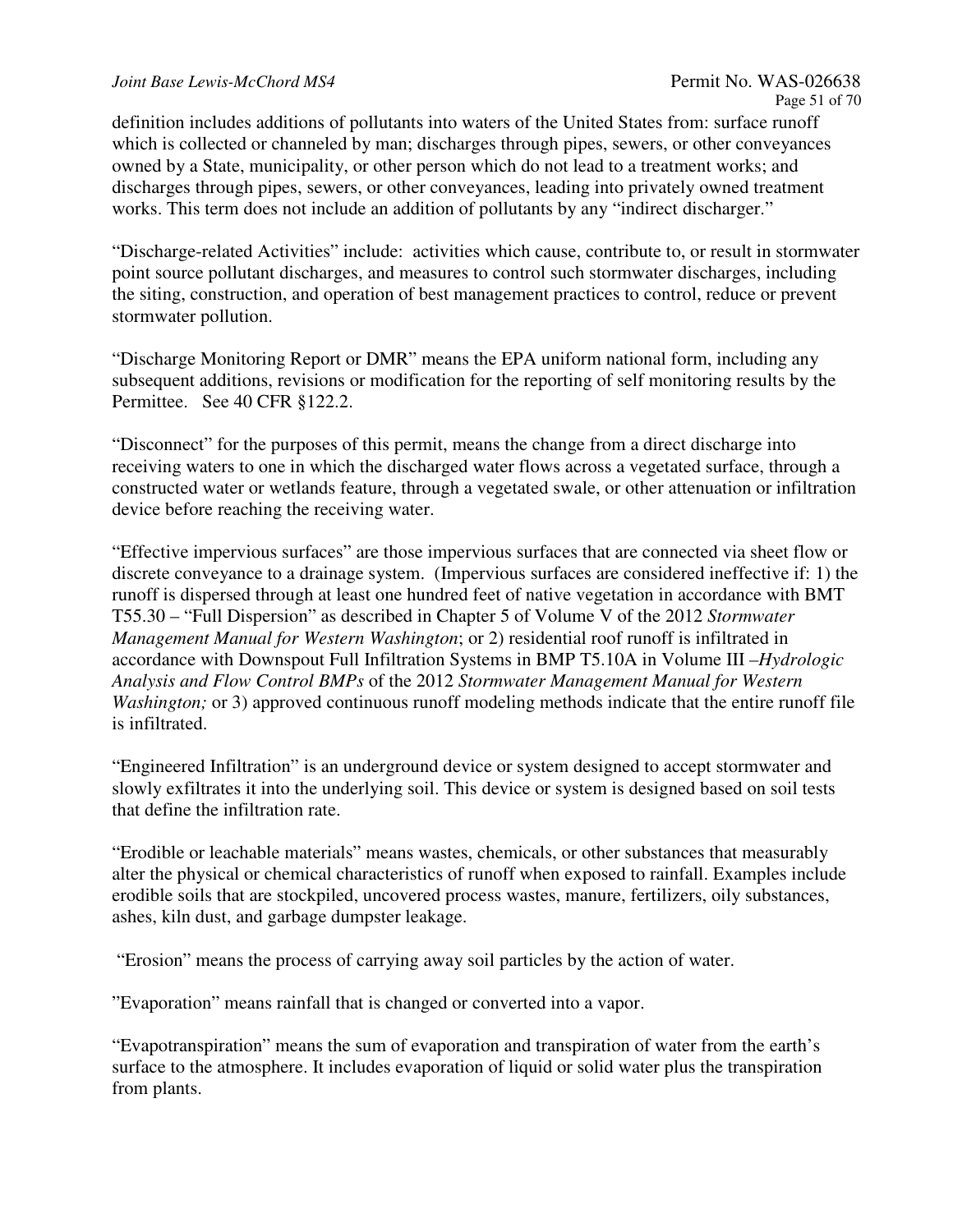definition includes additions of pollutants into waters of the United States from: surface runoff which is collected or channeled by man; discharges through pipes, sewers, or other conveyances owned by a State, municipality, or other person which do not lead to a treatment works; and discharges through pipes, sewers, or other conveyances, leading into privately owned treatment works. This term does not include an addition of pollutants by any "indirect discharger."

"Discharge-related Activities" include: activities which cause, contribute to, or result in stormwater point source pollutant discharges, and measures to control such stormwater discharges, including the siting, construction, and operation of best management practices to control, reduce or prevent stormwater pollution.

"Discharge Monitoring Report or DMR" means the EPA uniform national form, including any subsequent additions, revisions or modification for the reporting of self monitoring results by the Permittee. See 40 CFR §122.2.

"Disconnect" for the purposes of this permit, means the change from a direct discharge into receiving waters to one in which the discharged water flows across a vegetated surface, through a constructed water or wetlands feature, through a vegetated swale, or other attenuation or infiltration device before reaching the receiving water.

"Effective impervious surfaces" are those impervious surfaces that are connected via sheet flow or discrete conveyance to a drainage system. (Impervious surfaces are considered ineffective if: 1) the runoff is dispersed through at least one hundred feet of native vegetation in accordance with BMT T55.30 – "Full Dispersion" as described in Chapter 5 of Volume V of the 2012 *Stormwater Management Manual for Western Washington*; or 2) residential roof runoff is infiltrated in accordance with Downspout Full Infiltration Systems in BMP T5.10A in Volume III –*Hydrologic Analysis and Flow Control BMPs* of the 2012 *Stormwater Management Manual for Western Washington;* or 3) approved continuous runoff modeling methods indicate that the entire runoff file is infiltrated.

"Engineered Infiltration" is an underground device or system designed to accept stormwater and slowly exfiltrates it into the underlying soil. This device or system is designed based on soil tests that define the infiltration rate.

"Erodible or leachable materials" means wastes, chemicals, or other substances that measurably alter the physical or chemical characteristics of runoff when exposed to rainfall. Examples include erodible soils that are stockpiled, uncovered process wastes, manure, fertilizers, oily substances, ashes, kiln dust, and garbage dumpster leakage.

"Erosion" means the process of carrying away soil particles by the action of water.

"Evaporation" means rainfall that is changed or converted into a vapor.

"Evapotranspiration" means the sum of evaporation and transpiration of water from the earth's surface to the atmosphere. It includes evaporation of liquid or solid water plus the transpiration from plants.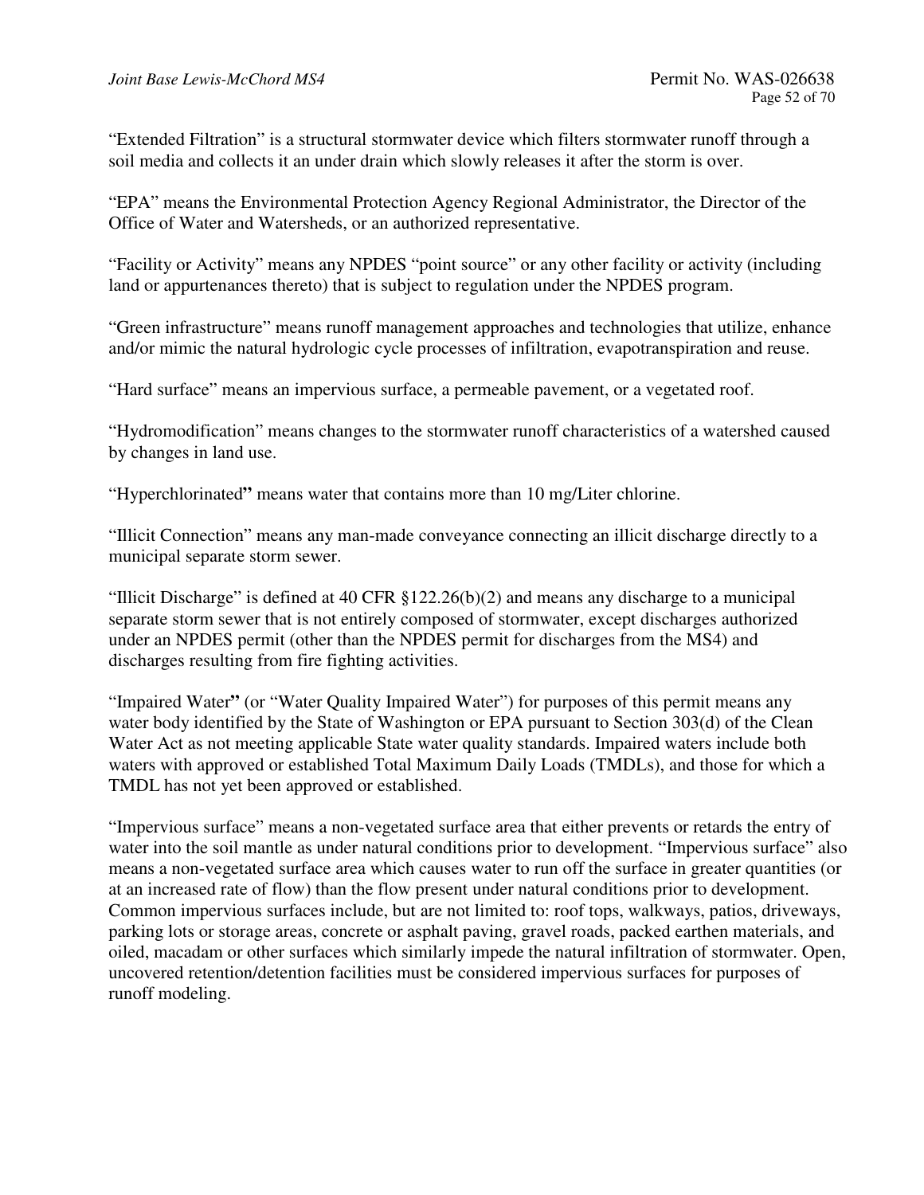"Extended Filtration" is a structural stormwater device which filters stormwater runoff through a soil media and collects it an under drain which slowly releases it after the storm is over.

"EPA" means the Environmental Protection Agency Regional Administrator, the Director of the Office of Water and Watersheds, or an authorized representative.

"Facility or Activity" means any NPDES "point source" or any other facility or activity (including land or appurtenances thereto) that is subject to regulation under the NPDES program.

"Green infrastructure" means runoff management approaches and technologies that utilize, enhance and/or mimic the natural hydrologic cycle processes of infiltration, evapotranspiration and reuse.

"Hard surface" means an impervious surface, a permeable pavement, or a vegetated roof.

"Hydromodification" means changes to the stormwater runoff characteristics of a watershed caused by changes in land use.

"Hyperchlorinated**"** means water that contains more than 10 mg/Liter chlorine.

"Illicit Connection" means any man-made conveyance connecting an illicit discharge directly to a municipal separate storm sewer.

"Illicit Discharge" is defined at 40 CFR §122.26(b)(2) and means any discharge to a municipal separate storm sewer that is not entirely composed of stormwater, except discharges authorized under an NPDES permit (other than the NPDES permit for discharges from the MS4) and discharges resulting from fire fighting activities.

"Impaired Water**"** (or "Water Quality Impaired Water") for purposes of this permit means any water body identified by the State of Washington or EPA pursuant to Section 303(d) of the Clean Water Act as not meeting applicable State water quality standards. Impaired waters include both waters with approved or established Total Maximum Daily Loads (TMDLs), and those for which a TMDL has not yet been approved or established.

"Impervious surface" means a non-vegetated surface area that either prevents or retards the entry of water into the soil mantle as under natural conditions prior to development. "Impervious surface" also means a non-vegetated surface area which causes water to run off the surface in greater quantities (or at an increased rate of flow) than the flow present under natural conditions prior to development. Common impervious surfaces include, but are not limited to: roof tops, walkways, patios, driveways, parking lots or storage areas, concrete or asphalt paving, gravel roads, packed earthen materials, and oiled, macadam or other surfaces which similarly impede the natural infiltration of stormwater. Open, uncovered retention/detention facilities must be considered impervious surfaces for purposes of runoff modeling.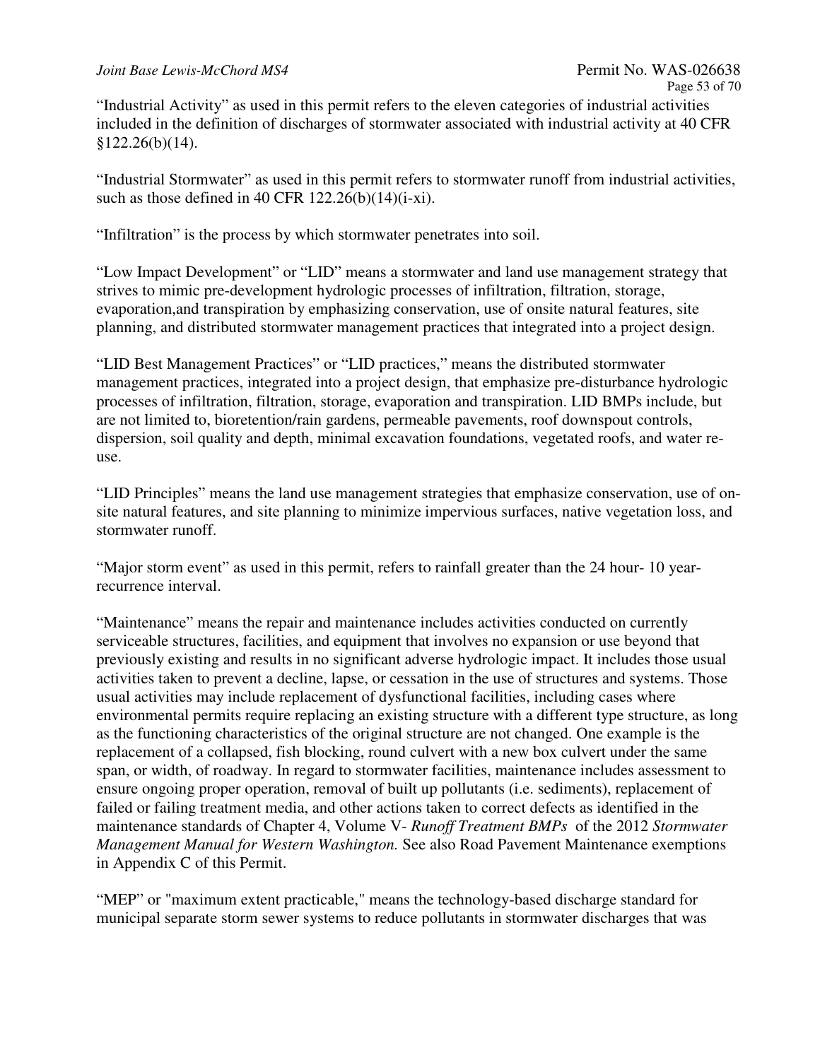"Industrial Activity" as used in this permit refers to the eleven categories of industrial activities included in the definition of discharges of stormwater associated with industrial activity at 40 CFR §122.26(b)(14).

"Industrial Stormwater" as used in this permit refers to stormwater runoff from industrial activities, such as those defined in 40 CFR 122.26(b)(14)(i-xi).

"Infiltration" is the process by which stormwater penetrates into soil.

"Low Impact Development" or "LID" means a stormwater and land use management strategy that strives to mimic pre-development hydrologic processes of infiltration, filtration, storage, evaporation,and transpiration by emphasizing conservation, use of onsite natural features, site planning, and distributed stormwater management practices that integrated into a project design.

"LID Best Management Practices" or "LID practices," means the distributed stormwater management practices, integrated into a project design, that emphasize pre-disturbance hydrologic processes of infiltration, filtration, storage, evaporation and transpiration. LID BMPs include, but are not limited to, bioretention/rain gardens, permeable pavements, roof downspout controls, dispersion, soil quality and depth, minimal excavation foundations, vegetated roofs, and water re-use.

"LID Principles" means the land use management strategies that emphasize conservation, use of on-site natural features, and site planning to minimize impervious surfaces, native vegetation loss, and stormwater runoff.

"Major storm event" as used in this permit, refers to rainfall greater than the 24 hour- 10 year-recurrence interval.

"Maintenance" means the repair and maintenance includes activities conducted on currently serviceable structures, facilities, and equipment that involves no expansion or use beyond that previously existing and results in no significant adverse hydrologic impact. It includes those usual activities taken to prevent a decline, lapse, or cessation in the use of structures and systems. Those usual activities may include replacement of dysfunctional facilities, including cases where environmental permits require replacing an existing structure with a different type structure, as long as the functioning characteristics of the original structure are not changed. One example is the replacement of a collapsed, fish blocking, round culvert with a new box culvert under the same span, or width, of roadway. In regard to stormwater facilities, maintenance includes assessment to ensure ongoing proper operation, removal of built up pollutants (i.e. sediments), replacement of failed or failing treatment media, and other actions taken to correct defects as identified in the maintenance standards of Chapter 4, Volume V- *Runoff Treatment BMPs* of the 2012 *Stormwater Management Manual for Western Washington.* See also Road Pavement Maintenance exemptions in Appendix C of this Permit.

"MEP" or "maximum extent practicable," means the technology-based discharge standard for municipal separate storm sewer systems to reduce pollutants in stormwater discharges that was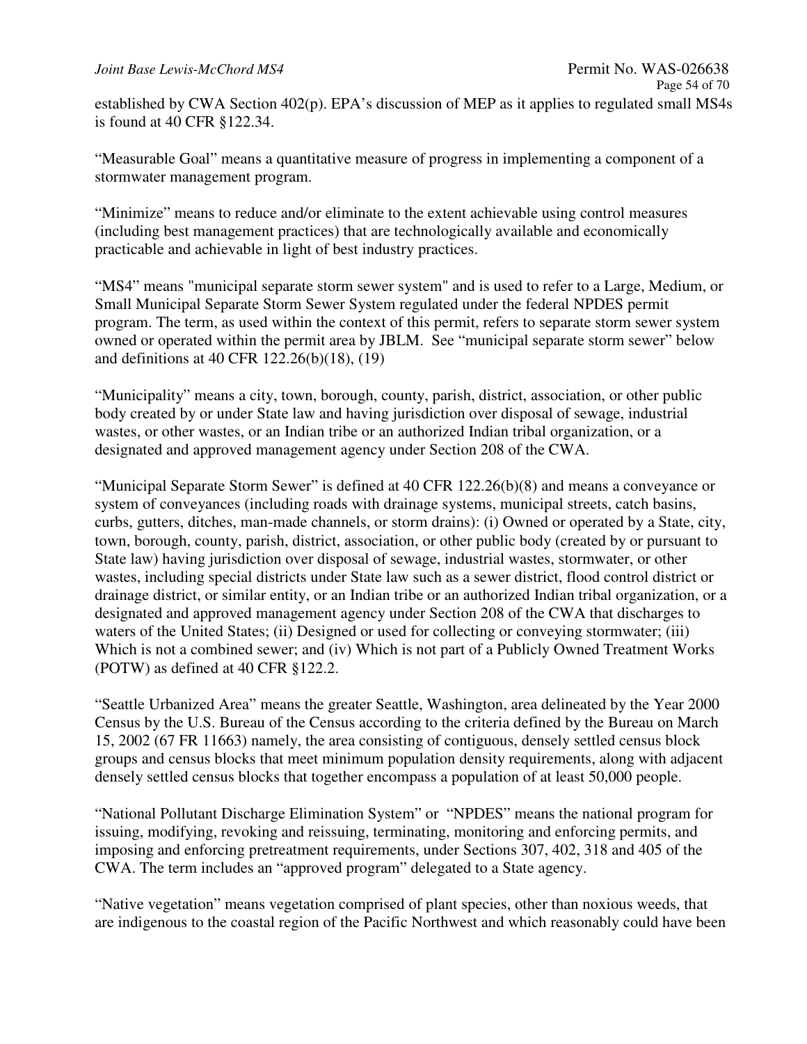established by CWA Section 402(p). EPA's discussion of MEP as it applies to regulated small MS4s is found at 40 CFR §122.34.

"Measurable Goal" means a quantitative measure of progress in implementing a component of a stormwater management program.

"Minimize" means to reduce and/or eliminate to the extent achievable using control measures (including best management practices) that are technologically available and economically practicable and achievable in light of best industry practices.

"MS4" means "municipal separate storm sewer system" and is used to refer to a Large, Medium, or Small Municipal Separate Storm Sewer System regulated under the federal NPDES permit program. The term, as used within the context of this permit, refers to separate storm sewer system owned or operated within the permit area by JBLM. See "municipal separate storm sewer" below and definitions at 40 CFR 122.26(b)(18), (19)

"Municipality" means a city, town, borough, county, parish, district, association, or other public body created by or under State law and having jurisdiction over disposal of sewage, industrial wastes, or other wastes, or an Indian tribe or an authorized Indian tribal organization, or a designated and approved management agency under Section 208 of the CWA.

"Municipal Separate Storm Sewer" is defined at 40 CFR 122.26(b)(8) and means a conveyance or system of conveyances (including roads with drainage systems, municipal streets, catch basins, curbs, gutters, ditches, man-made channels, or storm drains): (i) Owned or operated by a State, city, town, borough, county, parish, district, association, or other public body (created by or pursuant to State law) having jurisdiction over disposal of sewage, industrial wastes, stormwater, or other wastes, including special districts under State law such as a sewer district, flood control district or drainage district, or similar entity, or an Indian tribe or an authorized Indian tribal organization, or a designated and approved management agency under Section 208 of the CWA that discharges to waters of the United States; (ii) Designed or used for collecting or conveying stormwater; (iii) Which is not a combined sewer; and (iv) Which is not part of a Publicly Owned Treatment Works (POTW) as defined at 40 CFR §122.2.

"Seattle Urbanized Area" means the greater Seattle, Washington, area delineated by the Year 2000 Census by the U.S. Bureau of the Census according to the criteria defined by the Bureau on March 15, 2002 (67 FR 11663) namely, the area consisting of contiguous, densely settled census block groups and census blocks that meet minimum population density requirements, along with adjacent densely settled census blocks that together encompass a population of at least 50,000 people.

"National Pollutant Discharge Elimination System" or "NPDES" means the national program for issuing, modifying, revoking and reissuing, terminating, monitoring and enforcing permits, and imposing and enforcing pretreatment requirements, under Sections 307, 402, 318 and 405 of the CWA. The term includes an "approved program" delegated to a State agency.

"Native vegetation" means vegetation comprised of plant species, other than noxious weeds, that are indigenous to the coastal region of the Pacific Northwest and which reasonably could have been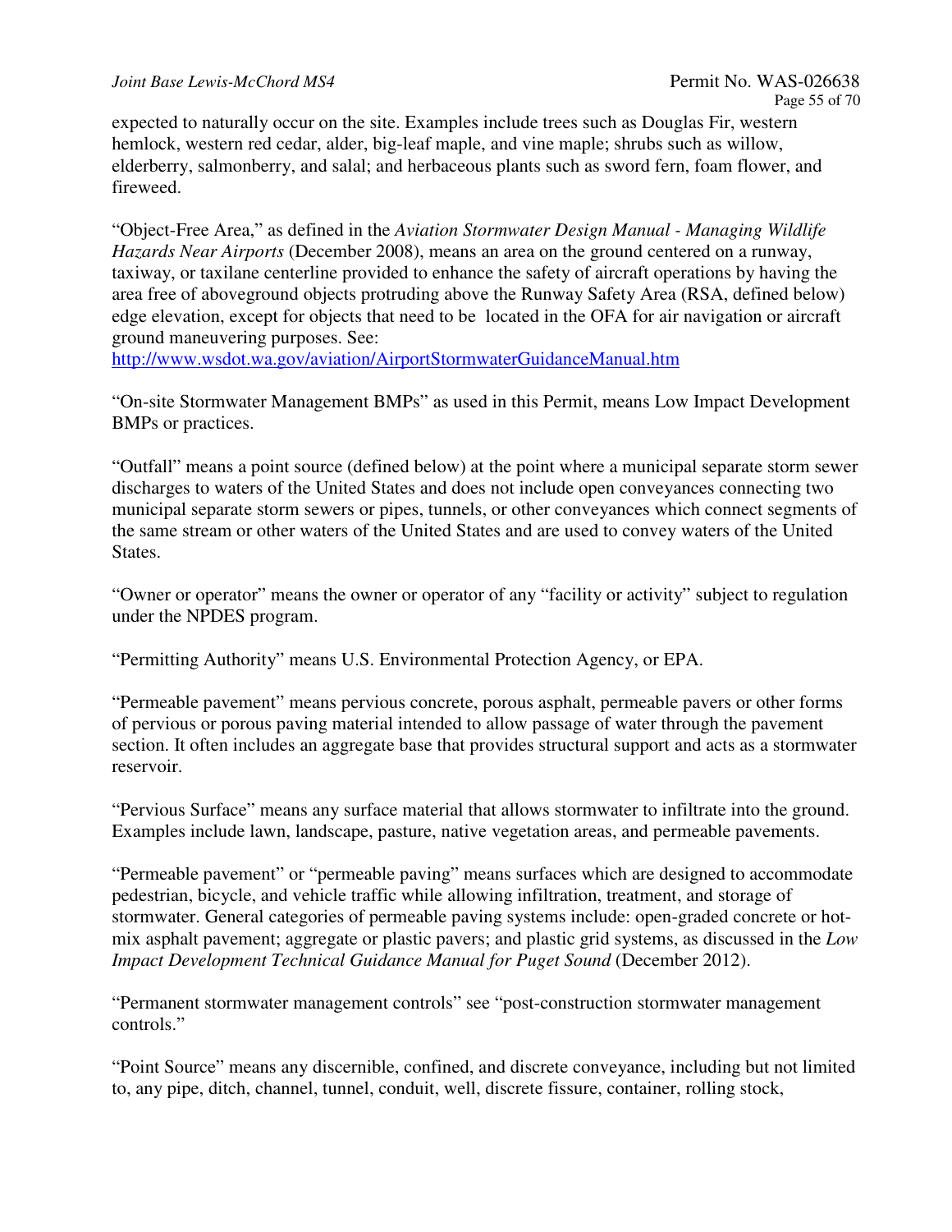expected to naturally occur on the site. Examples include trees such as Douglas Fir, western hemlock, western red cedar, alder, big-leaf maple, and vine maple; shrubs such as willow, elderberry, salmonberry, and salal; and herbaceous plants such as sword fern, foam flower, and fireweed.

"Object-Free Area," as defined in the *Aviation Stormwater Design Manual - Managing Wildlife Hazards Near Airports* (December 2008), means an area on the ground centered on a runway, taxiway, or taxilane centerline provided to enhance the safety of aircraft operations by having the area free of aboveground objects protruding above the Runway Safety Area (RSA, defined below) edge elevation, except for objects that need to be located in the OFA for air navigation or aircraft ground maneuvering purposes. See: http://www.wsdot.wa.gov/aviation/AirportStormwaterGuidanceManual.htm

"On-site Stormwater Management BMPs" as used in this Permit, means Low Impact Development BMPs or practices.

"Outfall" means a point source (defined below) at the point where a municipal separate storm sewer discharges to waters of the United States and does not include open conveyances connecting two municipal separate storm sewers or pipes, tunnels, or other conveyances which connect segments of the same stream or other waters of the United States and are used to convey waters of the United States.

"Owner or operator" means the owner or operator of any "facility or activity" subject to regulation under the NPDES program.

"Permitting Authority" means U.S. Environmental Protection Agency, or EPA.

"Permeable pavement" means pervious concrete, porous asphalt, permeable pavers or other forms of pervious or porous paving material intended to allow passage of water through the pavement section. It often includes an aggregate base that provides structural support and acts as a stormwater reservoir.

"Pervious Surface" means any surface material that allows stormwater to infiltrate into the ground. Examples include lawn, landscape, pasture, native vegetation areas, and permeable pavements.

"Permeable pavement" or "permeable paving" means surfaces which are designed to accommodate pedestrian, bicycle, and vehicle traffic while allowing infiltration, treatment, and storage of stormwater. General categories of permeable paving systems include: open-graded concrete or hot-mix asphalt pavement; aggregate or plastic pavers; and plastic grid systems, as discussed in the *Low Impact Development Technical Guidance Manual for Puget Sound* (December 2012).

"Permanent stormwater management controls" see "post-construction stormwater management controls."

"Point Source" means any discernible, confined, and discrete conveyance, including but not limited to, any pipe, ditch, channel, tunnel, conduit, well, discrete fissure, container, rolling stock,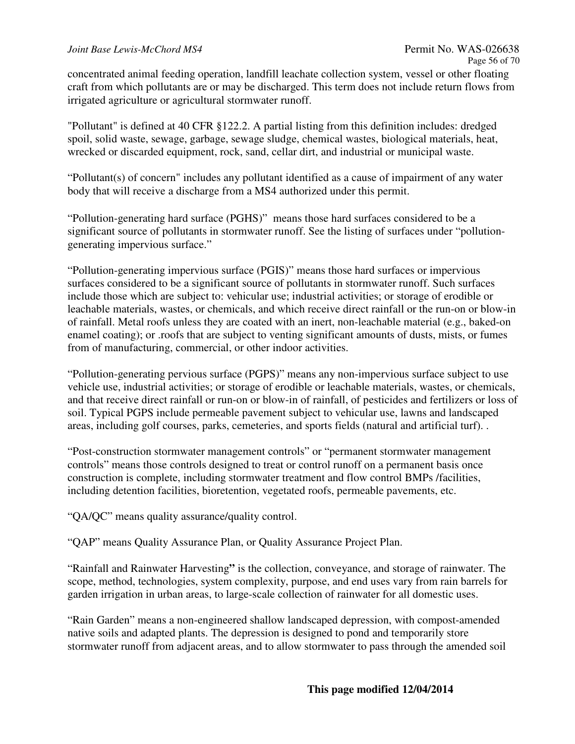concentrated animal feeding operation, landfill leachate collection system, vessel or other floating craft from which pollutants are or may be discharged. This term does not include return flows from irrigated agriculture or agricultural stormwater runoff.

"Pollutant" is defined at 40 CFR §122.2. A partial listing from this definition includes: dredged spoil, solid waste, sewage, garbage, sewage sludge, chemical wastes, biological materials, heat, wrecked or discarded equipment, rock, sand, cellar dirt, and industrial or municipal waste.

"Pollutant(s) of concern" includes any pollutant identified as a cause of impairment of any water body that will receive a discharge from a MS4 authorized under this permit.

"Pollution-generating hard surface (PGHS)" means those hard surfaces considered to be a significant source of pollutants in stormwater runoff. See the listing of surfaces under "pollution-generating impervious surface."

"Pollution-generating impervious surface (PGIS)" means those hard surfaces or impervious surfaces considered to be a significant source of pollutants in stormwater runoff. Such surfaces include those which are subject to: vehicular use; industrial activities; or storage of erodible or leachable materials, wastes, or chemicals, and which receive direct rainfall or the run-on or blow-in of rainfall. Metal roofs unless they are coated with an inert, non-leachable material (e.g., baked-on enamel coating); or .roofs that are subject to venting significant amounts of dusts, mists, or fumes from of manufacturing, commercial, or other indoor activities.

"Pollution-generating pervious surface (PGPS)" means any non-impervious surface subject to use vehicle use, industrial activities; or storage of erodible or leachable materials, wastes, or chemicals, and that receive direct rainfall or run-on or blow-in of rainfall, of pesticides and fertilizers or loss of soil. Typical PGPS include permeable pavement subject to vehicular use, lawns and landscaped areas, including golf courses, parks, cemeteries, and sports fields (natural and artificial turf). .

"Post-construction stormwater management controls" or "permanent stormwater management controls" means those controls designed to treat or control runoff on a permanent basis once construction is complete, including stormwater treatment and flow control BMPs /facilities, including detention facilities, bioretention, vegetated roofs, permeable pavements, etc.

"QA/QC" means quality assurance/quality control.

"QAP" means Quality Assurance Plan, or Quality Assurance Project Plan.

"Rainfall and Rainwater Harvesting**"** is the collection, conveyance, and storage of rainwater. The scope, method, technologies, system complexity, purpose, and end uses vary from rain barrels for garden irrigation in urban areas, to large-scale collection of rainwater for all domestic uses.

"Rain Garden" means a non-engineered shallow landscaped depression, with compost-amended native soils and adapted plants. The depression is designed to pond and temporarily store stormwater runoff from adjacent areas, and to allow stormwater to pass through the amended soil

**This page modified 12/04/2014**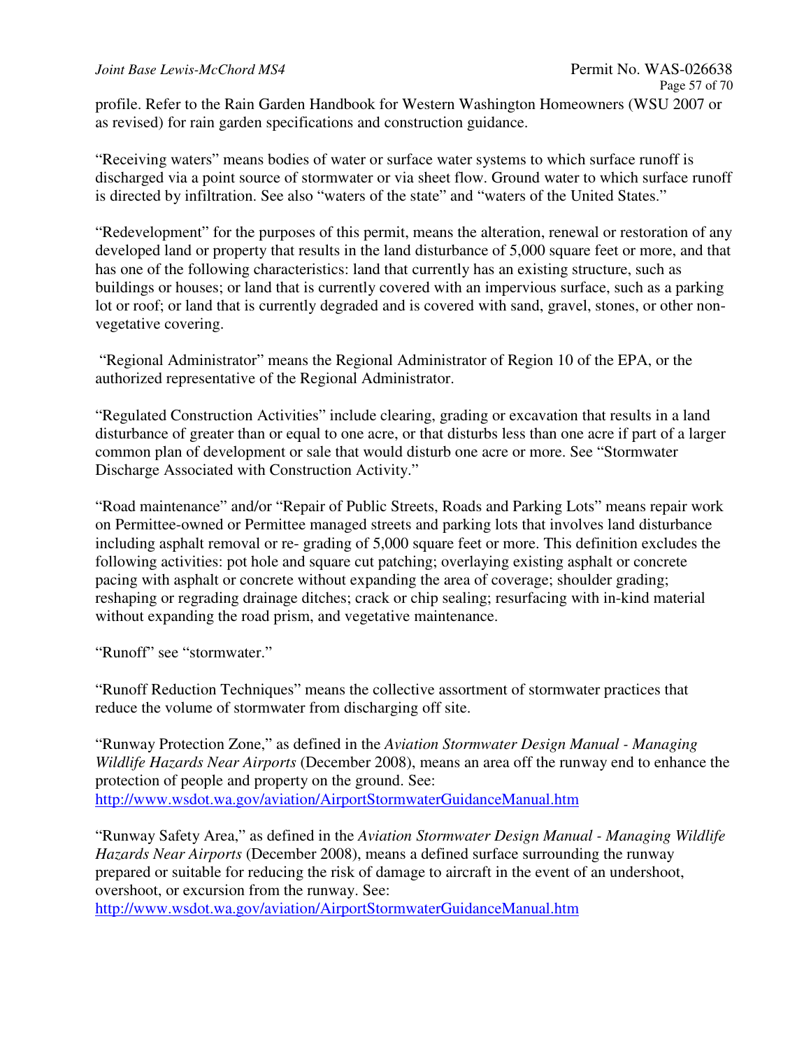profile. Refer to the Rain Garden Handbook for Western Washington Homeowners (WSU 2007 or as revised) for rain garden specifications and construction guidance.

"Receiving waters" means bodies of water or surface water systems to which surface runoff is discharged via a point source of stormwater or via sheet flow. Ground water to which surface runoff is directed by infiltration. See also "waters of the state" and "waters of the United States."

"Redevelopment" for the purposes of this permit, means the alteration, renewal or restoration of any developed land or property that results in the land disturbance of 5,000 square feet or more, and that has one of the following characteristics: land that currently has an existing structure, such as buildings or houses; or land that is currently covered with an impervious surface, such as a parking lot or roof; or land that is currently degraded and is covered with sand, gravel, stones, or other non-vegetative covering.

"Regional Administrator" means the Regional Administrator of Region 10 of the EPA, or the authorized representative of the Regional Administrator.

"Regulated Construction Activities" include clearing, grading or excavation that results in a land disturbance of greater than or equal to one acre, or that disturbs less than one acre if part of a larger common plan of development or sale that would disturb one acre or more. See "Stormwater Discharge Associated with Construction Activity."

"Road maintenance" and/or "Repair of Public Streets, Roads and Parking Lots" means repair work on Permittee-owned or Permittee managed streets and parking lots that involves land disturbance including asphalt removal or re- grading of 5,000 square feet or more. This definition excludes the following activities: pot hole and square cut patching; overlaying existing asphalt or concrete pacing with asphalt or concrete without expanding the area of coverage; shoulder grading; reshaping or regrading drainage ditches; crack or chip sealing; resurfacing with in-kind material without expanding the road prism, and vegetative maintenance.

"Runoff" see "stormwater."

"Runoff Reduction Techniques" means the collective assortment of stormwater practices that reduce the volume of stormwater from discharging off site.

"Runway Protection Zone," as defined in the *Aviation Stormwater Design Manual - Managing Wildlife Hazards Near Airports* (December 2008), means an area off the runway end to enhance the protection of people and property on the ground. See: http://www.wsdot.wa.gov/aviation/AirportStormwaterGuidanceManual.htm

"Runway Safety Area," as defined in the *Aviation Stormwater Design Manual - Managing Wildlife Hazards Near Airports* (December 2008), means a defined surface surrounding the runway prepared or suitable for reducing the risk of damage to aircraft in the event of an undershoot, overshoot, or excursion from the runway. See: http://www.wsdot.wa.gov/aviation/AirportStormwaterGuidanceManual.htm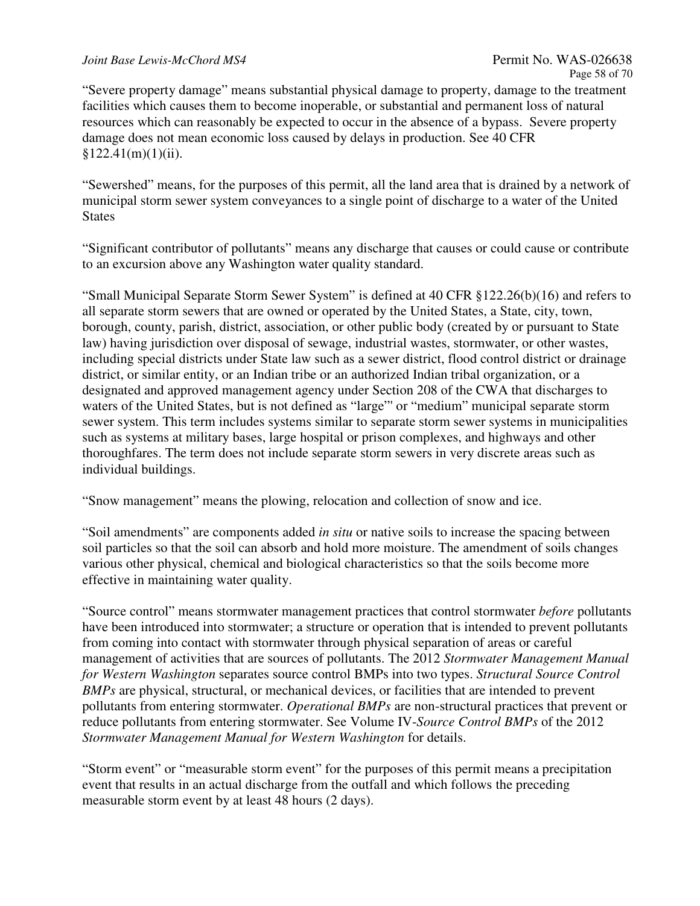"Severe property damage" means substantial physical damage to property, damage to the treatment facilities which causes them to become inoperable, or substantial and permanent loss of natural resources which can reasonably be expected to occur in the absence of a bypass. Severe property damage does not mean economic loss caused by delays in production. See 40 CFR §122.41(m)(1)(ii).

"Sewershed" means, for the purposes of this permit, all the land area that is drained by a network of municipal storm sewer system conveyances to a single point of discharge to a water of the United States

"Significant contributor of pollutants" means any discharge that causes or could cause or contribute to an excursion above any Washington water quality standard.

"Small Municipal Separate Storm Sewer System" is defined at 40 CFR §122.26(b)(16) and refers to all separate storm sewers that are owned or operated by the United States, a State, city, town, borough, county, parish, district, association, or other public body (created by or pursuant to State law) having jurisdiction over disposal of sewage, industrial wastes, stormwater, or other wastes, including special districts under State law such as a sewer district, flood control district or drainage district, or similar entity, or an Indian tribe or an authorized Indian tribal organization, or a designated and approved management agency under Section 208 of the CWA that discharges to waters of the United States, but is not defined as "large"' or "medium" municipal separate storm sewer system. This term includes systems similar to separate storm sewer systems in municipalities such as systems at military bases, large hospital or prison complexes, and highways and other thoroughfares. The term does not include separate storm sewers in very discrete areas such as individual buildings.

"Snow management" means the plowing, relocation and collection of snow and ice.

"Soil amendments" are components added *in situ* or native soils to increase the spacing between soil particles so that the soil can absorb and hold more moisture. The amendment of soils changes various other physical, chemical and biological characteristics so that the soils become more effective in maintaining water quality.

"Source control" means stormwater management practices that control stormwater *before* pollutants have been introduced into stormwater; a structure or operation that is intended to prevent pollutants from coming into contact with stormwater through physical separation of areas or careful management of activities that are sources of pollutants. The 2012 *Stormwater Management Manual for Western Washington* separates source control BMPs into two types. *Structural Source Control BMPs* are physical, structural, or mechanical devices, or facilities that are intended to prevent pollutants from entering stormwater. *Operational BMPs* are non-structural practices that prevent or reduce pollutants from entering stormwater. See Volume IV-*Source Control BMPs* of the 2012 *Stormwater Management Manual for Western Washington* for details.

"Storm event" or "measurable storm event" for the purposes of this permit means a precipitation event that results in an actual discharge from the outfall and which follows the preceding measurable storm event by at least 48 hours (2 days).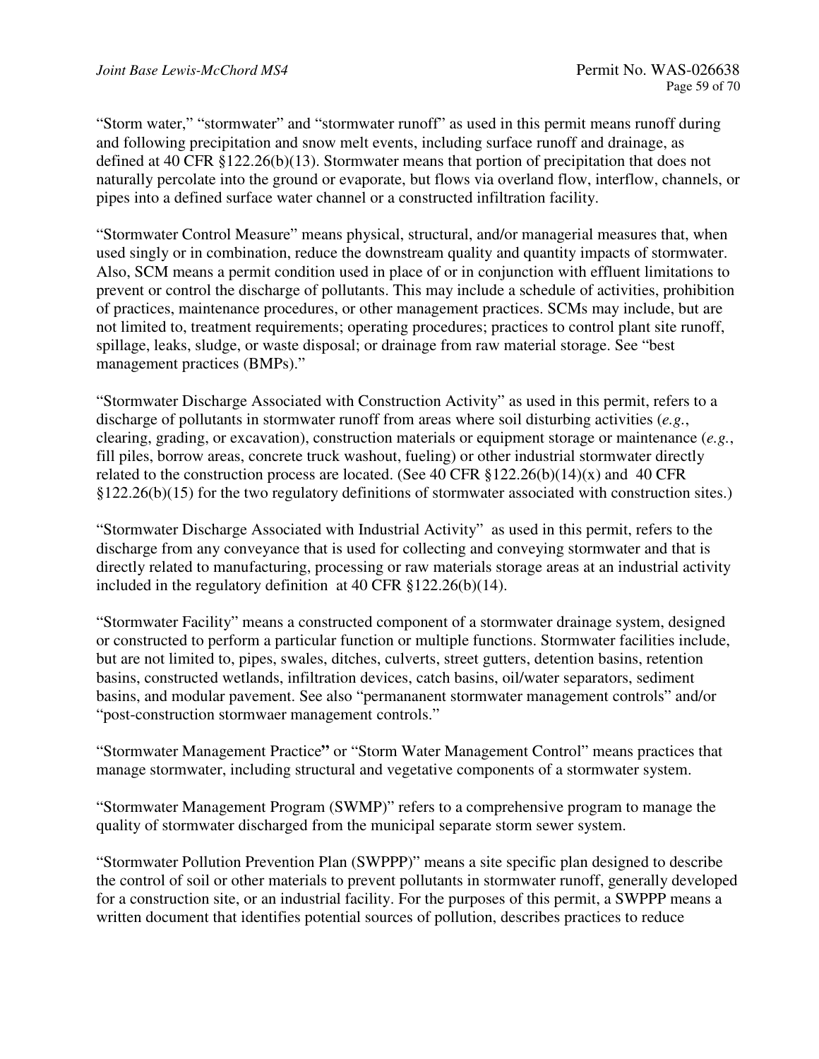"Storm water," "stormwater" and "stormwater runoff" as used in this permit means runoff during and following precipitation and snow melt events, including surface runoff and drainage, as defined at 40 CFR §122.26(b)(13). Stormwater means that portion of precipitation that does not naturally percolate into the ground or evaporate, but flows via overland flow, interflow, channels, or pipes into a defined surface water channel or a constructed infiltration facility.

"Stormwater Control Measure" means physical, structural, and/or managerial measures that, when used singly or in combination, reduce the downstream quality and quantity impacts of stormwater. Also, SCM means a permit condition used in place of or in conjunction with effluent limitations to prevent or control the discharge of pollutants. This may include a schedule of activities, prohibition of practices, maintenance procedures, or other management practices. SCMs may include, but are not limited to, treatment requirements; operating procedures; practices to control plant site runoff, spillage, leaks, sludge, or waste disposal; or drainage from raw material storage. See "best management practices (BMPs)."

"Stormwater Discharge Associated with Construction Activity" as used in this permit, refers to a discharge of pollutants in stormwater runoff from areas where soil disturbing activities (*e.g.*, clearing, grading, or excavation), construction materials or equipment storage or maintenance (*e.g.*, fill piles, borrow areas, concrete truck washout, fueling) or other industrial stormwater directly related to the construction process are located. (See 40 CFR §122.26(b)(14)(x) and 40 CFR §122.26(b)(15) for the two regulatory definitions of stormwater associated with construction sites.)

"Stormwater Discharge Associated with Industrial Activity" as used in this permit, refers to the discharge from any conveyance that is used for collecting and conveying stormwater and that is directly related to manufacturing, processing or raw materials storage areas at an industrial activity included in the regulatory definition at 40 CFR §122.26(b)(14).

"Stormwater Facility" means a constructed component of a stormwater drainage system, designed or constructed to perform a particular function or multiple functions. Stormwater facilities include, but are not limited to, pipes, swales, ditches, culverts, street gutters, detention basins, retention basins, constructed wetlands, infiltration devices, catch basins, oil/water separators, sediment basins, and modular pavement. See also "permananent stormwater management controls" and/or "post-construction stormwaer management controls."

"Stormwater Management Practice" or "Storm Water Management Control" means practices that manage stormwater, including structural and vegetative components of a stormwater system.

"Stormwater Management Program (SWMP)" refers to a comprehensive program to manage the quality of stormwater discharged from the municipal separate storm sewer system.

"Stormwater Pollution Prevention Plan (SWPPP)" means a site specific plan designed to describe the control of soil or other materials to prevent pollutants in stormwater runoff, generally developed for a construction site, or an industrial facility. For the purposes of this permit, a SWPPP means a written document that identifies potential sources of pollution, describes practices to reduce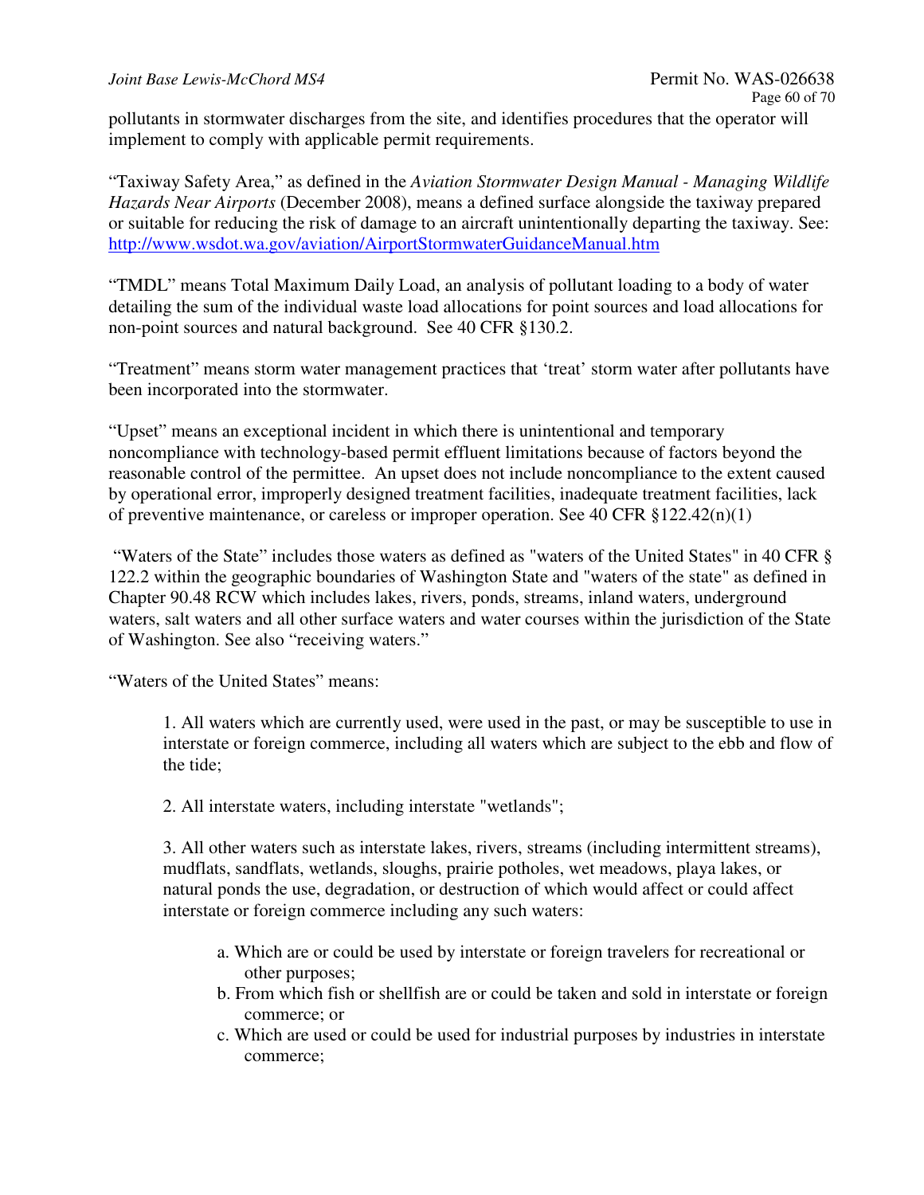pollutants in stormwater discharges from the site, and identifies procedures that the operator will implement to comply with applicable permit requirements.

"Taxiway Safety Area," as defined in the *Aviation Stormwater Design Manual - Managing Wildlife Hazards Near Airports* (December 2008), means a defined surface alongside the taxiway prepared or suitable for reducing the risk of damage to an aircraft unintentionally departing the taxiway. See: [http://www.wsdot.wa.gov/aviation/AirportStormwaterGuidanceManual.htm](http://www.wsdot.wa.gov/aviation/AirportStormwaterGuidanceManual.htm)

"TMDL" means Total Maximum Daily Load, an analysis of pollutant loading to a body of water detailing the sum of the individual waste load allocations for point sources and load allocations for non-point sources and natural background. See 40 CFR §130.2.

"Treatment" means storm water management practices that 'treat' storm water after pollutants have been incorporated into the stormwater.

"Upset" means an exceptional incident in which there is unintentional and temporary noncompliance with technology-based permit effluent limitations because of factors beyond the reasonable control of the permittee. An upset does not include noncompliance to the extent caused by operational error, improperly designed treatment facilities, inadequate treatment facilities, lack of preventive maintenance, or careless or improper operation. See 40 CFR §122.42(n)(1)

"Waters of the State" includes those waters as defined as "waters of the United States" in 40 CFR § 122.2 within the geographic boundaries of Washington State and "waters of the state" as defined in Chapter 90.48 RCW which includes lakes, rivers, ponds, streams, inland waters, underground waters, salt waters and all other surface waters and water courses within the jurisdiction of the State of Washington. See also "receiving waters."

"Waters of the United States" means:

1. All waters which are currently used, were used in the past, or may be susceptible to use in interstate or foreign commerce, including all waters which are subject to the ebb and flow of the tide;

2. All interstate waters, including interstate "wetlands";

3. All other waters such as interstate lakes, rivers, streams (including intermittent streams), mudflats, sandflats, wetlands, sloughs, prairie potholes, wet meadows, playa lakes, or natural ponds the use, degradation, or destruction of which would affect or could affect interstate or foreign commerce including any such waters:

    a. Which are or could be used by interstate or foreign travelers for recreational or other purposes;
    b. From which fish or shellfish are or could be taken and sold in interstate or foreign commerce; or
    c. Which are used or could be used for industrial purposes by industries in interstate commerce;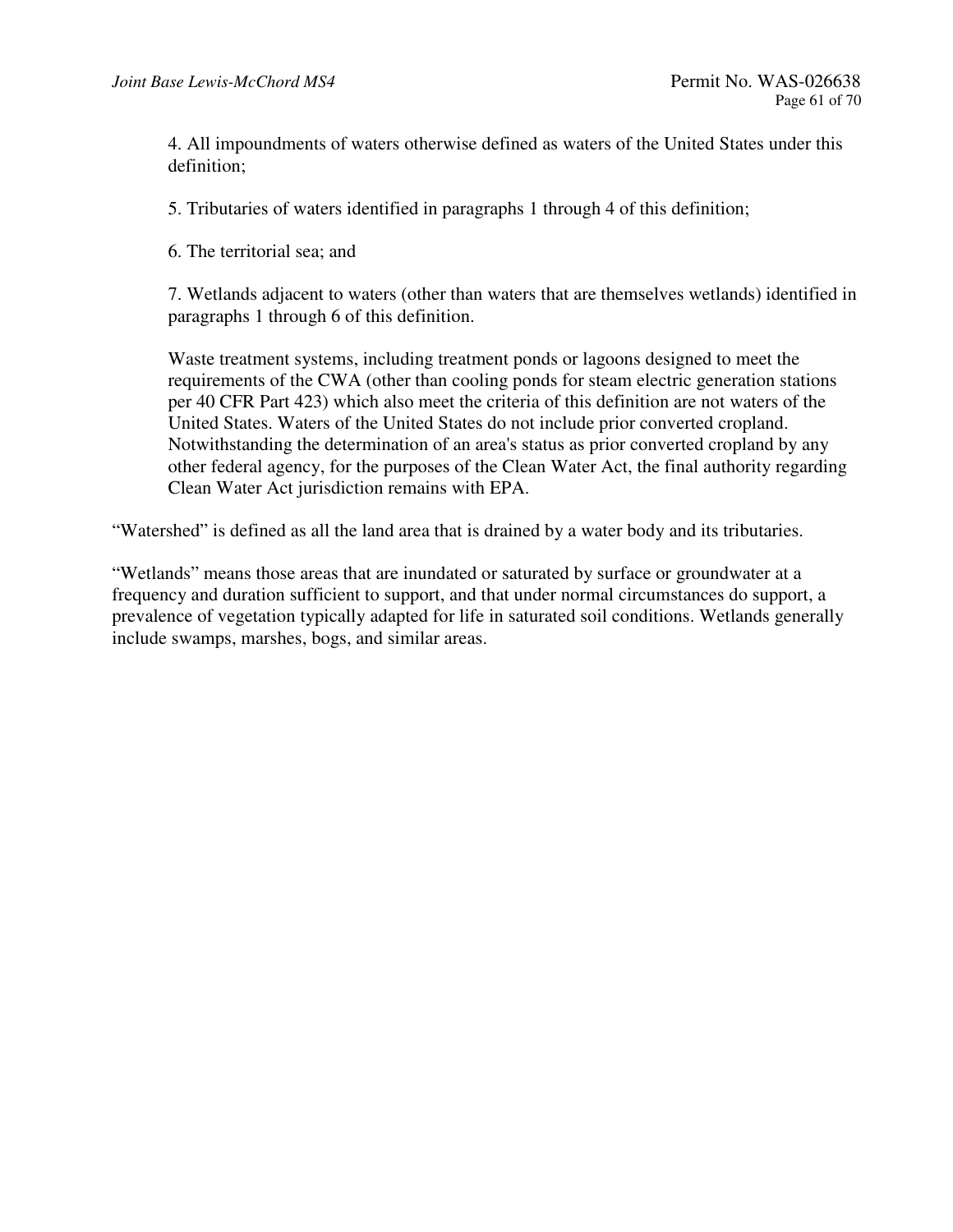4. All impoundments of waters otherwise defined as waters of the United States under this definition;

5. Tributaries of waters identified in paragraphs 1 through 4 of this definition;

6. The territorial sea; and

7. Wetlands adjacent to waters (other than waters that are themselves wetlands) identified in paragraphs 1 through 6 of this definition.

Waste treatment systems, including treatment ponds or lagoons designed to meet the requirements of the CWA (other than cooling ponds for steam electric generation stations per 40 CFR Part 423) which also meet the criteria of this definition are not waters of the United States. Waters of the United States do not include prior converted cropland. Notwithstanding the determination of an area's status as prior converted cropland by any other federal agency, for the purposes of the Clean Water Act, the final authority regarding Clean Water Act jurisdiction remains with EPA.

"Watershed" is defined as all the land area that is drained by a water body and its tributaries.

"Wetlands" means those areas that are inundated or saturated by surface or groundwater at a frequency and duration sufficient to support, and that under normal circumstances do support, a prevalence of vegetation typically adapted for life in saturated soil conditions. Wetlands generally include swamps, marshes, bogs, and similar areas.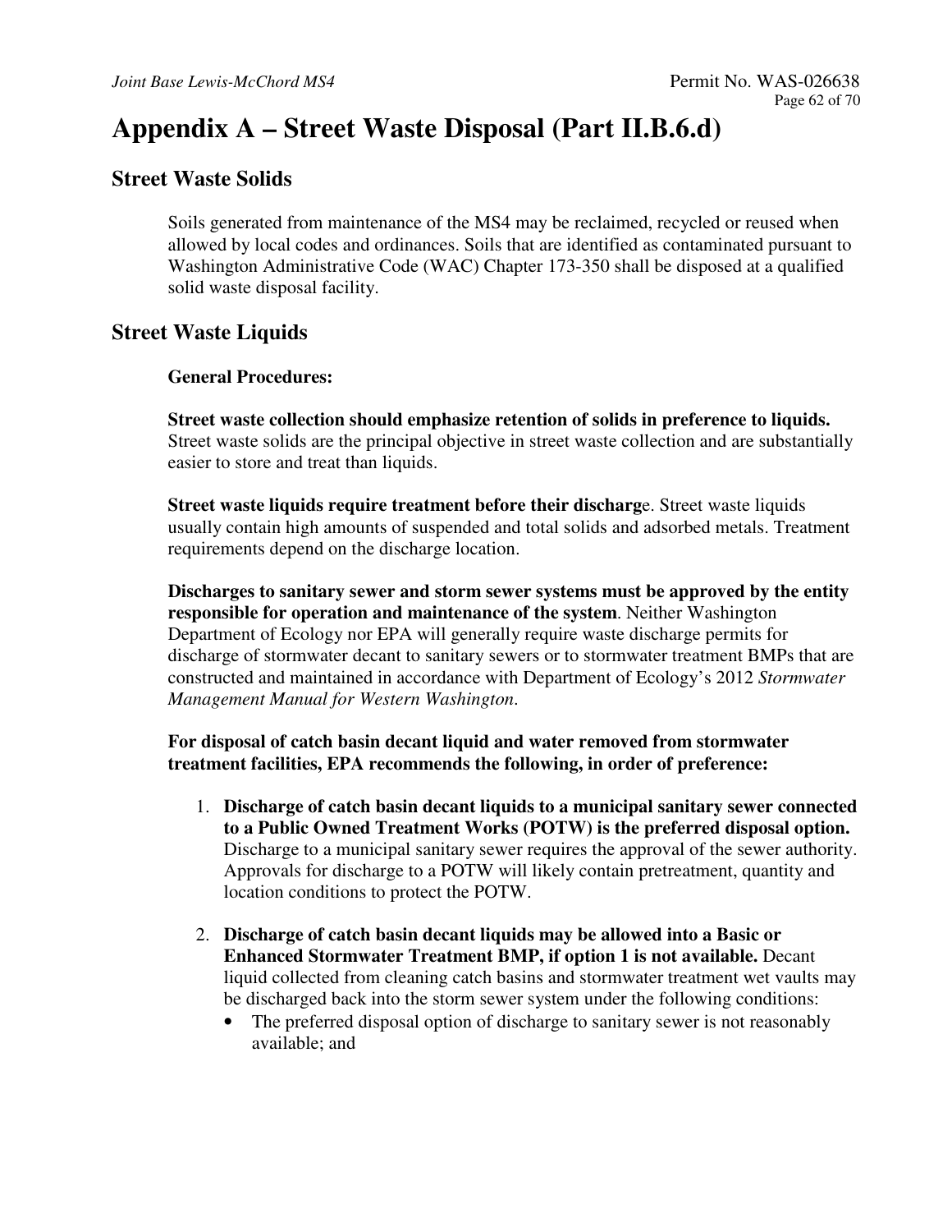# Appendix A – Street Waste Disposal (Part II.B.6.d)

## Street Waste Solids

Soils generated from maintenance of the MS4 may be reclaimed, recycled or reused when allowed by local codes and ordinances. Soils that are identified as contaminated pursuant to Washington Administrative Code (WAC) Chapter 173-350 shall be disposed at a qualified solid waste disposal facility.

## Street Waste Liquids

**General Procedures:**

**Street waste collection should emphasize retention of solids in preference to liquids.** Street waste solids are the principal objective in street waste collection and are substantially easier to store and treat than liquids.

**Street waste liquids require treatment before their discharge**. Street waste liquids usually contain high amounts of suspended and total solids and adsorbed metals. Treatment requirements depend on the discharge location.

**Discharges to sanitary sewer and storm sewer systems must be approved by the entity responsible for operation and maintenance of the system**. Neither Washington Department of Ecology nor EPA will generally require waste discharge permits for discharge of stormwater decant to sanitary sewers or to stormwater treatment BMPs that are constructed and maintained in accordance with Department of Ecology's 2012 *Stormwater Management Manual for Western Washington*.

**For disposal of catch basin decant liquid and water removed from stormwater treatment facilities, EPA recommends the following, in order of preference:**

1. **Discharge of catch basin decant liquids to a municipal sanitary sewer connected to a Public Owned Treatment Works (POTW) is the preferred disposal option.** Discharge to a municipal sanitary sewer requires the approval of the sewer authority. Approvals for discharge to a POTW will likely contain pretreatment, quantity and location conditions to protect the POTW.

2. **Discharge of catch basin decant liquids may be allowed into a Basic or Enhanced Stormwater Treatment BMP, if option 1 is not available.** Decant liquid collected from cleaning catch basins and stormwater treatment wet vaults may be discharged back into the storm sewer system under the following conditions:
   - The preferred disposal option of discharge to sanitary sewer is not reasonably available; and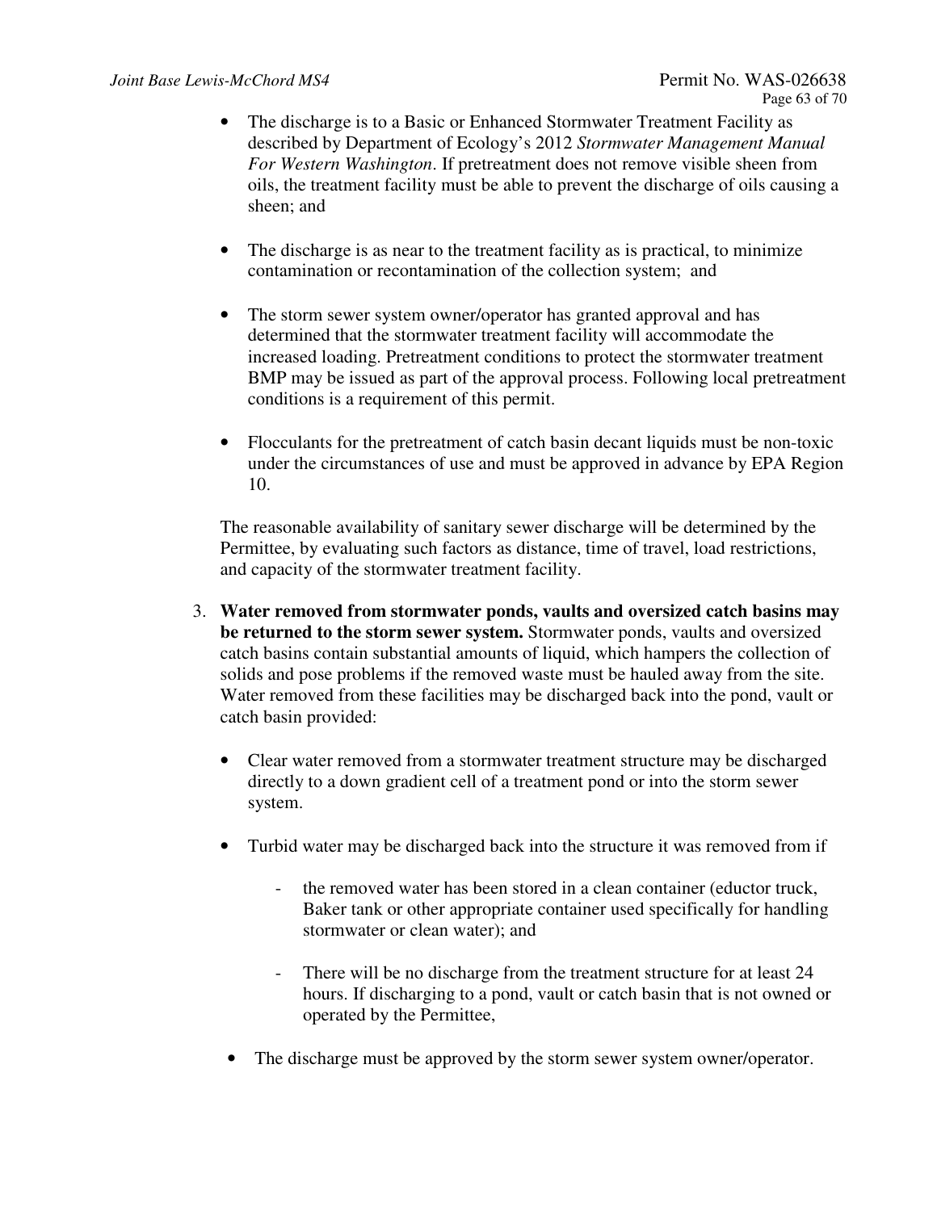- The discharge is to a Basic or Enhanced Stormwater Treatment Facility as described by Department of Ecology's 2012 *Stormwater Management Manual For Western Washington*. If pretreatment does not remove visible sheen from oils, the treatment facility must be able to prevent the discharge of oils causing a sheen; and

- The discharge is as near to the treatment facility as is practical, to minimize contamination or recontamination of the collection system; and

- The storm sewer system owner/operator has granted approval and has determined that the stormwater treatment facility will accommodate the increased loading. Pretreatment conditions to protect the stormwater treatment BMP may be issued as part of the approval process. Following local pretreatment conditions is a requirement of this permit.

- Flocculants for the pretreatment of catch basin decant liquids must be non-toxic under the circumstances of use and must be approved in advance by EPA Region 10.

The reasonable availability of sanitary sewer discharge will be determined by the Permittee, by evaluating such factors as distance, time of travel, load restrictions, and capacity of the stormwater treatment facility.

3. **Water removed from stormwater ponds, vaults and oversized catch basins may be returned to the storm sewer system.** Stormwater ponds, vaults and oversized catch basins contain substantial amounts of liquid, which hampers the collection of solids and pose problems if the removed waste must be hauled away from the site. Water removed from these facilities may be discharged back into the pond, vault or catch basin provided:

   - Clear water removed from a stormwater treatment structure may be discharged directly to a down gradient cell of a treatment pond or into the storm sewer system.

   - Turbid water may be discharged back into the structure it was removed from if

     - the removed water has been stored in a clean container (eductor truck, Baker tank or other appropriate container used specifically for handling stormwater or clean water); and

     - There will be no discharge from the treatment structure for at least 24 hours. If discharging to a pond, vault or catch basin that is not owned or operated by the Permittee,

   - The discharge must be approved by the storm sewer system owner/operator.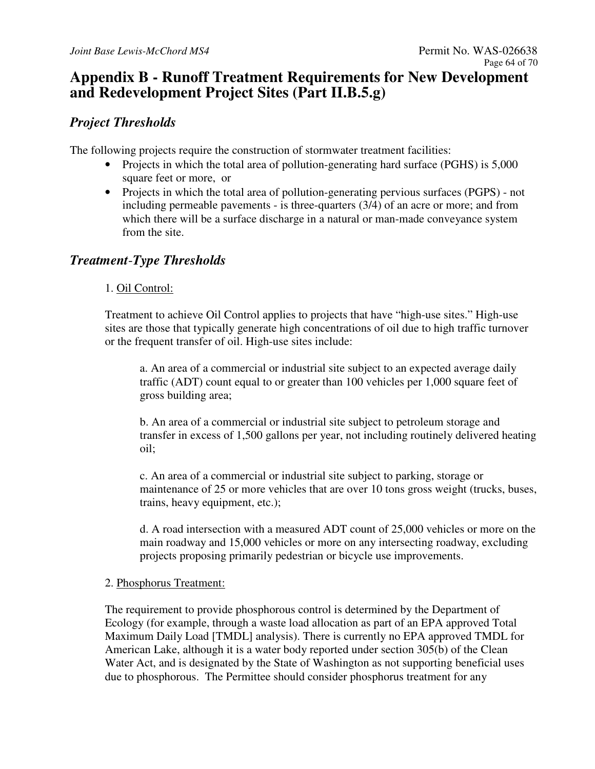# Appendix B - Runoff Treatment Requirements for New Development and Redevelopment Project Sites (Part II.B.5.g)

## *Project Thresholds*

The following projects require the construction of stormwater treatment facilities:

- Projects in which the total area of pollution-generating hard surface (PGHS) is 5,000 square feet or more, or
- Projects in which the total area of pollution-generating pervious surfaces (PGPS) - not including permeable pavements - is three-quarters (3/4) of an acre or more; and from which there will be a surface discharge in a natural or man-made conveyance system from the site.

## *Treatment-Type Thresholds*

1. <u>Oil Control:</u>

Treatment to achieve Oil Control applies to projects that have "high-use sites." High-use sites are those that typically generate high concentrations of oil due to high traffic turnover or the frequent transfer of oil. High-use sites include:

a. An area of a commercial or industrial site subject to an expected average daily traffic (ADT) count equal to or greater than 100 vehicles per 1,000 square feet of gross building area;

b. An area of a commercial or industrial site subject to petroleum storage and transfer in excess of 1,500 gallons per year, not including routinely delivered heating oil;

c. An area of a commercial or industrial site subject to parking, storage or maintenance of 25 or more vehicles that are over 10 tons gross weight (trucks, buses, trains, heavy equipment, etc.);

d. A road intersection with a measured ADT count of 25,000 vehicles or more on the main roadway and 15,000 vehicles or more on any intersecting roadway, excluding projects proposing primarily pedestrian or bicycle use improvements.

2. <u>Phosphorus Treatment:</u>

The requirement to provide phosphorous control is determined by the Department of Ecology (for example, through a waste load allocation as part of an EPA approved Total Maximum Daily Load [TMDL] analysis). There is currently no EPA approved TMDL for American Lake, although it is a water body reported under section 305(b) of the Clean Water Act, and is designated by the State of Washington as not supporting beneficial uses due to phosphorous. The Permittee should consider phosphorus treatment for any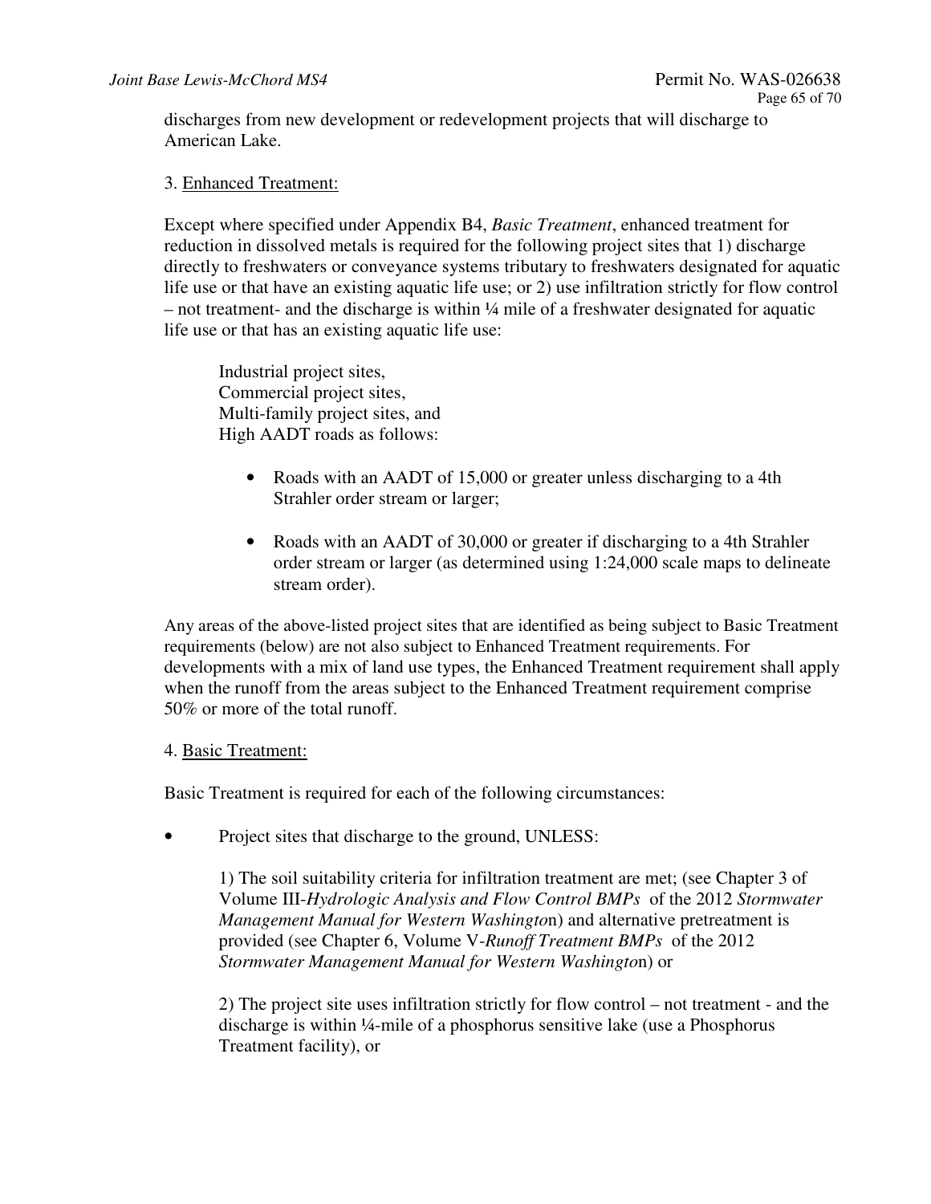discharges from new development or redevelopment projects that will discharge to American Lake.

3. Enhanced Treatment:

Except where specified under Appendix B4, *Basic Treatment*, enhanced treatment for reduction in dissolved metals is required for the following project sites that 1) discharge directly to freshwaters or conveyance systems tributary to freshwaters designated for aquatic life use or that have an existing aquatic life use; or 2) use infiltration strictly for flow control – not treatment- and the discharge is within ¼ mile of a freshwater designated for aquatic life use or that has an existing aquatic life use:

Industrial project sites,
Commercial project sites,
Multi-family project sites, and
High AADT roads as follows:

- Roads with an AADT of 15,000 or greater unless discharging to a 4th Strahler order stream or larger;
- Roads with an AADT of 30,000 or greater if discharging to a 4th Strahler order stream or larger (as determined using 1:24,000 scale maps to delineate stream order).

Any areas of the above-listed project sites that are identified as being subject to Basic Treatment requirements (below) are not also subject to Enhanced Treatment requirements. For developments with a mix of land use types, the Enhanced Treatment requirement shall apply when the runoff from the areas subject to the Enhanced Treatment requirement comprise 50% or more of the total runoff.

4. Basic Treatment:

Basic Treatment is required for each of the following circumstances:

- Project sites that discharge to the ground, UNLESS:

  1) The soil suitability criteria for infiltration treatment are met; (see Chapter 3 of Volume III-*Hydrologic Analysis and Flow Control BMPs* of the 2012 *Stormwater Management Manual for Western Washingto*n) and alternative pretreatment is provided (see Chapter 6, Volume V-*Runoff Treatment BMPs* of the 2012 *Stormwater Management Manual for Western Washingto*n) or

  2) The project site uses infiltration strictly for flow control – not treatment - and the discharge is within ¼-mile of a phosphorus sensitive lake (use a Phosphorus Treatment facility), or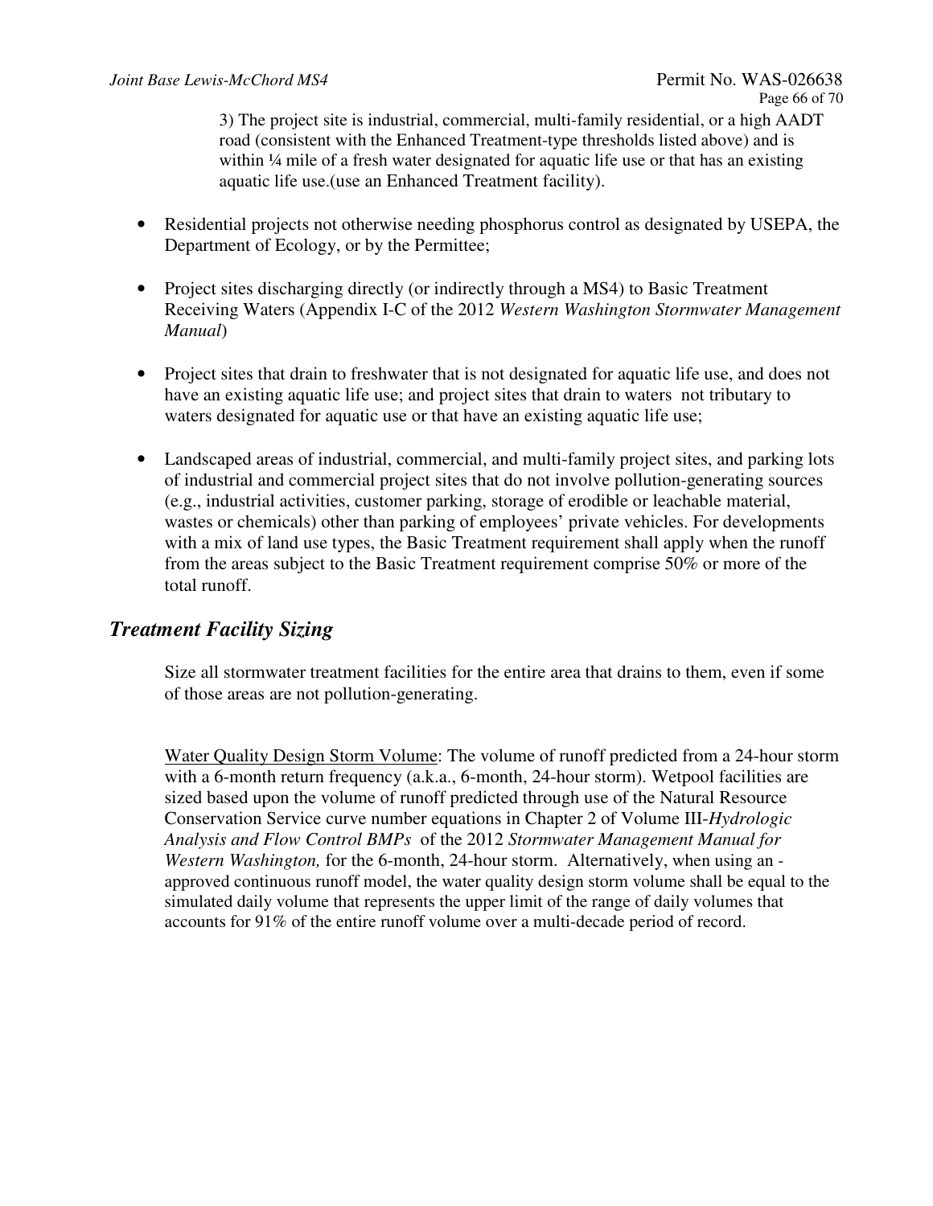3) The project site is industrial, commercial, multi-family residential, or a high AADT road (consistent with the Enhanced Treatment-type thresholds listed above) and is within ¼ mile of a fresh water designated for aquatic life use or that has an existing aquatic life use.(use an Enhanced Treatment facility).

- Residential projects not otherwise needing phosphorus control as designated by USEPA, the Department of Ecology, or by the Permittee;
- Project sites discharging directly (or indirectly through a MS4) to Basic Treatment Receiving Waters (Appendix I-C of the 2012 *Western Washington Stormwater Management Manual*)
- Project sites that drain to freshwater that is not designated for aquatic life use, and does not have an existing aquatic life use; and project sites that drain to waters not tributary to waters designated for aquatic use or that have an existing aquatic life use;
- Landscaped areas of industrial, commercial, and multi-family project sites, and parking lots of industrial and commercial project sites that do not involve pollution-generating sources (e.g., industrial activities, customer parking, storage of erodible or leachable material, wastes or chemicals) other than parking of employees' private vehicles. For developments with a mix of land use types, the Basic Treatment requirement shall apply when the runoff from the areas subject to the Basic Treatment requirement comprise 50% or more of the total runoff.

## *Treatment Facility Sizing*

Size all stormwater treatment facilities for the entire area that drains to them, even if some of those areas are not pollution-generating.

<u>Water Quality Design Storm Volume</u>: The volume of runoff predicted from a 24-hour storm with a 6-month return frequency (a.k.a., 6-month, 24-hour storm). Wetpool facilities are sized based upon the volume of runoff predicted through use of the Natural Resource Conservation Service curve number equations in Chapter 2 of Volume III-*Hydrologic Analysis and Flow Control BMPs* of the 2012 *Stormwater Management Manual for Western Washington,* for the 6-month, 24-hour storm. Alternatively, when using an -approved continuous runoff model, the water quality design storm volume shall be equal to the simulated daily volume that represents the upper limit of the range of daily volumes that accounts for 91% of the entire runoff volume over a multi-decade period of record.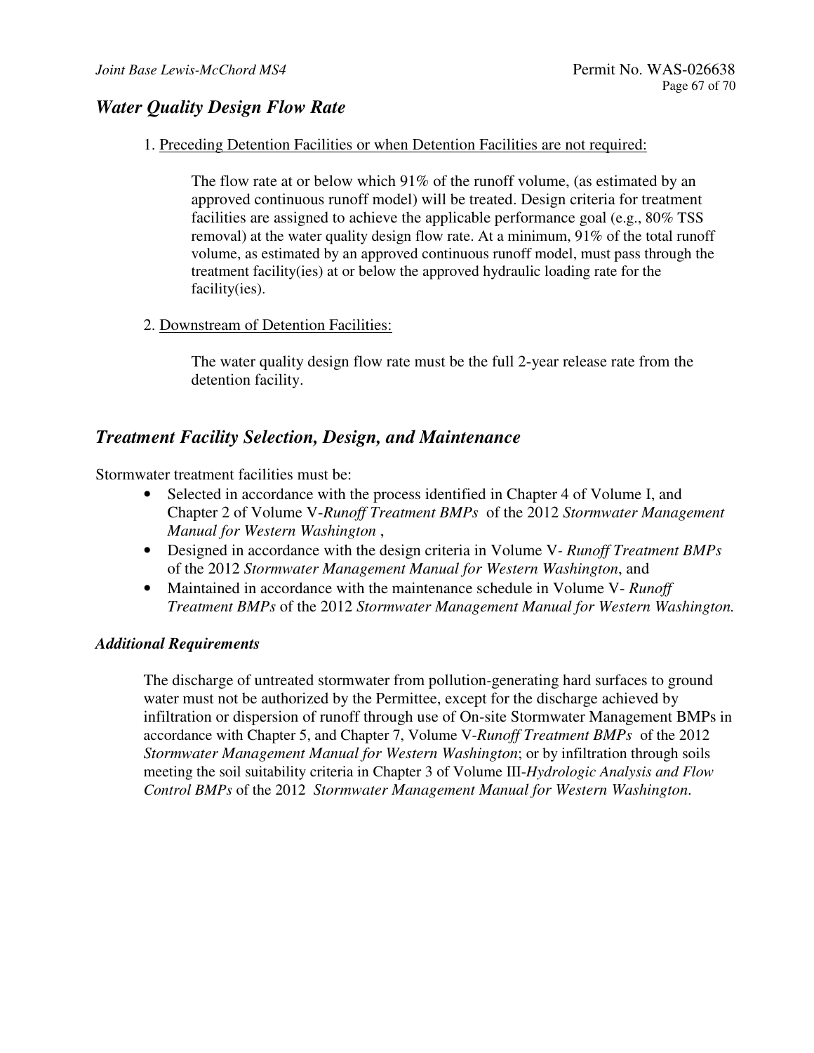## *Water Quality Design Flow Rate*

1. Preceding Detention Facilities or when Detention Facilities are not required:

   The flow rate at or below which 91% of the runoff volume, (as estimated by an approved continuous runoff model) will be treated. Design criteria for treatment facilities are assigned to achieve the applicable performance goal (e.g., 80% TSS removal) at the water quality design flow rate. At a minimum, 91% of the total runoff volume, as estimated by an approved continuous runoff model, must pass through the treatment facility(ies) at or below the approved hydraulic loading rate for the facility(ies).

2. Downstream of Detention Facilities:

   The water quality design flow rate must be the full 2-year release rate from the detention facility.

## *Treatment Facility Selection, Design, and Maintenance*

Stormwater treatment facilities must be:

- Selected in accordance with the process identified in Chapter 4 of Volume I, and Chapter 2 of Volume V-*Runoff Treatment BMPs* of the 2012 *Stormwater Management Manual for Western Washington* ,
- Designed in accordance with the design criteria in Volume V- *Runoff Treatment BMPs* of the 2012 *Stormwater Management Manual for Western Washington*, and
- Maintained in accordance with the maintenance schedule in Volume V- *Runoff Treatment BMPs* of the 2012 *Stormwater Management Manual for Western Washington.*

### *Additional Requirements*

The discharge of untreated stormwater from pollution-generating hard surfaces to ground water must not be authorized by the Permittee, except for the discharge achieved by infiltration or dispersion of runoff through use of On-site Stormwater Management BMPs in accordance with Chapter 5, and Chapter 7, Volume V-*Runoff Treatment BMPs* of the 2012 *Stormwater Management Manual for Western Washington*; or by infiltration through soils meeting the soil suitability criteria in Chapter 3 of Volume III-*Hydrologic Analysis and Flow Control BMPs* of the 2012 *Stormwater Management Manual for Western Washington.*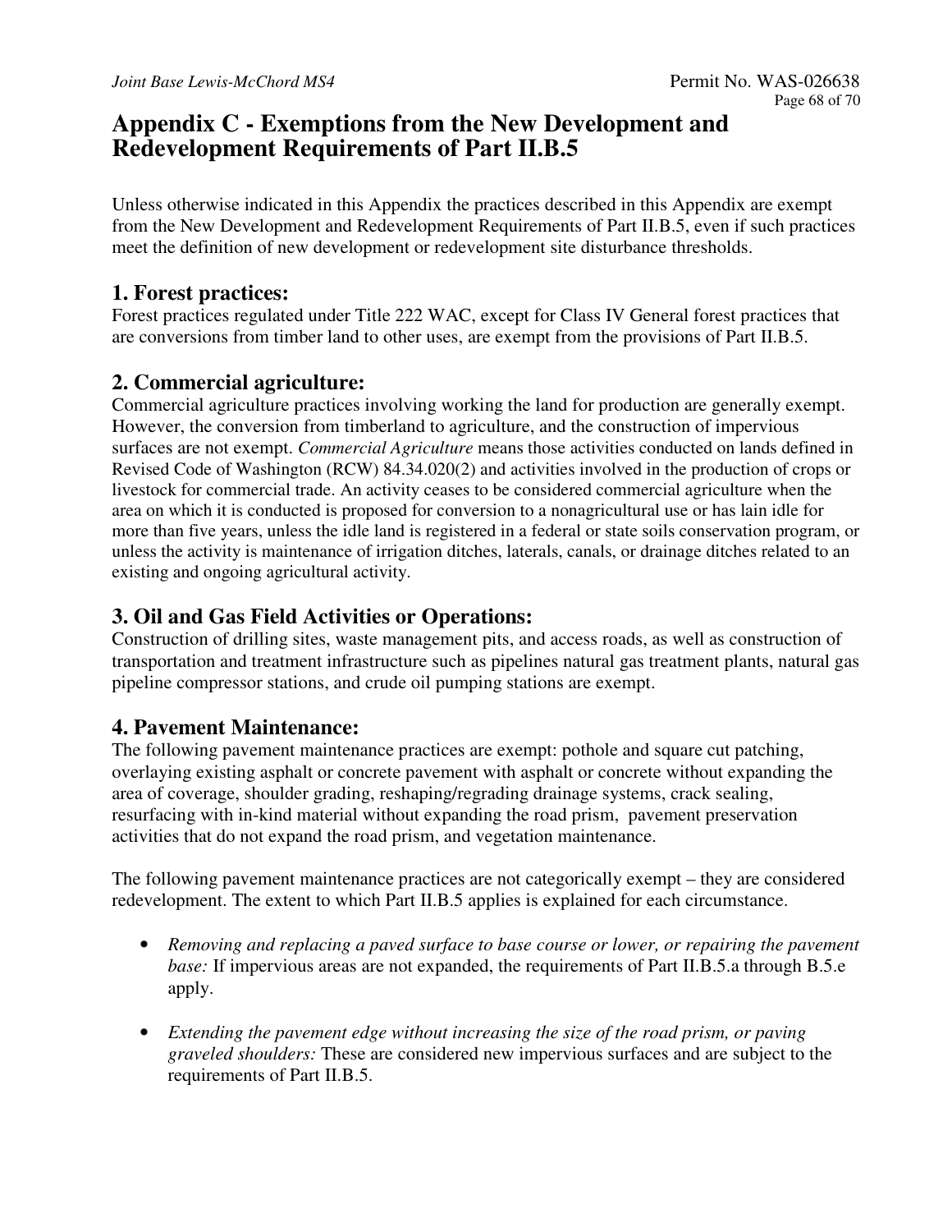# Appendix C - Exemptions from the New Development and Redevelopment Requirements of Part II.B.5

Unless otherwise indicated in this Appendix the practices described in this Appendix are exempt from the New Development and Redevelopment Requirements of Part II.B.5, even if such practices meet the definition of new development or redevelopment site disturbance thresholds.

## 1. Forest practices:

Forest practices regulated under Title 222 WAC, except for Class IV General forest practices that are conversions from timber land to other uses, are exempt from the provisions of Part II.B.5.

## 2. Commercial agriculture:

Commercial agriculture practices involving working the land for production are generally exempt. However, the conversion from timberland to agriculture, and the construction of impervious surfaces are not exempt. *Commercial Agriculture* means those activities conducted on lands defined in Revised Code of Washington (RCW) 84.34.020(2) and activities involved in the production of crops or livestock for commercial trade. An activity ceases to be considered commercial agriculture when the area on which it is conducted is proposed for conversion to a nonagricultural use or has lain idle for more than five years, unless the idle land is registered in a federal or state soils conservation program, or unless the activity is maintenance of irrigation ditches, laterals, canals, or drainage ditches related to an existing and ongoing agricultural activity.

## 3. Oil and Gas Field Activities or Operations:

Construction of drilling sites, waste management pits, and access roads, as well as construction of transportation and treatment infrastructure such as pipelines natural gas treatment plants, natural gas pipeline compressor stations, and crude oil pumping stations are exempt.

## 4. Pavement Maintenance:

The following pavement maintenance practices are exempt: pothole and square cut patching, overlaying existing asphalt or concrete pavement with asphalt or concrete without expanding the area of coverage, shoulder grading, reshaping/regrading drainage systems, crack sealing, resurfacing with in-kind material without expanding the road prism, pavement preservation activities that do not expand the road prism, and vegetation maintenance.

The following pavement maintenance practices are not categorically exempt – they are considered redevelopment. The extent to which Part II.B.5 applies is explained for each circumstance.

- *Removing and replacing a paved surface to base course or lower, or repairing the pavement base:* If impervious areas are not expanded, the requirements of Part II.B.5.a through B.5.e apply.

- *Extending the pavement edge without increasing the size of the road prism, or paving graveled shoulders:* These are considered new impervious surfaces and are subject to the requirements of Part II.B.5.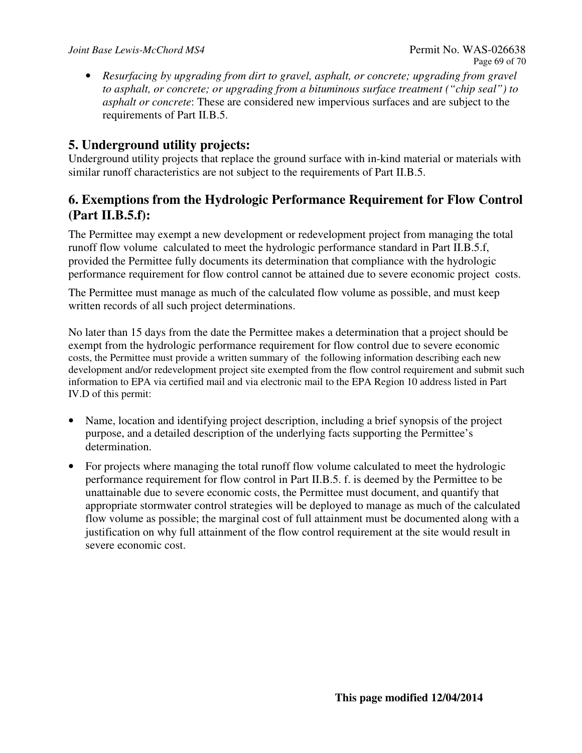- *Resurfacing by upgrading from dirt to gravel, asphalt, or concrete; upgrading from gravel to asphalt, or concrete; or upgrading from a bituminous surface treatment ("chip seal") to asphalt or concrete*: These are considered new impervious surfaces and are subject to the requirements of Part II.B.5.

## 5. Underground utility projects:

Underground utility projects that replace the ground surface with in-kind material or materials with similar runoff characteristics are not subject to the requirements of Part II.B.5.

## 6. Exemptions from the Hydrologic Performance Requirement for Flow Control (Part II.B.5.f):

The Permittee may exempt a new development or redevelopment project from managing the total runoff flow volume calculated to meet the hydrologic performance standard in Part II.B.5.f, provided the Permittee fully documents its determination that compliance with the hydrologic performance requirement for flow control cannot be attained due to severe economic project costs.

The Permittee must manage as much of the calculated flow volume as possible, and must keep written records of all such project determinations.

No later than 15 days from the date the Permittee makes a determination that a project should be exempt from the hydrologic performance requirement for flow control due to severe economic costs, the Permittee must provide a written summary of the following information describing each new development and/or redevelopment project site exempted from the flow control requirement and submit such information to EPA via certified mail and via electronic mail to the EPA Region 10 address listed in Part IV.D of this permit:

- Name, location and identifying project description, including a brief synopsis of the project purpose, and a detailed description of the underlying facts supporting the Permittee's determination.
- For projects where managing the total runoff flow volume calculated to meet the hydrologic performance requirement for flow control in Part II.B.5. f. is deemed by the Permittee to be unattainable due to severe economic costs, the Permittee must document, and quantify that appropriate stormwater control strategies will be deployed to manage as much of the calculated flow volume as possible; the marginal cost of full attainment must be documented along with a justification on why full attainment of the flow control requirement at the site would result in severe economic cost.

**This page modified 12/04/2014**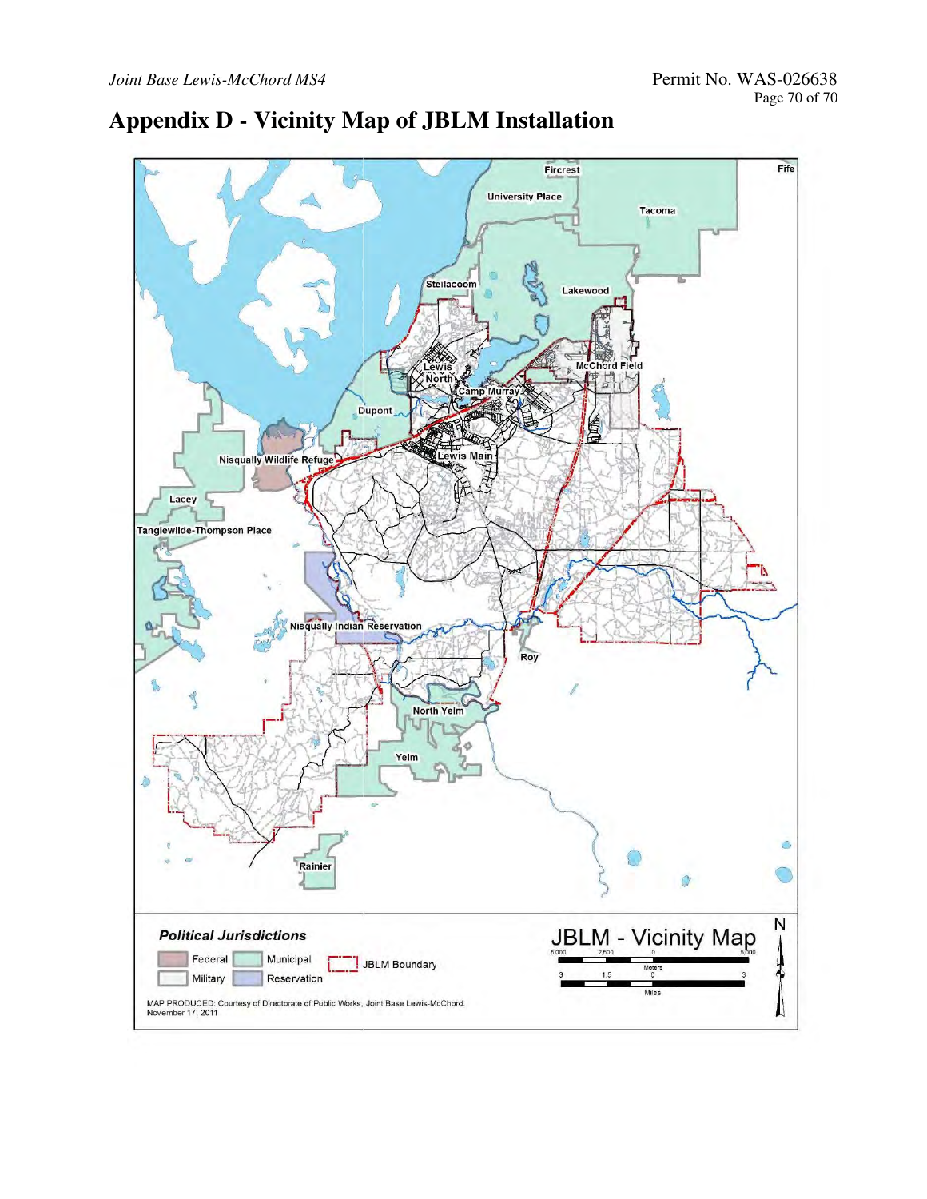# Appendix D - Vicinity Map of JBLM Installation

Fircrest
Fife
University Place
Tacoma
Steilacoom
Lakewood
Lewis North
McChord Field
Camp Murray
Dupont
Nisqually Wildlife Refuge
Lewis Main
Lacey
Tanglewilde-Thompson Place
Nisqually Indian Reservation
Roy
North Yelm
Yelm
Rainier

Political Jurisdictions
Federal
Municipal
Military
Reservation
JBLM Boundary

JBLM - Vicinity Map
5,000 2,500 0 5,000
Meters
3 1.5 0 3
Miles
N

MAP PRODUCED: Courtesy of Directorate of Public Works, Joint Base Lewis-McChord.
November 17, 2011